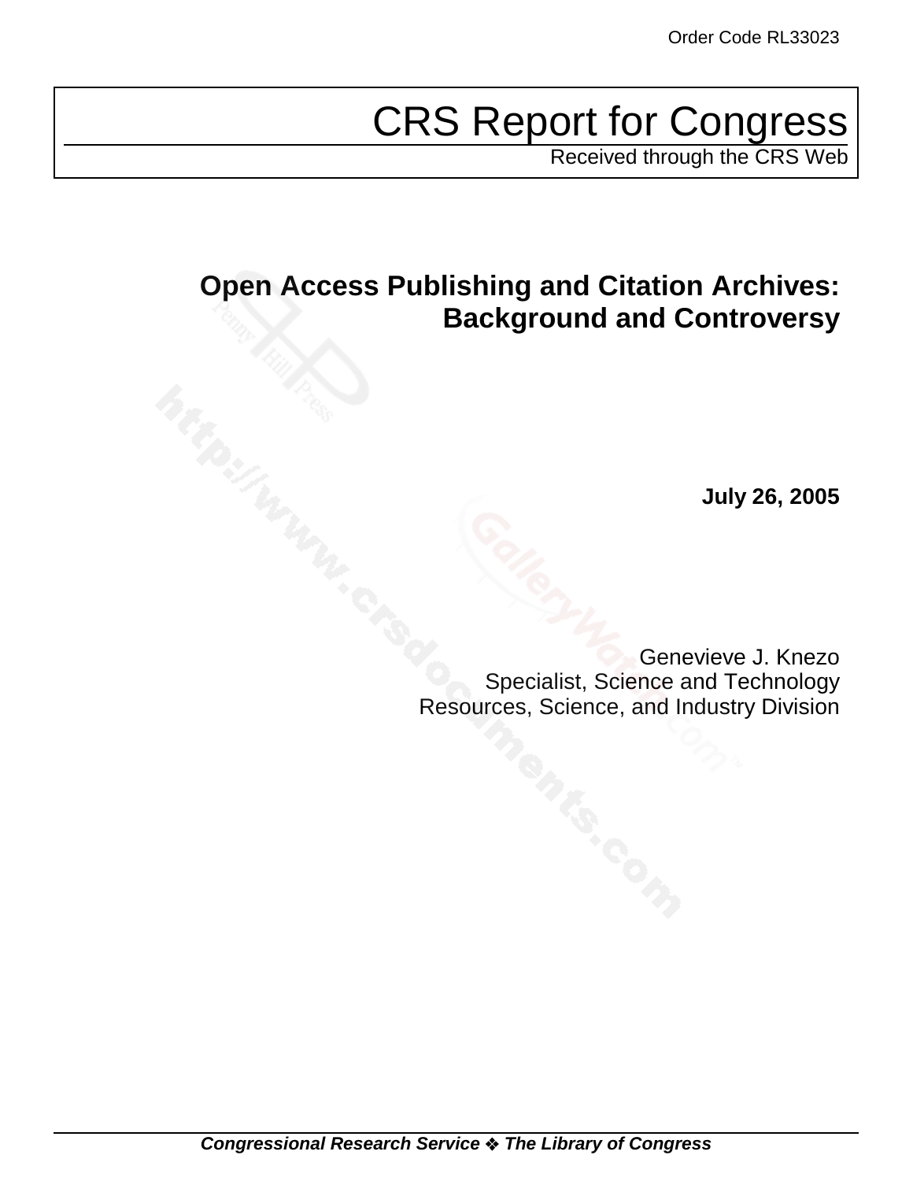Order Code RL33023

# CRS Report for Congress

Received through the CRS Web

## Open Access Publishing and Citation Archives: Background and Controversy

**July 26, 2005**

Genevieve J. Knezo
Specialist, Science and Technology
Resources, Science, and Industry Division

***Congressional Research Service ❖ The Library of Congress***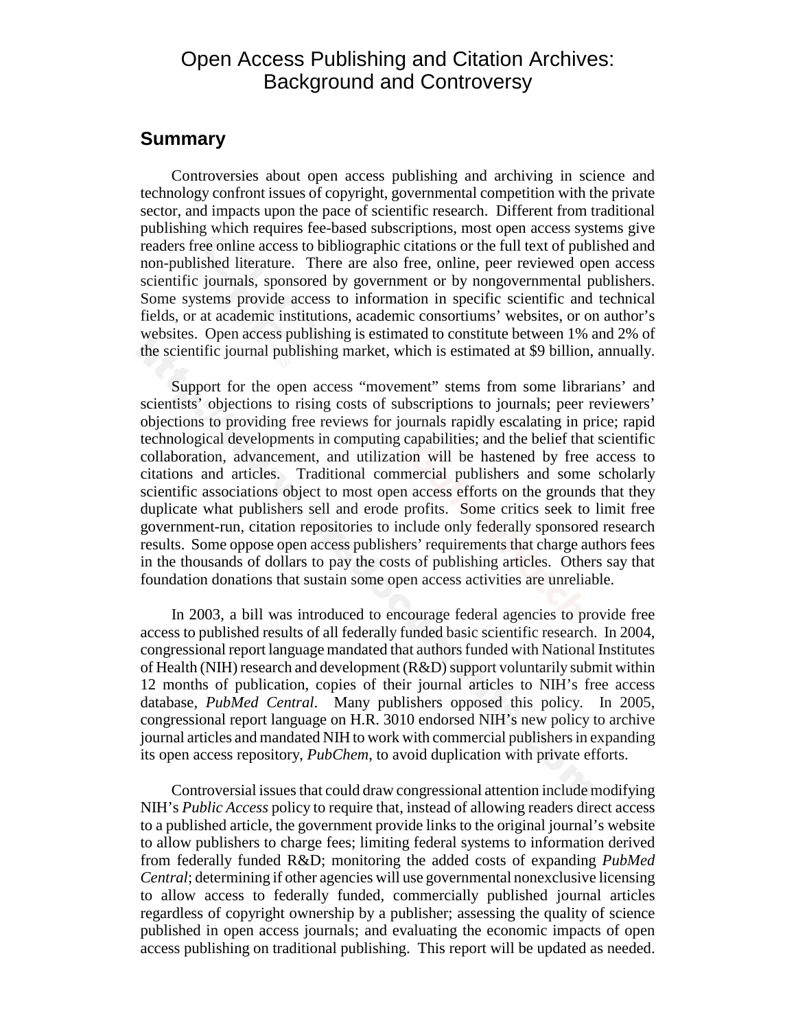# Open Access Publishing and Citation Archives: Background and Controversy

## Summary

Controversies about open access publishing and archiving in science and technology confront issues of copyright, governmental competition with the private sector, and impacts upon the pace of scientific research. Different from traditional publishing which requires fee-based subscriptions, most open access systems give readers free online access to bibliographic citations or the full text of published and non-published literature. There are also free, online, peer reviewed open access scientific journals, sponsored by government or by nongovernmental publishers. Some systems provide access to information in specific scientific and technical fields, or at academic institutions, academic consortiums' websites, or on author's websites. Open access publishing is estimated to constitute between 1% and 2% of the scientific journal publishing market, which is estimated at $9 billion, annually.

Support for the open access "movement" stems from some librarians' and scientists' objections to rising costs of subscriptions to journals; peer reviewers' objections to providing free reviews for journals rapidly escalating in price; rapid technological developments in computing capabilities; and the belief that scientific collaboration, advancement, and utilization will be hastened by free access to citations and articles. Traditional commercial publishers and some scholarly scientific associations object to most open access efforts on the grounds that they duplicate what publishers sell and erode profits. Some critics seek to limit free government-run, citation repositories to include only federally sponsored research results. Some oppose open access publishers' requirements that charge authors fees in the thousands of dollars to pay the costs of publishing articles. Others say that foundation donations that sustain some open access activities are unreliable.

In 2003, a bill was introduced to encourage federal agencies to provide free access to published results of all federally funded basic scientific research. In 2004, congressional report language mandated that authors funded with National Institutes of Health (NIH) research and development (R&D) support voluntarily submit within 12 months of publication, copies of their journal articles to NIH's free access database, *PubMed Central*. Many publishers opposed this policy. In 2005, congressional report language on H.R. 3010 endorsed NIH's new policy to archive journal articles and mandated NIH to work with commercial publishers in expanding its open access repository, *PubChem*, to avoid duplication with private efforts.

Controversial issues that could draw congressional attention include modifying NIH's *Public Access* policy to require that, instead of allowing readers direct access to a published article, the government provide links to the original journal's website to allow publishers to charge fees; limiting federal systems to information derived from federally funded R&D; monitoring the added costs of expanding *PubMed Central*; determining if other agencies will use governmental nonexclusive licensing to allow access to federally funded, commercially published journal articles regardless of copyright ownership by a publisher; assessing the quality of science published in open access journals; and evaluating the economic impacts of open access publishing on traditional publishing. This report will be updated as needed.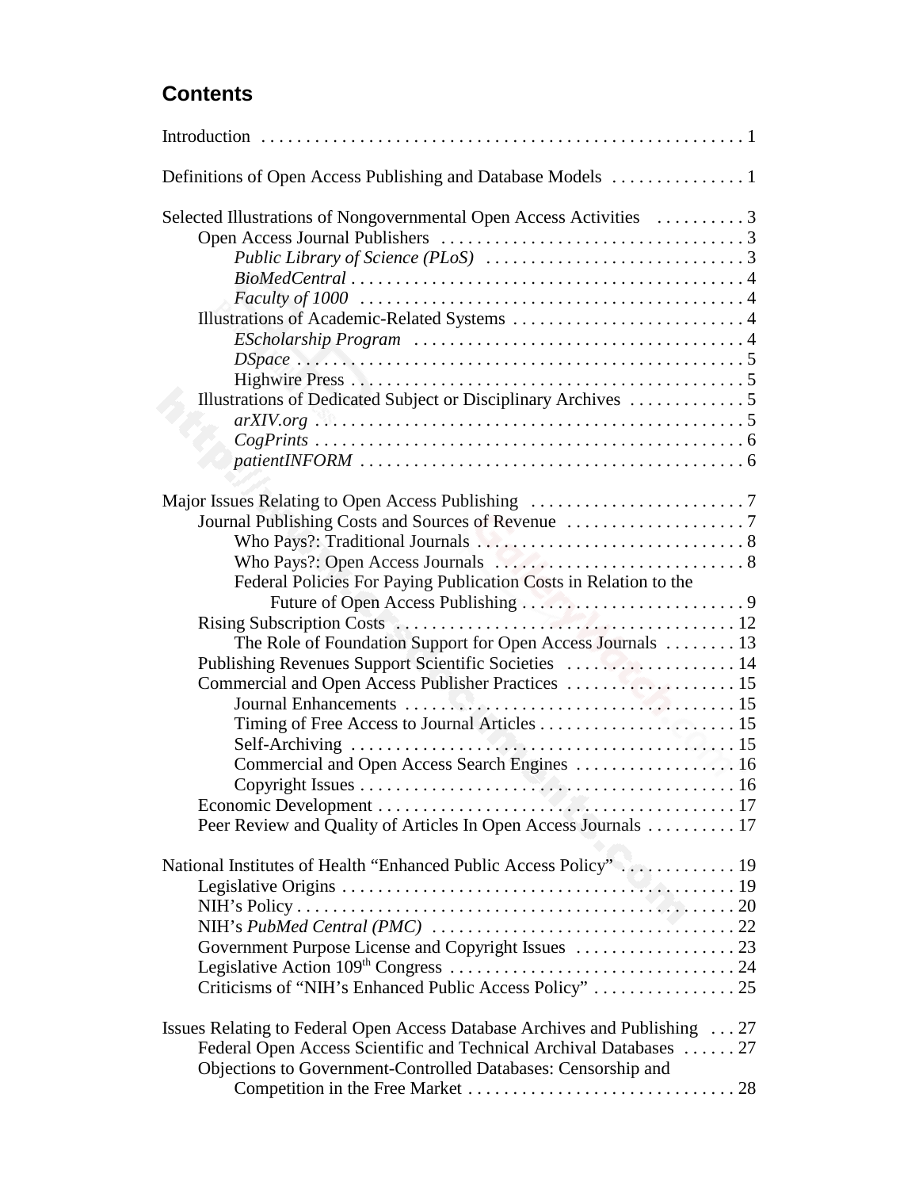## Contents

Introduction . . . . . . . . . . . . . . . . . . . . . . . . . . . . . . . . . . . . . . . . . . . . . . . . . . . . . 1

Definitions of Open Access Publishing and Database Models . . . . . . . . . . . . . . 1

Selected Illustrations of Nongovernmental Open Access Activities . . . . . . . . . . 3
- Open Access Journal Publishers . . . . . . . . . . . . . . . . . . . . . . . . . . . . . . . . . . 3
  - *Public Library of Science (PLoS)* . . . . . . . . . . . . . . . . . . . . . . . . . . . . . 3
  - *BioMedCentral* . . . . . . . . . . . . . . . . . . . . . . . . . . . . . . . . . . . . . . . . . . . . 4
  - *Faculty of 1000* . . . . . . . . . . . . . . . . . . . . . . . . . . . . . . . . . . . . . . . . . . 4
- Illustrations of Academic-Related Systems . . . . . . . . . . . . . . . . . . . . . . . . . . 4
  - *EScholarship Program* . . . . . . . . . . . . . . . . . . . . . . . . . . . . . . . . . . . . . 4
  - *DSpace* . . . . . . . . . . . . . . . . . . . . . . . . . . . . . . . . . . . . . . . . . . . . . . . . . 5
  - Highwire Press . . . . . . . . . . . . . . . . . . . . . . . . . . . . . . . . . . . . . . . . . . . . 5
- Illustrations of Dedicated Subject or Disciplinary Archives . . . . . . . . . . . . . 5
  - *arXIV.org* . . . . . . . . . . . . . . . . . . . . . . . . . . . . . . . . . . . . . . . . . . . . . . . . 5
  - *CogPrints* . . . . . . . . . . . . . . . . . . . . . . . . . . . . . . . . . . . . . . . . . . . . . . . 6
  - *patientINFORM* . . . . . . . . . . . . . . . . . . . . . . . . . . . . . . . . . . . . . . . . . . . 6

Major Issues Relating to Open Access Publishing . . . . . . . . . . . . . . . . . . . . . . . . 7
- Journal Publishing Costs and Sources of Revenue . . . . . . . . . . . . . . . . . . . . 7
  - Who Pays?: Traditional Journals . . . . . . . . . . . . . . . . . . . . . . . . . . . . . . . 8
  - Who Pays?: Open Access Journals . . . . . . . . . . . . . . . . . . . . . . . . . . . . . 8
  - Federal Policies For Paying Publication Costs in Relation to the Future of Open Access Publishing . . . . . . . . . . . . . . . . . . . . . . . . . 9
- Rising Subscription Costs . . . . . . . . . . . . . . . . . . . . . . . . . . . . . . . . . . . . . . 12
  - The Role of Foundation Support for Open Access Journals . . . . . . . . 13
- Publishing Revenues Support Scientific Societies . . . . . . . . . . . . . . . . . . . 14
- Commercial and Open Access Publisher Practices . . . . . . . . . . . . . . . . . . . 15
  - Journal Enhancements . . . . . . . . . . . . . . . . . . . . . . . . . . . . . . . . . . . . . 15
  - Timing of Free Access to Journal Articles . . . . . . . . . . . . . . . . . . . . . . 15
  - Self-Archiving . . . . . . . . . . . . . . . . . . . . . . . . . . . . . . . . . . . . . . . . . . . 15
  - Commercial and Open Access Search Engines . . . . . . . . . . . . . . . . . . 16
  - Copyright Issues . . . . . . . . . . . . . . . . . . . . . . . . . . . . . . . . . . . . . . . . . . 16
- Economic Development . . . . . . . . . . . . . . . . . . . . . . . . . . . . . . . . . . . . . . . 17
- Peer Review and Quality of Articles In Open Access Journals . . . . . . . . . . 17

National Institutes of Health "Enhanced Public Access Policy" . . . . . . . . . . . . 19
- Legislative Origins . . . . . . . . . . . . . . . . . . . . . . . . . . . . . . . . . . . . . . . . . . . 19
- NIH's Policy . . . . . . . . . . . . . . . . . . . . . . . . . . . . . . . . . . . . . . . . . . . . . . . 20
- NIH's *PubMed Central (PMC)* . . . . . . . . . . . . . . . . . . . . . . . . . . . . . . . . . 22
- Government Purpose License and Copyright Issues . . . . . . . . . . . . . . . . . 23
- Legislative Action 109th Congress . . . . . . . . . . . . . . . . . . . . . . . . . . . . . . . 24
- Criticisms of "NIH's Enhanced Public Access Policy" . . . . . . . . . . . . . . . . 25

Issues Relating to Federal Open Access Database Archives and Publishing . . . 27
- Federal Open Access Scientific and Technical Archival Databases . . . . . . 27
- Objections to Government-Controlled Databases: Censorship and Competition in the Free Market . . . . . . . . . . . . . . . . . . . . . . . . . . . . . . 28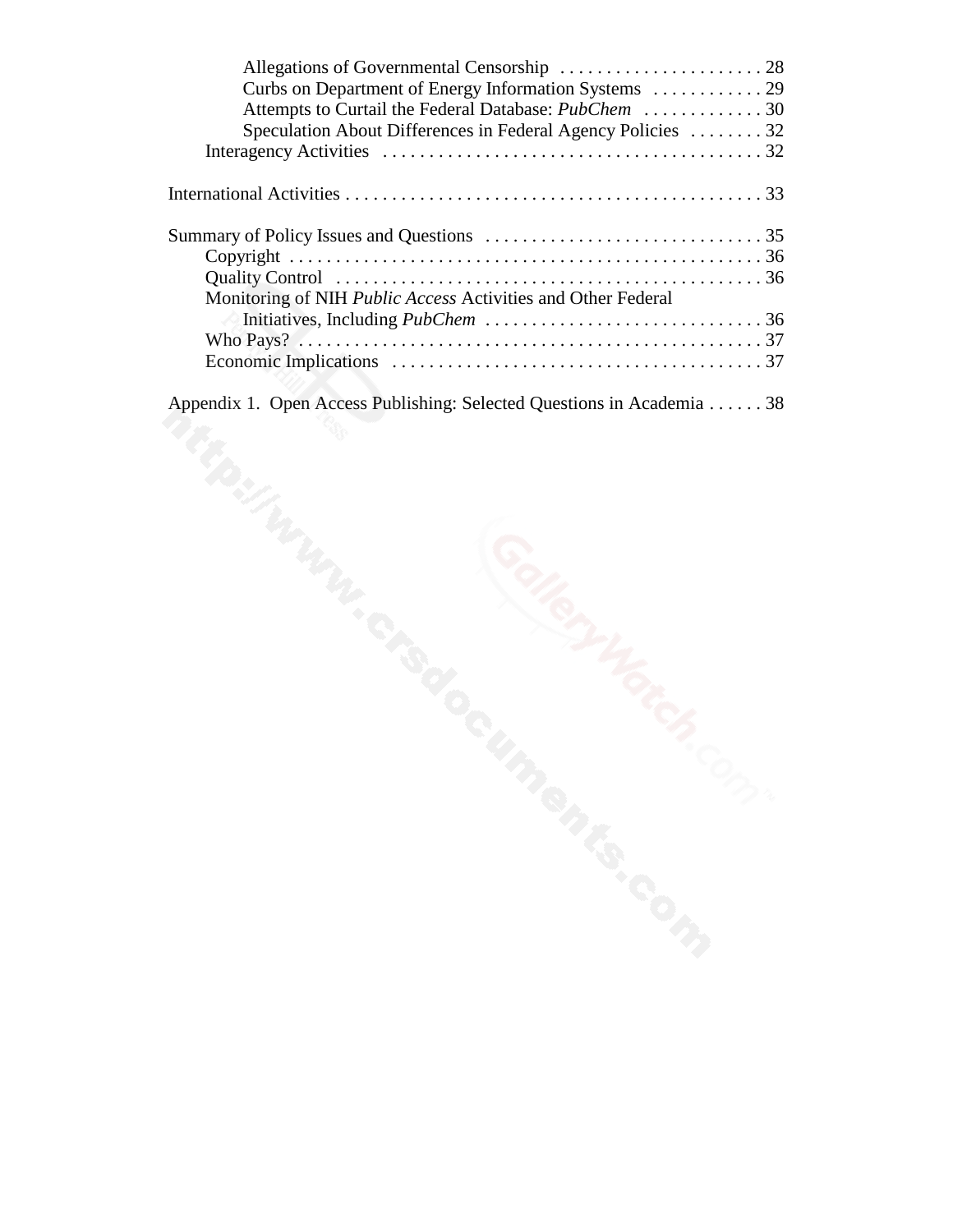Allegations of Governmental Censorship . . . . . . . . . . . . . . . . . . . . . . 28
Curbs on Department of Energy Information Systems . . . . . . . . . . . . 29
Attempts to Curtail the Federal Database: *PubChem* . . . . . . . . . . . . . 30
Speculation About Differences in Federal Agency Policies . . . . . . . . 32
Interagency Activities . . . . . . . . . . . . . . . . . . . . . . . . . . . . . . . . . . . . . . . . . 32

International Activities . . . . . . . . . . . . . . . . . . . . . . . . . . . . . . . . . . . . . . . . . . . . 33

Summary of Policy Issues and Questions . . . . . . . . . . . . . . . . . . . . . . . . . . . . . . 35
Copyright . . . . . . . . . . . . . . . . . . . . . . . . . . . . . . . . . . . . . . . . . . . . . . . . . . . 36
Quality Control . . . . . . . . . . . . . . . . . . . . . . . . . . . . . . . . . . . . . . . . . . . . . . 36
Monitoring of NIH *Public Access* Activities and Other Federal Initiatives, Including *PubChem* . . . . . . . . . . . . . . . . . . . . . . . . . . . . . . 36
Who Pays? . . . . . . . . . . . . . . . . . . . . . . . . . . . . . . . . . . . . . . . . . . . . . . . . . . 37
Economic Implications . . . . . . . . . . . . . . . . . . . . . . . . . . . . . . . . . . . . . . . . 37

Appendix 1. Open Access Publishing: Selected Questions in Academia . . . . . . 38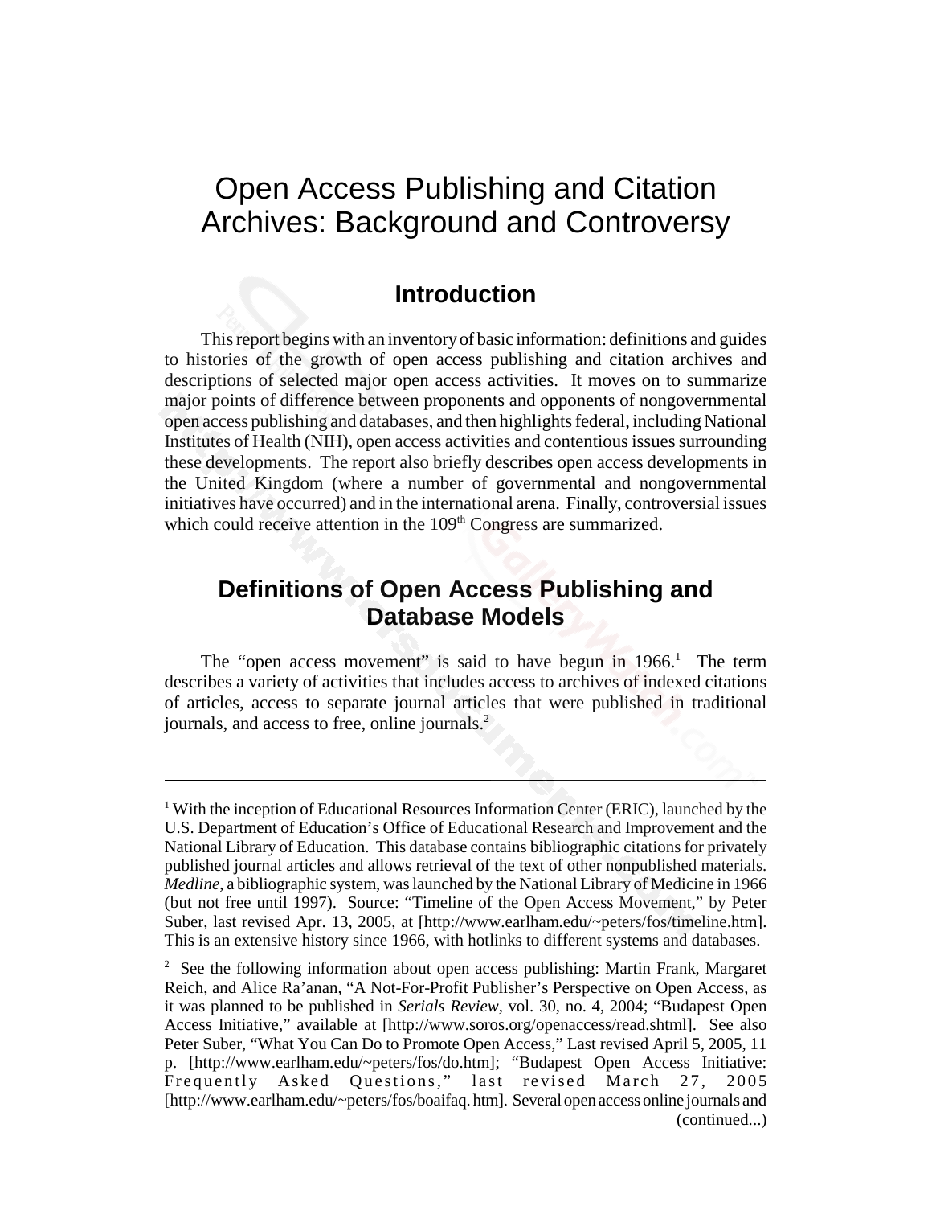# Open Access Publishing and Citation Archives: Background and Controversy

## Introduction

This report begins with an inventory of basic information: definitions and guides to histories of the growth of open access publishing and citation archives and descriptions of selected major open access activities. It moves on to summarize major points of difference between proponents and opponents of nongovernmental open access publishing and databases, and then highlights federal, including National Institutes of Health (NIH), open access activities and contentious issues surrounding these developments. The report also briefly describes open access developments in the United Kingdom (where a number of governmental and nongovernmental initiatives have occurred) and in the international arena. Finally, controversial issues which could receive attention in the 109th Congress are summarized.

## Definitions of Open Access Publishing and Database Models

The "open access movement" is said to have begun in 1966.[1] The term describes a variety of activities that includes access to archives of indexed citations of articles, access to separate journal articles that were published in traditional journals, and access to free, online journals.[2]

---

[1] With the inception of Educational Resources Information Center (ERIC), launched by the U.S. Department of Education's Office of Educational Research and Improvement and the National Library of Education. This database contains bibliographic citations for privately published journal articles and allows retrieval of the text of other nonpublished materials. *Medline*, a bibliographic system, was launched by the National Library of Medicine in 1966 (but not free until 1997). Source: "Timeline of the Open Access Movement," by Peter Suber, last revised Apr. 13, 2005, at [http://www.earlham.edu/~peters/fos/timeline.htm]. This is an extensive history since 1966, with hotlinks to different systems and databases.

[2] See the following information about open access publishing: Martin Frank, Margaret Reich, and Alice Ra'anan, "A Not-For-Profit Publisher's Perspective on Open Access, as it was planned to be published in *Serials Review*, vol. 30, no. 4, 2004; "Budapest Open Access Initiative," available at [http://www.soros.org/openaccess/read.shtml]. See also Peter Suber, "What You Can Do to Promote Open Access," Last revised April 5, 2005, 11 p. [http://www.earlham.edu/~peters/fos/do.htm]; "Budapest Open Access Initiative: Frequently Asked Questions," last revised March 27, 2005 [http://www.earlham.edu/~peters/fos/boaifaq.htm]. Several open access online journals and (continued...)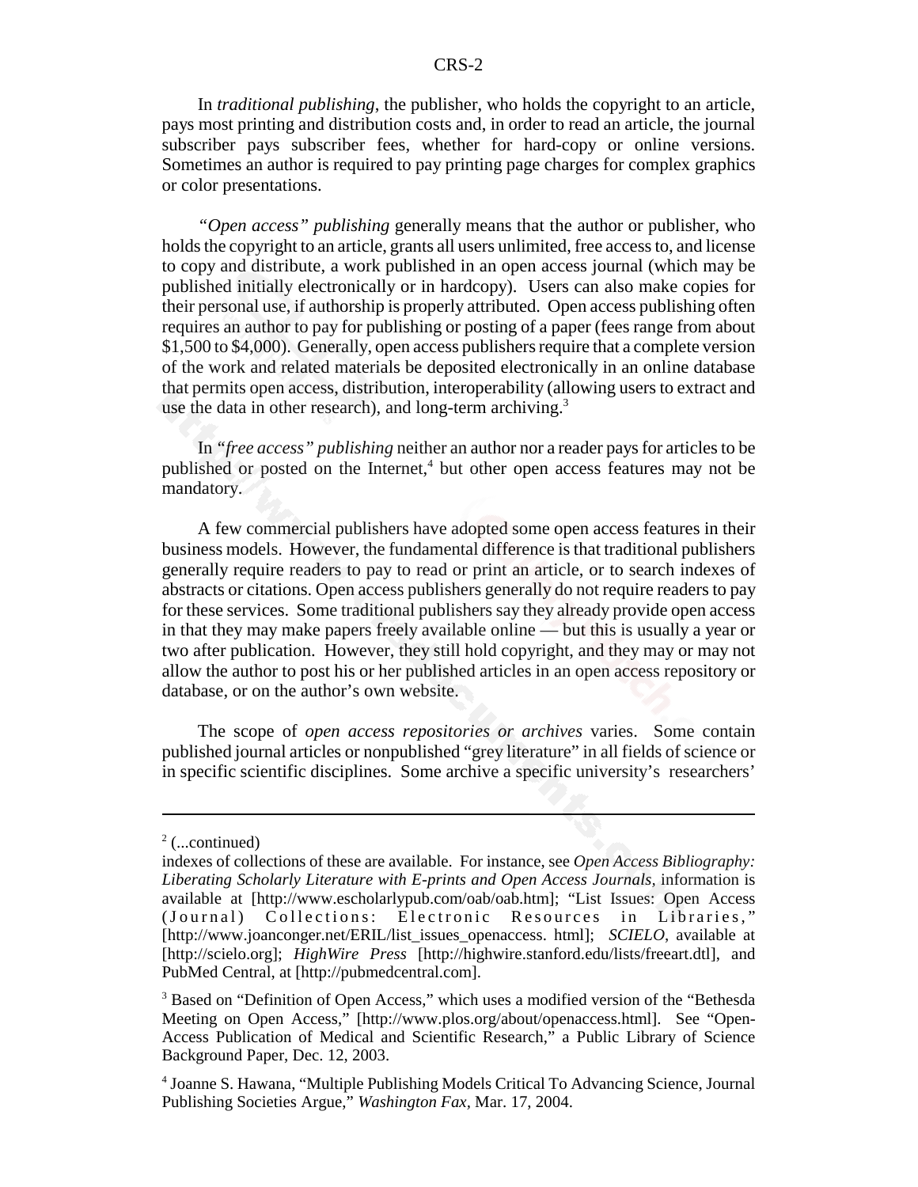In *traditional publishing*, the publisher, who holds the copyright to an article, pays most printing and distribution costs and, in order to read an article, the journal subscriber pays subscriber fees, whether for hard-copy or online versions. Sometimes an author is required to pay printing page charges for complex graphics or color presentations.

*"Open access" publishing* generally means that the author or publisher, who holds the copyright to an article, grants all users unlimited, free access to, and license to copy and distribute, a work published in an open access journal (which may be published initially electronically or in hardcopy). Users can also make copies for their personal use, if authorship is properly attributed. Open access publishing often requires an author to pay for publishing or posting of a paper (fees range from about $1,500 to $4,000). Generally, open access publishers require that a complete version of the work and related materials be deposited electronically in an online database that permits open access, distribution, interoperability (allowing users to extract and use the data in other research), and long-term archiving.[3]

In *"free access" publishing* neither an author nor a reader pays for articles to be published or posted on the Internet,[4] but other open access features may not be mandatory.

A few commercial publishers have adopted some open access features in their business models. However, the fundamental difference is that traditional publishers generally require readers to pay to read or print an article, or to search indexes of abstracts or citations. Open access publishers generally do not require readers to pay for these services. Some traditional publishers say they already provide open access in that they may make papers freely available online — but this is usually a year or two after publication. However, they still hold copyright, and they may or may not allow the author to post his or her published articles in an open access repository or database, or on the author's own website.

The scope of *open access repositories or archives* varies. Some contain published journal articles or nonpublished "grey literature" in all fields of science or in specific scientific disciplines. Some archive a specific university's researchers'

---

[2] (...continued)
indexes of collections of these are available. For instance, see *Open Access Bibliography: Liberating Scholarly Literature with E-prints and Open Access Journals*, information is available at [http://www.escholarlypub.com/oab/oab.htm]; "List Issues: Open Access (Journal) Collections: Electronic Resources in Libraries," [http://www.joanconger.net/ERIL/list_issues_openaccess. html]; *SCIELO*, available at [http://scielo.org]; *HighWire Press* [http://highwire.stanford.edu/lists/freeart.dtl], and PubMed Central, at [http://pubmedcentral.com].

[3] Based on "Definition of Open Access," which uses a modified version of the "Bethesda Meeting on Open Access," [http://www.plos.org/about/openaccess.html]. See "Open-Access Publication of Medical and Scientific Research," a Public Library of Science Background Paper, Dec. 12, 2003.

[4] Joanne S. Hawana, "Multiple Publishing Models Critical To Advancing Science, Journal Publishing Societies Argue," *Washington Fax*, Mar. 17, 2004.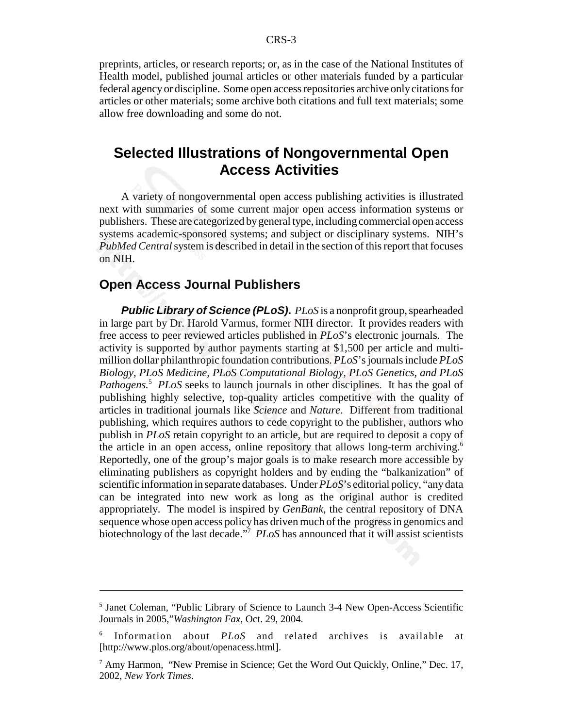preprints, articles, or research reports; or, as in the case of the National Institutes of Health model, published journal articles or other materials funded by a particular federal agency or discipline. Some open access repositories archive only citations for articles or other materials; some archive both citations and full text materials; some allow free downloading and some do not.

## Selected Illustrations of Nongovernmental Open Access Activities

A variety of nongovernmental open access publishing activities is illustrated next with summaries of some current major open access information systems or publishers. These are categorized by general type, including commercial open access systems academic-sponsored systems; and subject or disciplinary systems. NIH's *PubMed Central* system is described in detail in the section of this report that focuses on NIH.

### Open Access Journal Publishers

***Public Library of Science (PLoS).*** *PLoS* is a nonprofit group, spearheaded in large part by Dr. Harold Varmus, former NIH director. It provides readers with free access to peer reviewed articles published in *PLoS*'s electronic journals. The activity is supported by author payments starting at $1,500 per article and multi-million dollar philanthropic foundation contributions. *PLoS*'s journals include *PLoS Biology, PLoS Medicine, PLoS Computational Biology, PLoS Genetics, and PLoS Pathogens.*[5] *PLoS* seeks to launch journals in other disciplines. It has the goal of publishing highly selective, top-quality articles competitive with the quality of articles in traditional journals like *Science* and *Nature*. Different from traditional publishing, which requires authors to cede copyright to the publisher, authors who publish in *PLoS* retain copyright to an article, but are required to deposit a copy of the article in an open access, online repository that allows long-term archiving.[6] Reportedly, one of the group's major goals is to make research more accessible by eliminating publishers as copyright holders and by ending the "balkanization" of scientific information in separate databases. Under *PLoS*'s editorial policy, "any data can be integrated into new work as long as the original author is credited appropriately. The model is inspired by *GenBank*, the central repository of DNA sequence whose open access policy has driven much of the progress in genomics and biotechnology of the last decade."[7] *PLoS* has announced that it will assist scientists

---

[5] Janet Coleman, "Public Library of Science to Launch 3-4 New Open-Access Scientific Journals in 2005,"*Washington Fax,* Oct. 29, 2004.

[6] Information about *PLoS* and related archives is available at [http://www.plos.org/about/openacess.html].

[7] Amy Harmon, "New Premise in Science; Get the Word Out Quickly, Online," Dec. 17, 2002, *New York Times*.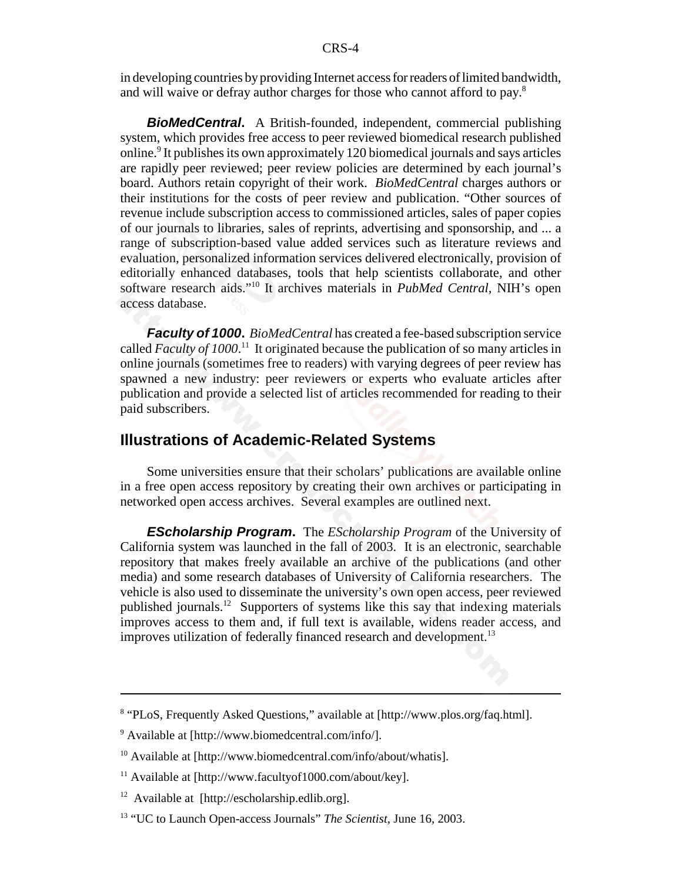in developing countries by providing Internet access for readers of limited bandwidth, and will waive or defray author charges for those who cannot afford to pay.[8]

***BioMedCentral*.** A British-founded, independent, commercial publishing system, which provides free access to peer reviewed biomedical research published online.[9] It publishes its own approximately 120 biomedical journals and says articles are rapidly peer reviewed; peer review policies are determined by each journal's board. Authors retain copyright of their work. *BioMedCentral* charges authors or their institutions for the costs of peer review and publication. "Other sources of revenue include subscription access to commissioned articles, sales of paper copies of our journals to libraries, sales of reprints, advertising and sponsorship, and ... a range of subscription-based value added services such as literature reviews and evaluation, personalized information services delivered electronically, provision of editorially enhanced databases, tools that help scientists collaborate, and other software research aids."[10] It archives materials in *PubMed Central,* NIH's open access database.

***Faculty of 1000*.** *BioMedCentral* has created a fee-based subscription service called *Faculty of 1000*.[11] It originated because the publication of so many articles in online journals (sometimes free to readers) with varying degrees of peer review has spawned a new industry: peer reviewers or experts who evaluate articles after publication and provide a selected list of articles recommended for reading to their paid subscribers.

## Illustrations of Academic-Related Systems

Some universities ensure that their scholars' publications are available online in a free open access repository by creating their own archives or participating in networked open access archives. Several examples are outlined next.

***EScholarship Program*.** The *EScholarship Program* of the University of California system was launched in the fall of 2003. It is an electronic, searchable repository that makes freely available an archive of the publications (and other media) and some research databases of University of California researchers. The vehicle is also used to disseminate the university's own open access, peer reviewed published journals.[12] Supporters of systems like this say that indexing materials improves access to them and, if full text is available, widens reader access, and improves utilization of federally financed research and development.[13]

---

[8] "PLoS, Frequently Asked Questions," available at [http://www.plos.org/faq.html].

[9] Available at [http://www.biomedcentral.com/info/].

[10] Available at [http://www.biomedcentral.com/info/about/whatis].

[11] Available at [http://www.facultyof1000.com/about/key].

[12] Available at [http://escholarship.edlib.org].

[13] "UC to Launch Open-access Journals" *The Scientist*, June 16, 2003.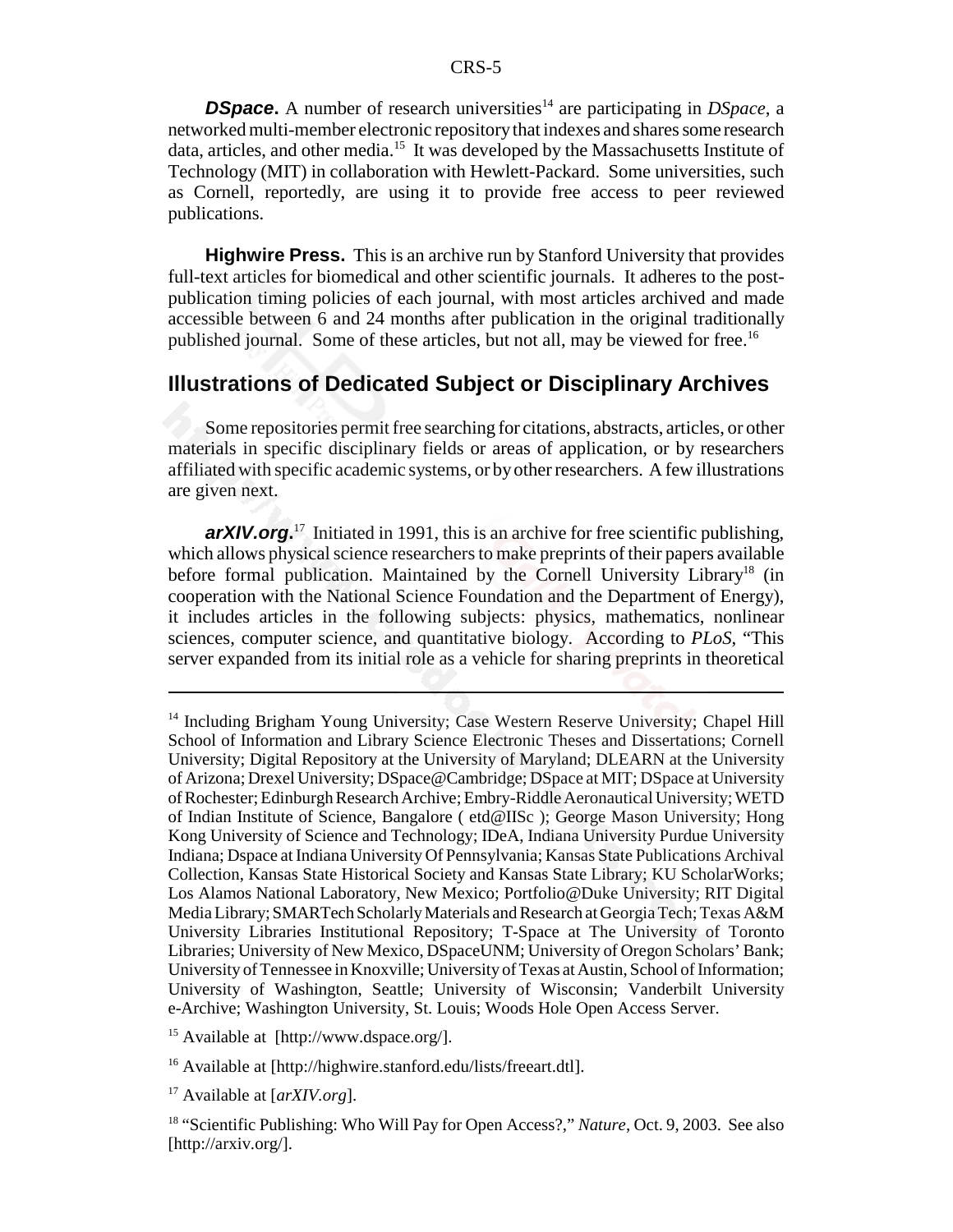**DSpace.** A number of research universities[14] are participating in *DSpace*, a networked multi-member electronic repository that indexes and shares some research data, articles, and other media.[15] It was developed by the Massachusetts Institute of Technology (MIT) in collaboration with Hewlett-Packard. Some universities, such as Cornell, reportedly, are using it to provide free access to peer reviewed publications.

**Highwire Press.** This is an archive run by Stanford University that provides full-text articles for biomedical and other scientific journals. It adheres to the post-publication timing policies of each journal, with most articles archived and made accessible between 6 and 24 months after publication in the original traditionally published journal. Some of these articles, but not all, may be viewed for free.[16]

## Illustrations of Dedicated Subject or Disciplinary Archives

Some repositories permit free searching for citations, abstracts, articles, or other materials in specific disciplinary fields or areas of application, or by researchers affiliated with specific academic systems, or by other researchers. A few illustrations are given next.

***arXIV.org.***[17] Initiated in 1991, this is an archive for free scientific publishing, which allows physical science researchers to make preprints of their papers available before formal publication. Maintained by the Cornell University Library[18] (in cooperation with the National Science Foundation and the Department of Energy), it includes articles in the following subjects: physics, mathematics, nonlinear sciences, computer science, and quantitative biology. According to *PLoS*, "This server expanded from its initial role as a vehicle for sharing preprints in theoretical

---

[14] Including Brigham Young University; Case Western Reserve University; Chapel Hill School of Information and Library Science Electronic Theses and Dissertations; Cornell University; Digital Repository at the University of Maryland; DLEARN at the University of Arizona; Drexel University; DSpace@Cambridge; DSpace at MIT; DSpace at University of Rochester; Edinburgh Research Archive; Embry-Riddle Aeronautical University; WETD of Indian Institute of Science, Bangalore ( etd@IISc ); George Mason University; Hong Kong University of Science and Technology; IDeA, Indiana University Purdue University Indiana; Dspace at Indiana University Of Pennsylvania; Kansas State Publications Archival Collection, Kansas State Historical Society and Kansas State Library; KU ScholarWorks; Los Alamos National Laboratory, New Mexico; Portfolio@Duke University; RIT Digital Media Library; SMARTech Scholarly Materials and Research at Georgia Tech; Texas A&M University Libraries Institutional Repository; T-Space at The University of Toronto Libraries; University of New Mexico, DSpaceUNM; University of Oregon Scholars' Bank; University of Tennessee in Knoxville; University of Texas at Austin, School of Information; University of Washington, Seattle; University of Wisconsin; Vanderbilt University e-Archive; Washington University, St. Louis; Woods Hole Open Access Server.

[15] Available at [http://www.dspace.org/].

[16] Available at [http://highwire.stanford.edu/lists/freeart.dtl].

[17] Available at [*arXIV.org*].

[18] "Scientific Publishing: Who Will Pay for Open Access?," *Nature*, Oct. 9, 2003. See also [http://arxiv.org/].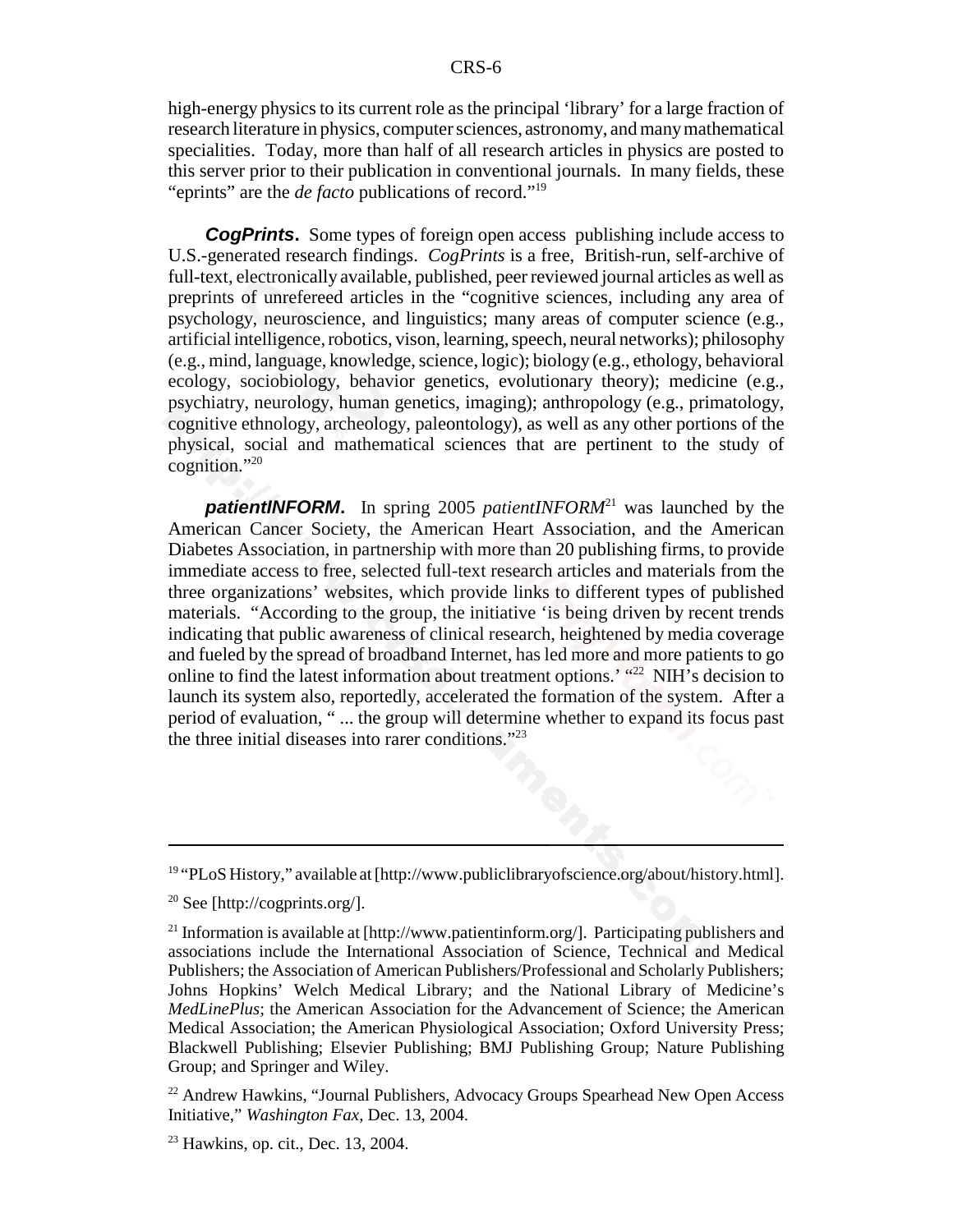high-energy physics to its current role as the principal 'library' for a large fraction of research literature in physics, computer sciences, astronomy, and many mathematical specialities. Today, more than half of all research articles in physics are posted to this server prior to their publication in conventional journals. In many fields, these "eprints" are the *de facto* publications of record."[19]

***CogPrints*.** Some types of foreign open access publishing include access to U.S.-generated research findings. *CogPrints* is a free, British-run, self-archive of full-text, electronically available, published, peer reviewed journal articles as well as preprints of unrefereed articles in the "cognitive sciences, including any area of psychology, neuroscience, and linguistics; many areas of computer science (e.g., artificial intelligence, robotics, vison, learning, speech, neural networks); philosophy (e.g., mind, language, knowledge, science, logic); biology (e.g., ethology, behavioral ecology, sociobiology, behavior genetics, evolutionary theory); medicine (e.g., psychiatry, neurology, human genetics, imaging); anthropology (e.g., primatology, cognitive ethnology, archeology, paleontology), as well as any other portions of the physical, social and mathematical sciences that are pertinent to the study of cognition."[20]

***patientINFORM*.** In spring 2005 *patientINFORM*[21] was launched by the American Cancer Society, the American Heart Association, and the American Diabetes Association, in partnership with more than 20 publishing firms, to provide immediate access to free, selected full-text research articles and materials from the three organizations' websites, which provide links to different types of published materials. "According to the group, the initiative 'is being driven by recent trends indicating that public awareness of clinical research, heightened by media coverage and fueled by the spread of broadband Internet, has led more and more patients to go online to find the latest information about treatment options.' "[22] NIH's decision to launch its system also, reportedly, accelerated the formation of the system. After a period of evaluation, " ... the group will determine whether to expand its focus past the three initial diseases into rarer conditions."[23]

---

[19] "PLoS History," available at [http://www.publiclibraryofscience.org/about/history.html].

[20] See [http://cogprints.org/].

[21] Information is available at [http://www.patientinform.org/]. Participating publishers and associations include the International Association of Science, Technical and Medical Publishers; the Association of American Publishers/Professional and Scholarly Publishers; Johns Hopkins' Welch Medical Library; and the National Library of Medicine's *MedLinePlus*; the American Association for the Advancement of Science; the American Medical Association; the American Physiological Association; Oxford University Press; Blackwell Publishing; Elsevier Publishing; BMJ Publishing Group; Nature Publishing Group; and Springer and Wiley.

[22] Andrew Hawkins, "Journal Publishers, Advocacy Groups Spearhead New Open Access Initiative," *Washington Fax,* Dec. 13, 2004.

[23] Hawkins, op. cit., Dec. 13, 2004.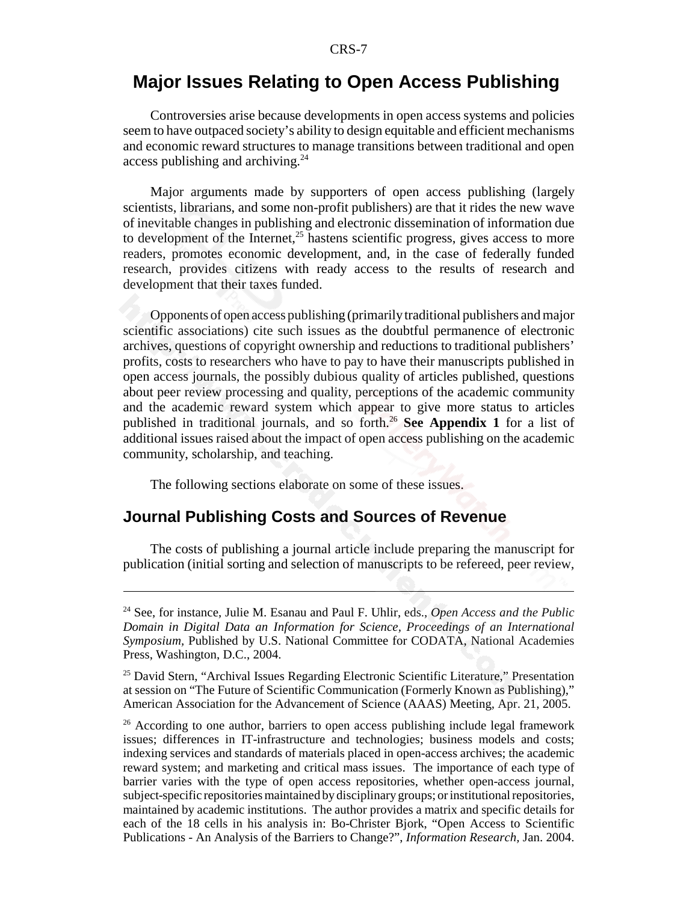## Major Issues Relating to Open Access Publishing

Controversies arise because developments in open access systems and policies seem to have outpaced society's ability to design equitable and efficient mechanisms and economic reward structures to manage transitions between traditional and open access publishing and archiving.[24]

Major arguments made by supporters of open access publishing (largely scientists, librarians, and some non-profit publishers) are that it rides the new wave of inevitable changes in publishing and electronic dissemination of information due to development of the Internet,[25] hastens scientific progress, gives access to more readers, promotes economic development, and, in the case of federally funded research, provides citizens with ready access to the results of research and development that their taxes funded.

Opponents of open access publishing (primarily traditional publishers and major scientific associations) cite such issues as the doubtful permanence of electronic archives, questions of copyright ownership and reductions to traditional publishers' profits, costs to researchers who have to pay to have their manuscripts published in open access journals, the possibly dubious quality of articles published, questions about peer review processing and quality, perceptions of the academic community and the academic reward system which appear to give more status to articles published in traditional journals, and so forth.[26] **See Appendix 1** for a list of additional issues raised about the impact of open access publishing on the academic community, scholarship, and teaching.

The following sections elaborate on some of these issues.

### Journal Publishing Costs and Sources of Revenue

The costs of publishing a journal article include preparing the manuscript for publication (initial sorting and selection of manuscripts to be refereed, peer review,

---

[24] See, for instance, Julie M. Esanau and Paul F. Uhlir, eds., *Open Access and the Public Domain in Digital Data an Information for Science, Proceedings of an International Symposium*, Published by U.S. National Committee for CODATA, National Academies Press, Washington, D.C., 2004.

[25] David Stern, "Archival Issues Regarding Electronic Scientific Literature," Presentation at session on "The Future of Scientific Communication (Formerly Known as Publishing)," American Association for the Advancement of Science (AAAS) Meeting, Apr. 21, 2005.

[26] According to one author, barriers to open access publishing include legal framework issues; differences in IT-infrastructure and technologies; business models and costs; indexing services and standards of materials placed in open-access archives; the academic reward system; and marketing and critical mass issues. The importance of each type of barrier varies with the type of open access repositories, whether open-access journal, subject-specific repositories maintained by disciplinary groups; or institutional repositories, maintained by academic institutions. The author provides a matrix and specific details for each of the 18 cells in his analysis in: Bo-Christer Bjork, "Open Access to Scientific Publications - An Analysis of the Barriers to Change?", *Information Research*, Jan. 2004.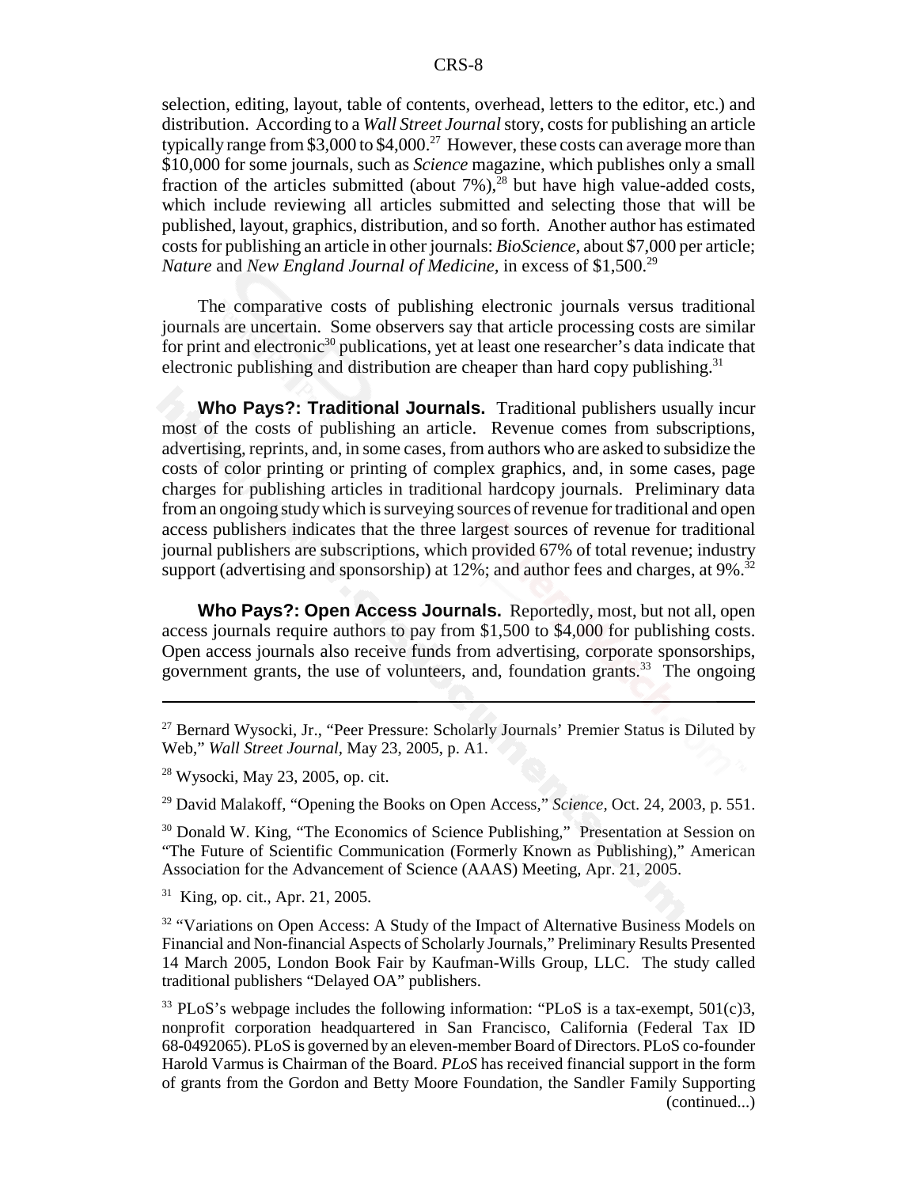selection, editing, layout, table of contents, overhead, letters to the editor, etc.) and distribution. According to a *Wall Street Journal* story, costs for publishing an article typically range from $3,000 to $4,000.[27] However, these costs can average more than $10,000 for some journals, such as *Science* magazine, which publishes only a small fraction of the articles submitted (about 7%),[28] but have high value-added costs, which include reviewing all articles submitted and selecting those that will be published, layout, graphics, distribution, and so forth. Another author has estimated costs for publishing an article in other journals: *BioScience*, about $7,000 per article; *Nature* and *New England Journal of Medicine*, in excess of $1,500.[29]

The comparative costs of publishing electronic journals versus traditional journals are uncertain. Some observers say that article processing costs are similar for print and electronic[30] publications, yet at least one researcher's data indicate that electronic publishing and distribution are cheaper than hard copy publishing.[31]

**Who Pays?: Traditional Journals.** Traditional publishers usually incur most of the costs of publishing an article. Revenue comes from subscriptions, advertising, reprints, and, in some cases, from authors who are asked to subsidize the costs of color printing or printing of complex graphics, and, in some cases, page charges for publishing articles in traditional hardcopy journals. Preliminary data from an ongoing study which is surveying sources of revenue for traditional and open access publishers indicates that the three largest sources of revenue for traditional journal publishers are subscriptions, which provided 67% of total revenue; industry support (advertising and sponsorship) at 12%; and author fees and charges, at 9%.[32]

**Who Pays?: Open Access Journals.** Reportedly, most, but not all, open access journals require authors to pay from $1,500 to $4,000 for publishing costs. Open access journals also receive funds from advertising, corporate sponsorships, government grants, the use of volunteers, and, foundation grants.[33] The ongoing

---

[27] Bernard Wysocki, Jr., "Peer Pressure: Scholarly Journals' Premier Status is Diluted by Web," *Wall Street Journal*, May 23, 2005, p. A1.

[28] Wysocki, May 23, 2005, op. cit.

[29] David Malakoff, "Opening the Books on Open Access," *Science*, Oct. 24, 2003, p. 551.

[30] Donald W. King, "The Economics of Science Publishing," Presentation at Session on "The Future of Scientific Communication (Formerly Known as Publishing)," American Association for the Advancement of Science (AAAS) Meeting, Apr. 21, 2005.

[31] King, op. cit., Apr. 21, 2005.

[32] "Variations on Open Access: A Study of the Impact of Alternative Business Models on Financial and Non-financial Aspects of Scholarly Journals," Preliminary Results Presented 14 March 2005, London Book Fair by Kaufman-Wills Group, LLC. The study called traditional publishers "Delayed OA" publishers.

[33] PLoS's webpage includes the following information: "PLoS is a tax-exempt, 501(c)3, nonprofit corporation headquartered in San Francisco, California (Federal Tax ID 68-0492065). PLoS is governed by an eleven-member Board of Directors. PLoS co-founder Harold Varmus is Chairman of the Board. *PLoS* has received financial support in the form of grants from the Gordon and Betty Moore Foundation, the Sandler Family Supporting (continued...)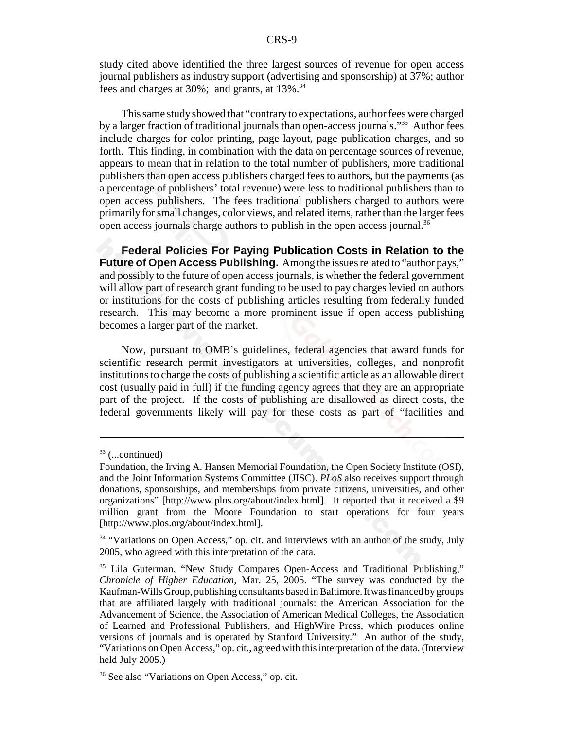study cited above identified the three largest sources of revenue for open access journal publishers as industry support (advertising and sponsorship) at 37%; author fees and charges at 30%; and grants, at 13%.[34]

This same study showed that "contrary to expectations, author fees were charged by a larger fraction of traditional journals than open-access journals."[35] Author fees include charges for color printing, page layout, page publication charges, and so forth. This finding, in combination with the data on percentage sources of revenue, appears to mean that in relation to the total number of publishers, more traditional publishers than open access publishers charged fees to authors, but the payments (as a percentage of publishers' total revenue) were less to traditional publishers than to open access publishers. The fees traditional publishers charged to authors were primarily for small changes, color views, and related items, rather than the larger fees open access journals charge authors to publish in the open access journal.[36]

**Federal Policies For Paying Publication Costs in Relation to the Future of Open Access Publishing.** Among the issues related to "author pays," and possibly to the future of open access journals, is whether the federal government will allow part of research grant funding to be used to pay charges levied on authors or institutions for the costs of publishing articles resulting from federally funded research. This may become a more prominent issue if open access publishing becomes a larger part of the market.

Now, pursuant to OMB's guidelines, federal agencies that award funds for scientific research permit investigators at universities, colleges, and nonprofit institutions to charge the costs of publishing a scientific article as an allowable direct cost (usually paid in full) if the funding agency agrees that they are an appropriate part of the project. If the costs of publishing are disallowed as direct costs, the federal governments likely will pay for these costs as part of "facilities and

---

[33] (...continued)

Foundation, the Irving A. Hansen Memorial Foundation, the Open Society Institute (OSI), and the Joint Information Systems Committee (JISC). *PLoS* also receives support through donations, sponsorships, and memberships from private citizens, universities, and other organizations" [http://www.plos.org/about/index.html]. It reported that it received a $9 million grant from the Moore Foundation to start operations for four years [http://www.plos.org/about/index.html].

[34] "Variations on Open Access," op. cit. and interviews with an author of the study, July 2005, who agreed with this interpretation of the data.

[35] Lila Guterman, "New Study Compares Open-Access and Traditional Publishing," *Chronicle of Higher Education,* Mar. 25, 2005. "The survey was conducted by the Kaufman-Wills Group, publishing consultants based in Baltimore. It was financed by groups that are affiliated largely with traditional journals: the American Association for the Advancement of Science, the Association of American Medical Colleges, the Association of Learned and Professional Publishers, and HighWire Press, which produces online versions of journals and is operated by Stanford University." An author of the study, "Variations on Open Access," op. cit., agreed with this interpretation of the data. (Interview held July 2005.)

[36] See also "Variations on Open Access," op. cit.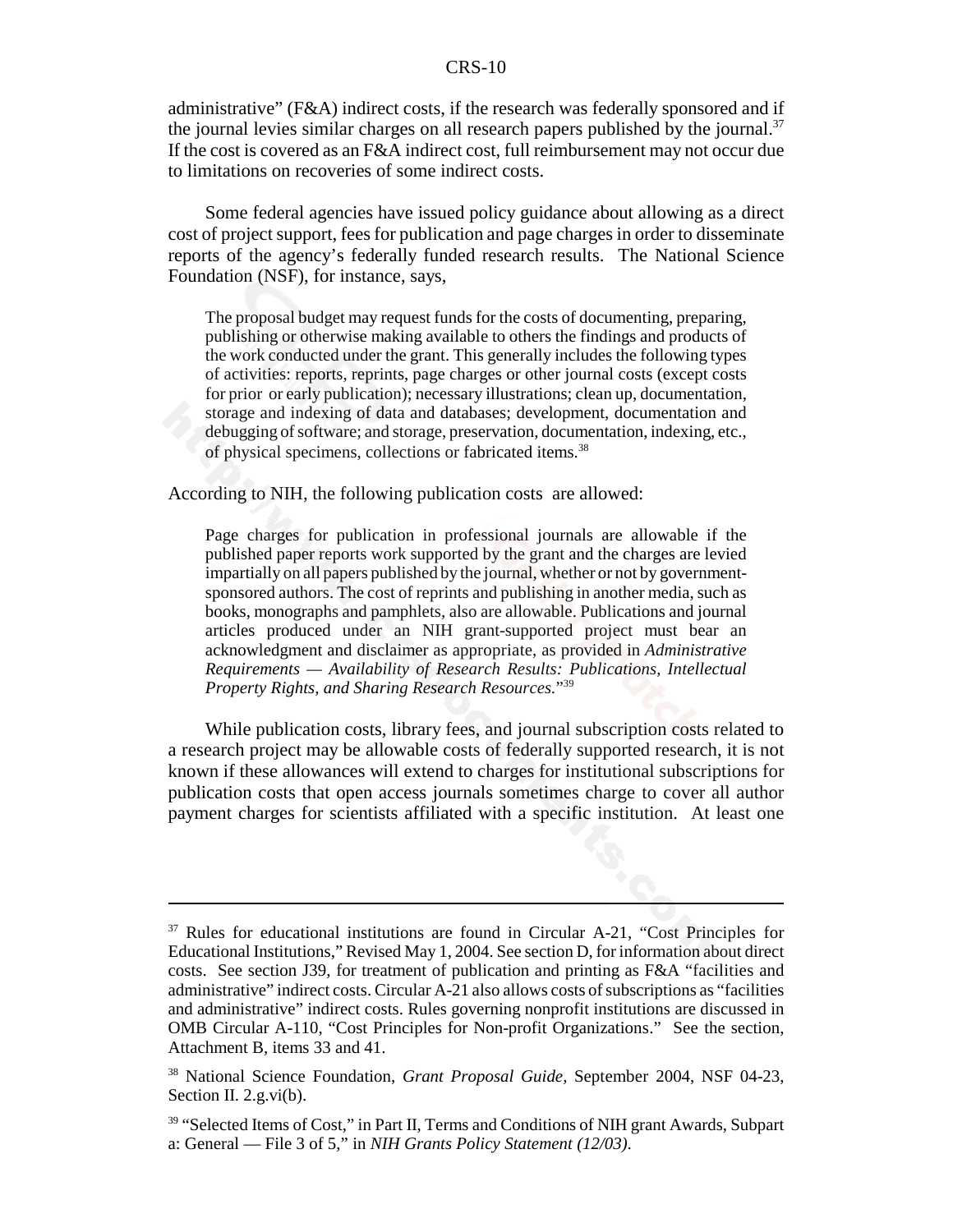administrative" (F&A) indirect costs, if the research was federally sponsored and if the journal levies similar charges on all research papers published by the journal.[37] If the cost is covered as an F&A indirect cost, full reimbursement may not occur due to limitations on recoveries of some indirect costs.

Some federal agencies have issued policy guidance about allowing as a direct cost of project support, fees for publication and page charges in order to disseminate reports of the agency's federally funded research results. The National Science Foundation (NSF), for instance, says,

> The proposal budget may request funds for the costs of documenting, preparing, publishing or otherwise making available to others the findings and products of the work conducted under the grant. This generally includes the following types of activities: reports, reprints, page charges or other journal costs (except costs for prior or early publication); necessary illustrations; clean up, documentation, storage and indexing of data and databases; development, documentation and debugging of software; and storage, preservation, documentation, indexing, etc., of physical specimens, collections or fabricated items.[38]

According to NIH, the following publication costs are allowed:

> Page charges for publication in professional journals are allowable if the published paper reports work supported by the grant and the charges are levied impartially on all papers published by the journal, whether or not by government-sponsored authors. The cost of reprints and publishing in another media, such as books, monographs and pamphlets, also are allowable. Publications and journal articles produced under an NIH grant-supported project must bear an acknowledgment and disclaimer as appropriate, as provided in *Administrative Requirements — Availability of Research Results: Publications, Intellectual Property Rights, and Sharing Research Resources.*"[39]

While publication costs, library fees, and journal subscription costs related to a research project may be allowable costs of federally supported research, it is not known if these allowances will extend to charges for institutional subscriptions for publication costs that open access journals sometimes charge to cover all author payment charges for scientists affiliated with a specific institution. At least one

---

[37] Rules for educational institutions are found in Circular A-21, "Cost Principles for Educational Institutions," Revised May 1, 2004. See section D, for information about direct costs. See section J39, for treatment of publication and printing as F&A "facilities and administrative" indirect costs. Circular A-21 also allows costs of subscriptions as "facilities and administrative" indirect costs. Rules governing nonprofit institutions are discussed in OMB Circular A-110, "Cost Principles for Non-profit Organizations." See the section, Attachment B, items 33 and 41.

[38] National Science Foundation, *Grant Proposal Guide*, September 2004, NSF 04-23, Section II. 2.g.vi(b).

[39] "Selected Items of Cost," in Part II, Terms and Conditions of NIH grant Awards, Subpart a: General — File 3 of 5," in *NIH Grants Policy Statement (12/03)*.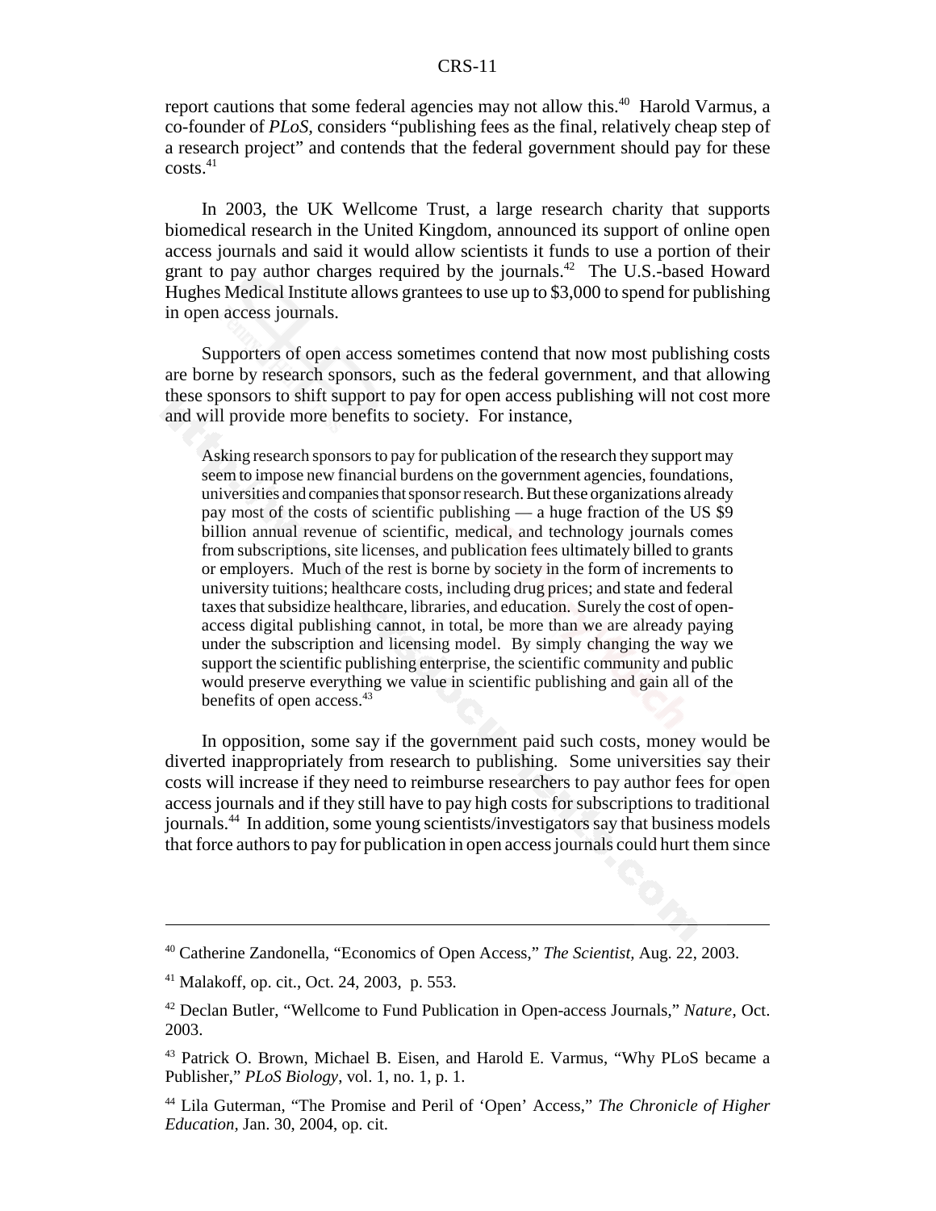report cautions that some federal agencies may not allow this.[40] Harold Varmus, a co-founder of *PLoS*, considers "publishing fees as the final, relatively cheap step of a research project" and contends that the federal government should pay for these costs.[41]

In 2003, the UK Wellcome Trust, a large research charity that supports biomedical research in the United Kingdom, announced its support of online open access journals and said it would allow scientists it funds to use a portion of their grant to pay author charges required by the journals.[42] The U.S.-based Howard Hughes Medical Institute allows grantees to use up to $3,000 to spend for publishing in open access journals.

Supporters of open access sometimes contend that now most publishing costs are borne by research sponsors, such as the federal government, and that allowing these sponsors to shift support to pay for open access publishing will not cost more and will provide more benefits to society. For instance,

> Asking research sponsors to pay for publication of the research they support may seem to impose new financial burdens on the government agencies, foundations, universities and companies that sponsor research. But these organizations already pay most of the costs of scientific publishing — a huge fraction of the US $9 billion annual revenue of scientific, medical, and technology journals comes from subscriptions, site licenses, and publication fees ultimately billed to grants or employers. Much of the rest is borne by society in the form of increments to university tuitions; healthcare costs, including drug prices; and state and federal taxes that subsidize healthcare, libraries, and education. Surely the cost of open-access digital publishing cannot, in total, be more than we are already paying under the subscription and licensing model. By simply changing the way we support the scientific publishing enterprise, the scientific community and public would preserve everything we value in scientific publishing and gain all of the benefits of open access.[43]

In opposition, some say if the government paid such costs, money would be diverted inappropriately from research to publishing. Some universities say their costs will increase if they need to reimburse researchers to pay author fees for open access journals and if they still have to pay high costs for subscriptions to traditional journals.[44] In addition, some young scientists/investigators say that business models that force authors to pay for publication in open access journals could hurt them since

---

[40] Catherine Zandonella, "Economics of Open Access," *The Scientist*, Aug. 22, 2003.

[41] Malakoff, op. cit., Oct. 24, 2003, p. 553.

[42] Declan Butler, "Wellcome to Fund Publication in Open-access Journals," *Nature*, Oct. 2003.

[43] Patrick O. Brown, Michael B. Eisen, and Harold E. Varmus, "Why PLoS became a Publisher," *PLoS Biology*, vol. 1, no. 1, p. 1.

[44] Lila Guterman, "The Promise and Peril of 'Open' Access," *The Chronicle of Higher Education*, Jan. 30, 2004, op. cit.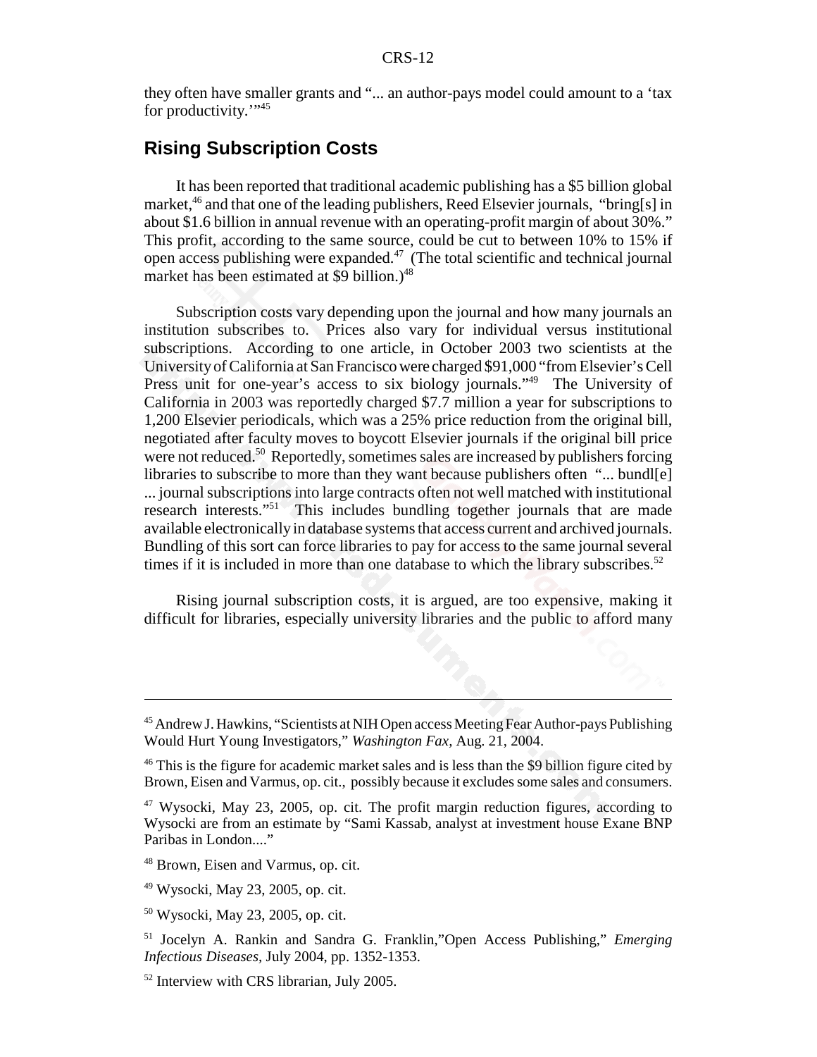they often have smaller grants and "... an author-pays model could amount to a 'tax for productivity.'"[45]

## Rising Subscription Costs

It has been reported that traditional academic publishing has a $5 billion global market,[46] and that one of the leading publishers, Reed Elsevier journals, "bring[s] in about $1.6 billion in annual revenue with an operating-profit margin of about 30%." This profit, according to the same source, could be cut to between 10% to 15% if open access publishing were expanded.[47] (The total scientific and technical journal market has been estimated at $9 billion.)[48]

Subscription costs vary depending upon the journal and how many journals an institution subscribes to. Prices also vary for individual versus institutional subscriptions. According to one article, in October 2003 two scientists at the University of California at San Francisco were charged $91,000 "from Elsevier's Cell Press unit for one-year's access to six biology journals."[49] The University of California in 2003 was reportedly charged $7.7 million a year for subscriptions to 1,200 Elsevier periodicals, which was a 25% price reduction from the original bill, negotiated after faculty moves to boycott Elsevier journals if the original bill price were not reduced.[50] Reportedly, sometimes sales are increased by publishers forcing libraries to subscribe to more than they want because publishers often "... bundl[e] ... journal subscriptions into large contracts often not well matched with institutional research interests."[51] This includes bundling together journals that are made available electronically in database systems that access current and archived journals. Bundling of this sort can force libraries to pay for access to the same journal several times if it is included in more than one database to which the library subscribes.[52]

Rising journal subscription costs, it is argued, are too expensive, making it difficult for libraries, especially university libraries and the public to afford many

---

[45] Andrew J. Hawkins, "Scientists at NIH Open access Meeting Fear Author-pays Publishing Would Hurt Young Investigators," *Washington Fax,* Aug. 21, 2004.

[46] This is the figure for academic market sales and is less than the $9 billion figure cited by Brown, Eisen and Varmus, op. cit., possibly because it excludes some sales and consumers.

[47] Wysocki, May 23, 2005, op. cit. The profit margin reduction figures, according to Wysocki are from an estimate by "Sami Kassab, analyst at investment house Exane BNP Paribas in London...."

[48] Brown, Eisen and Varmus, op. cit.

[49] Wysocki, May 23, 2005, op. cit.

[50] Wysocki, May 23, 2005, op. cit.

[51] Jocelyn A. Rankin and Sandra G. Franklin,"Open Access Publishing," *Emerging Infectious Diseases,* July 2004, pp. 1352-1353.

[52] Interview with CRS librarian, July 2005.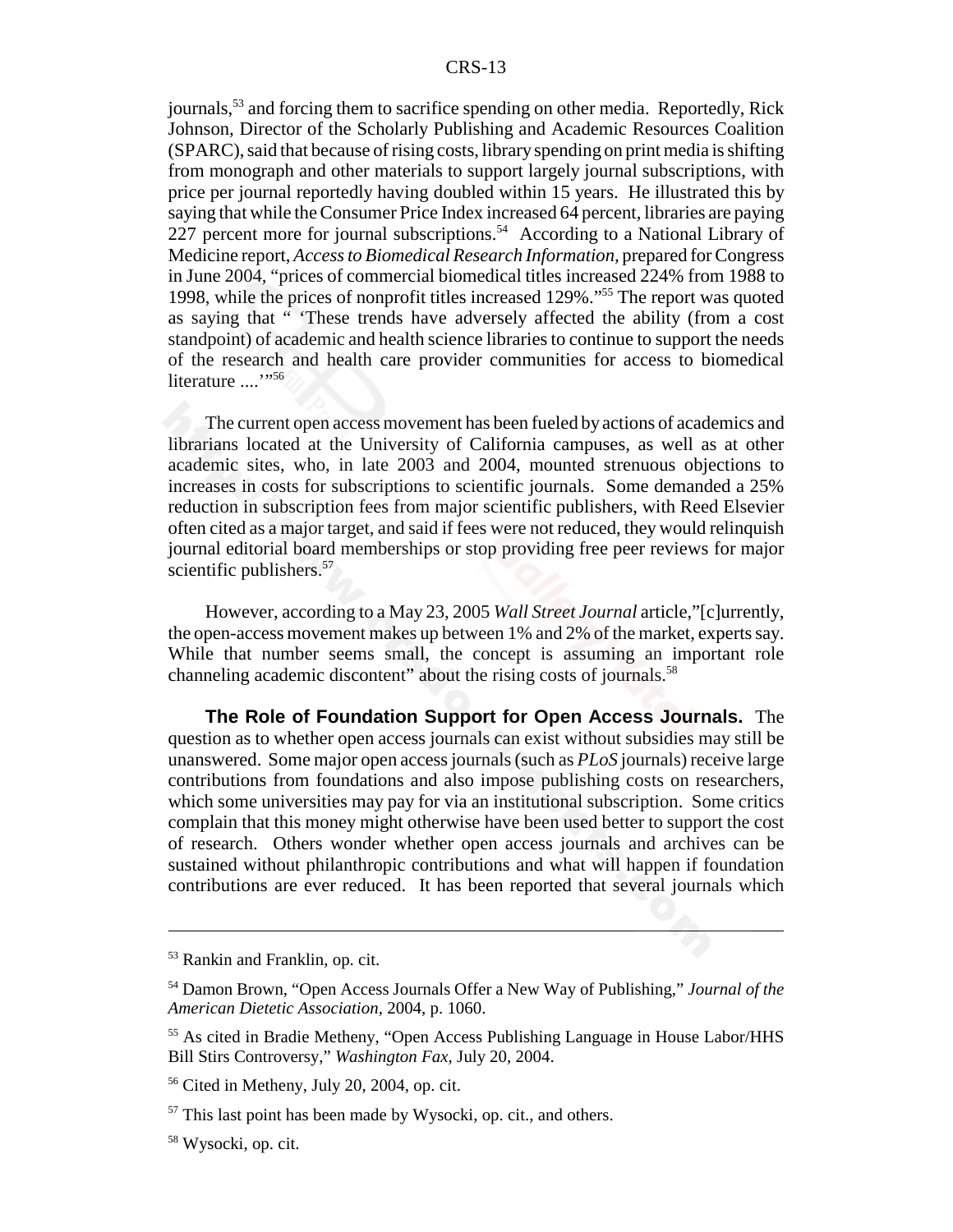journals,[53] and forcing them to sacrifice spending on other media. Reportedly, Rick Johnson, Director of the Scholarly Publishing and Academic Resources Coalition (SPARC), said that because of rising costs, library spending on print media is shifting from monograph and other materials to support largely journal subscriptions, with price per journal reportedly having doubled within 15 years. He illustrated this by saying that while the Consumer Price Index increased 64 percent, libraries are paying 227 percent more for journal subscriptions.[54] According to a National Library of Medicine report, *Access to Biomedical Research Information*, prepared for Congress in June 2004, "prices of commercial biomedical titles increased 224% from 1988 to 1998, while the prices of nonprofit titles increased 129%."[55] The report was quoted as saying that " 'These trends have adversely affected the ability (from a cost standpoint) of academic and health science libraries to continue to support the needs of the research and health care provider communities for access to biomedical literature ....' "[56]

The current open access movement has been fueled by actions of academics and librarians located at the University of California campuses, as well as at other academic sites, who, in late 2003 and 2004, mounted strenuous objections to increases in costs for subscriptions to scientific journals. Some demanded a 25% reduction in subscription fees from major scientific publishers, with Reed Elsevier often cited as a major target, and said if fees were not reduced, they would relinquish journal editorial board memberships or stop providing free peer reviews for major scientific publishers.[57]

However, according to a May 23, 2005 *Wall Street Journal* article,"[c]urrently, the open-access movement makes up between 1% and 2% of the market, experts say. While that number seems small, the concept is assuming an important role channeling academic discontent" about the rising costs of journals.[58]

**The Role of Foundation Support for Open Access Journals.** The question as to whether open access journals can exist without subsidies may still be unanswered. Some major open access journals (such as *PLoS* journals) receive large contributions from foundations and also impose publishing costs on researchers, which some universities may pay for via an institutional subscription. Some critics complain that this money might otherwise have been used better to support the cost of research. Others wonder whether open access journals and archives can be sustained without philanthropic contributions and what will happen if foundation contributions are ever reduced. It has been reported that several journals which

---

[53] Rankin and Franklin, op. cit.

[54] Damon Brown, "Open Access Journals Offer a New Way of Publishing," *Journal of the American Dietetic Association*, 2004, p. 1060.

[55] As cited in Bradie Metheny, "Open Access Publishing Language in House Labor/HHS Bill Stirs Controversy," *Washington Fax*, July 20, 2004.

[56] Cited in Metheny, July 20, 2004, op. cit.

[57] This last point has been made by Wysocki, op. cit., and others.

[58] Wysocki, op. cit.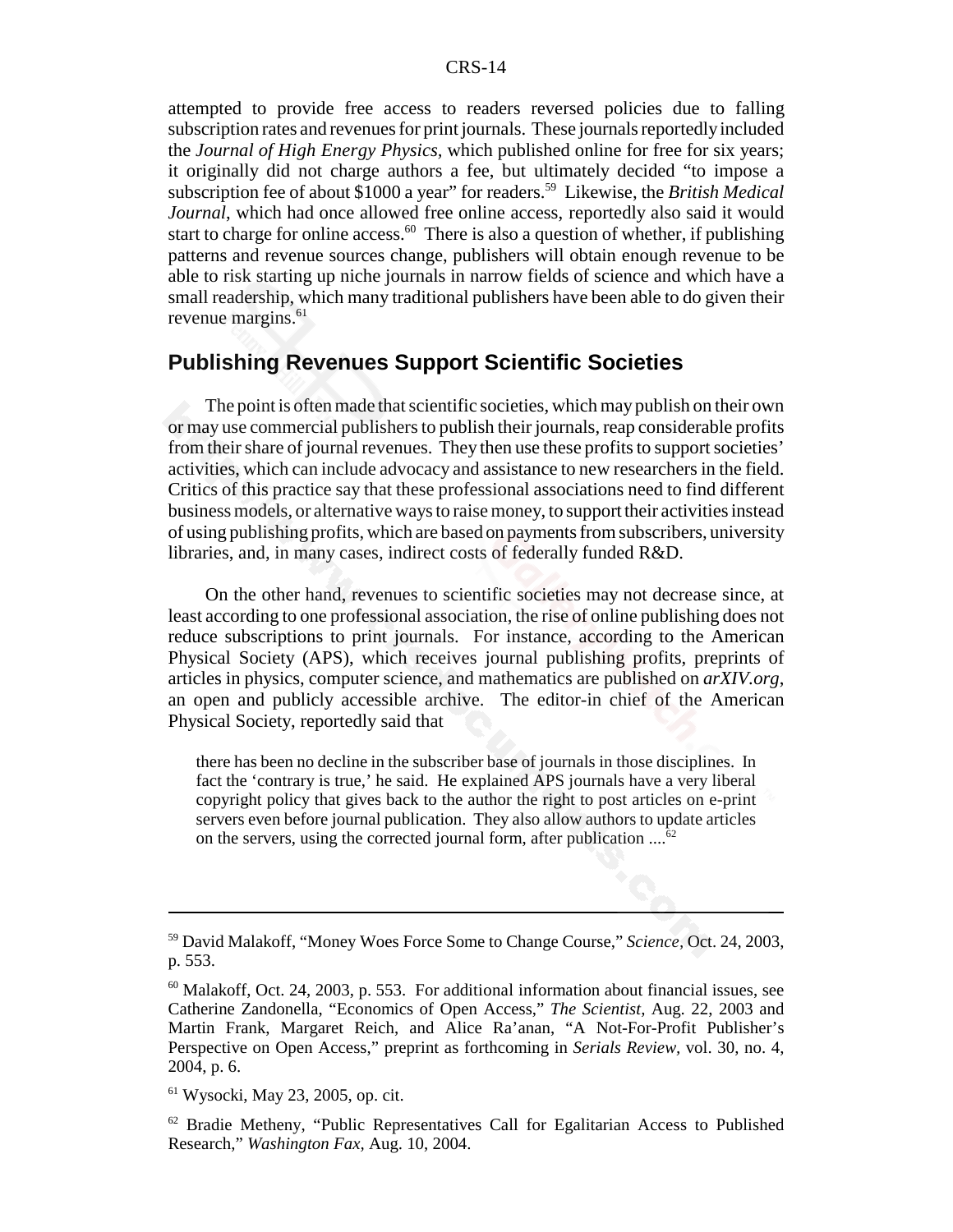attempted to provide free access to readers reversed policies due to falling subscription rates and revenues for print journals. These journals reportedly included the *Journal of High Energy Physics,* which published online for free for six years; it originally did not charge authors a fee, but ultimately decided "to impose a subscription fee of about $1000 a year" for readers.[59] Likewise, the *British Medical Journal*, which had once allowed free online access, reportedly also said it would start to charge for online access.[60] There is also a question of whether, if publishing patterns and revenue sources change, publishers will obtain enough revenue to be able to risk starting up niche journals in narrow fields of science and which have a small readership, which many traditional publishers have been able to do given their revenue margins.[61]

## Publishing Revenues Support Scientific Societies

The point is often made that scientific societies, which may publish on their own or may use commercial publishers to publish their journals, reap considerable profits from their share of journal revenues. They then use these profits to support societies' activities, which can include advocacy and assistance to new researchers in the field. Critics of this practice say that these professional associations need to find different business models, or alternative ways to raise money, to support their activities instead of using publishing profits, which are based on payments from subscribers, university libraries, and, in many cases, indirect costs of federally funded R&D.

On the other hand, revenues to scientific societies may not decrease since, at least according to one professional association, the rise of online publishing does not reduce subscriptions to print journals. For instance, according to the American Physical Society (APS), which receives journal publishing profits, preprints of articles in physics, computer science, and mathematics are published on *arXIV.org*, an open and publicly accessible archive. The editor-in chief of the American Physical Society, reportedly said that

> there has been no decline in the subscriber base of journals in those disciplines. In fact the 'contrary is true,' he said. He explained APS journals have a very liberal copyright policy that gives back to the author the right to post articles on e-print servers even before journal publication. They also allow authors to update articles on the servers, using the corrected journal form, after publication ....[62]

---

[59] David Malakoff, "Money Woes Force Some to Change Course," *Science,* Oct. 24, 2003, p. 553.

[60] Malakoff, Oct. 24, 2003, p. 553. For additional information about financial issues, see Catherine Zandonella, "Economics of Open Access," *The Scientist*, Aug. 22, 2003 and Martin Frank, Margaret Reich, and Alice Ra'anan, "A Not-For-Profit Publisher's Perspective on Open Access," preprint as forthcoming in *Serials Review*, vol. 30, no. 4, 2004, p. 6.

[61] Wysocki, May 23, 2005, op. cit.

[62] Bradie Metheny, "Public Representatives Call for Egalitarian Access to Published Research," *Washington Fax,* Aug. 10, 2004.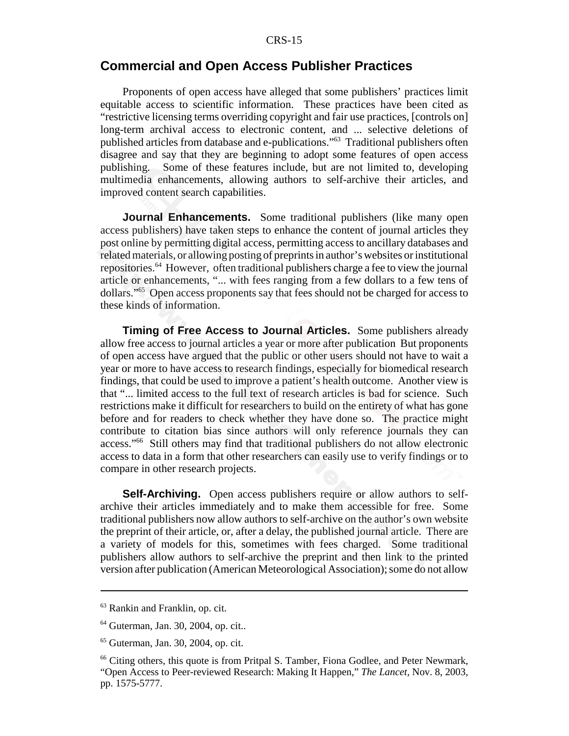## Commercial and Open Access Publisher Practices

Proponents of open access have alleged that some publishers' practices limit equitable access to scientific information. These practices have been cited as "restrictive licensing terms overriding copyright and fair use practices, [controls on] long-term archival access to electronic content, and ... selective deletions of published articles from database and e-publications."[63] Traditional publishers often disagree and say that they are beginning to adopt some features of open access publishing. Some of these features include, but are not limited to, developing multimedia enhancements, allowing authors to self-archive their articles, and improved content search capabilities.

**Journal Enhancements.** Some traditional publishers (like many open access publishers) have taken steps to enhance the content of journal articles they post online by permitting digital access, permitting access to ancillary databases and related materials, or allowing posting of preprints in author's websites or institutional repositories.[64] However, often traditional publishers charge a fee to view the journal article or enhancements, "... with fees ranging from a few dollars to a few tens of dollars."[65] Open access proponents say that fees should not be charged for access to these kinds of information.

**Timing of Free Access to Journal Articles.** Some publishers already allow free access to journal articles a year or more after publication But proponents of open access have argued that the public or other users should not have to wait a year or more to have access to research findings, especially for biomedical research findings, that could be used to improve a patient's health outcome. Another view is that "... limited access to the full text of research articles is bad for science. Such restrictions make it difficult for researchers to build on the entirety of what has gone before and for readers to check whether they have done so. The practice might contribute to citation bias since authors will only reference journals they can access."[66] Still others may find that traditional publishers do not allow electronic access to data in a form that other researchers can easily use to verify findings or to compare in other research projects.

**Self-Archiving.** Open access publishers require or allow authors to self-archive their articles immediately and to make them accessible for free. Some traditional publishers now allow authors to self-archive on the author's own website the preprint of their article, or, after a delay, the published journal article. There are a variety of models for this, sometimes with fees charged. Some traditional publishers allow authors to self-archive the preprint and then link to the printed version after publication (American Meteorological Association); some do not allow

---

[63] Rankin and Franklin, op. cit.

[64] Guterman, Jan. 30, 2004, op. cit..

[65] Guterman, Jan. 30, 2004, op. cit.

[66] Citing others, this quote is from Pritpal S. Tamber, Fiona Godlee, and Peter Newmark, "Open Access to Peer-reviewed Research: Making It Happen," *The Lancet*, Nov. 8, 2003, pp. 1575-5777.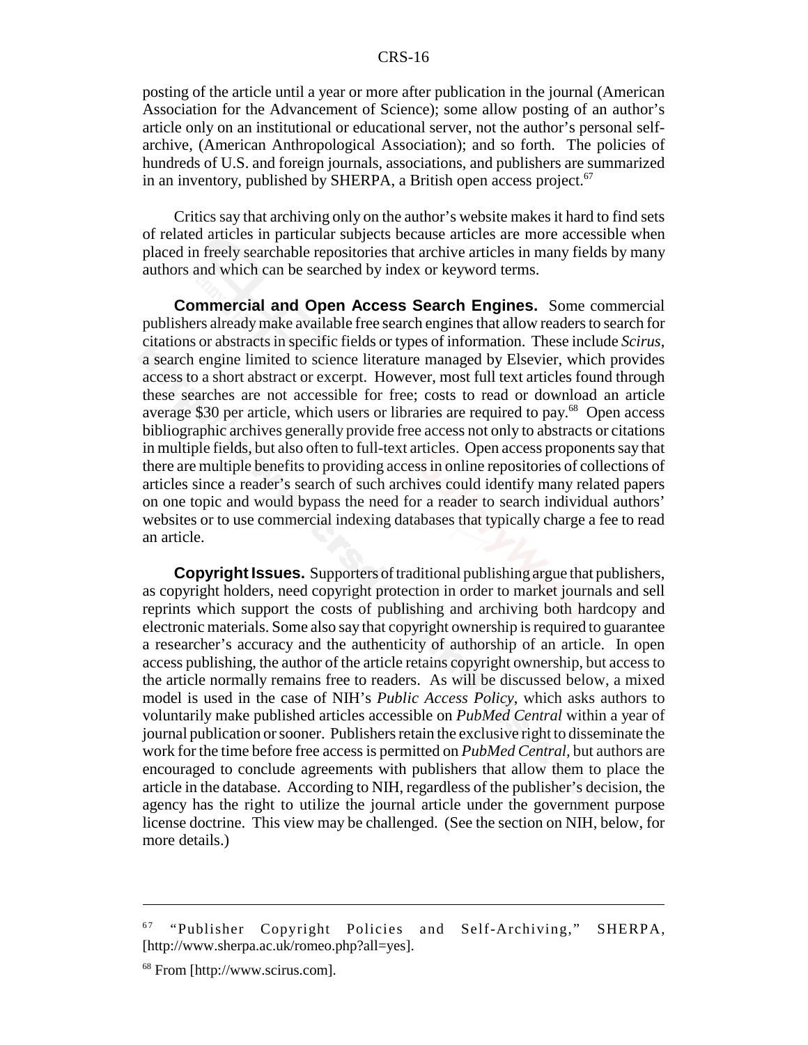posting of the article until a year or more after publication in the journal (American Association for the Advancement of Science); some allow posting of an author's article only on an institutional or educational server, not the author's personal self-archive, (American Anthropological Association); and so forth. The policies of hundreds of U.S. and foreign journals, associations, and publishers are summarized in an inventory, published by SHERPA, a British open access project.[67]

Critics say that archiving only on the author's website makes it hard to find sets of related articles in particular subjects because articles are more accessible when placed in freely searchable repositories that archive articles in many fields by many authors and which can be searched by index or keyword terms.

**Commercial and Open Access Search Engines.** Some commercial publishers already make available free search engines that allow readers to search for citations or abstracts in specific fields or types of information. These include *Scirus*, a search engine limited to science literature managed by Elsevier, which provides access to a short abstract or excerpt. However, most full text articles found through these searches are not accessible for free; costs to read or download an article average $30 per article, which users or libraries are required to pay.[68] Open access bibliographic archives generally provide free access not only to abstracts or citations in multiple fields, but also often to full-text articles. Open access proponents say that there are multiple benefits to providing access in online repositories of collections of articles since a reader's search of such archives could identify many related papers on one topic and would bypass the need for a reader to search individual authors' websites or to use commercial indexing databases that typically charge a fee to read an article.

**Copyright Issues.** Supporters of traditional publishing argue that publishers, as copyright holders, need copyright protection in order to market journals and sell reprints which support the costs of publishing and archiving both hardcopy and electronic materials. Some also say that copyright ownership is required to guarantee a researcher's accuracy and the authenticity of authorship of an article. In open access publishing, the author of the article retains copyright ownership, but access to the article normally remains free to readers. As will be discussed below, a mixed model is used in the case of NIH's *Public Access Policy*, which asks authors to voluntarily make published articles accessible on *PubMed Central* within a year of journal publication or sooner. Publishers retain the exclusive right to disseminate the work for the time before free access is permitted on *PubMed Central*, but authors are encouraged to conclude agreements with publishers that allow them to place the article in the database. According to NIH, regardless of the publisher's decision, the agency has the right to utilize the journal article under the government purpose license doctrine. This view may be challenged. (See the section on NIH, below, for more details.)

---

[67] "Publisher Copyright Policies and Self-Archiving," SHERPA, [http://www.sherpa.ac.uk/romeo.php?all=yes].

[68] From [http://www.scirus.com].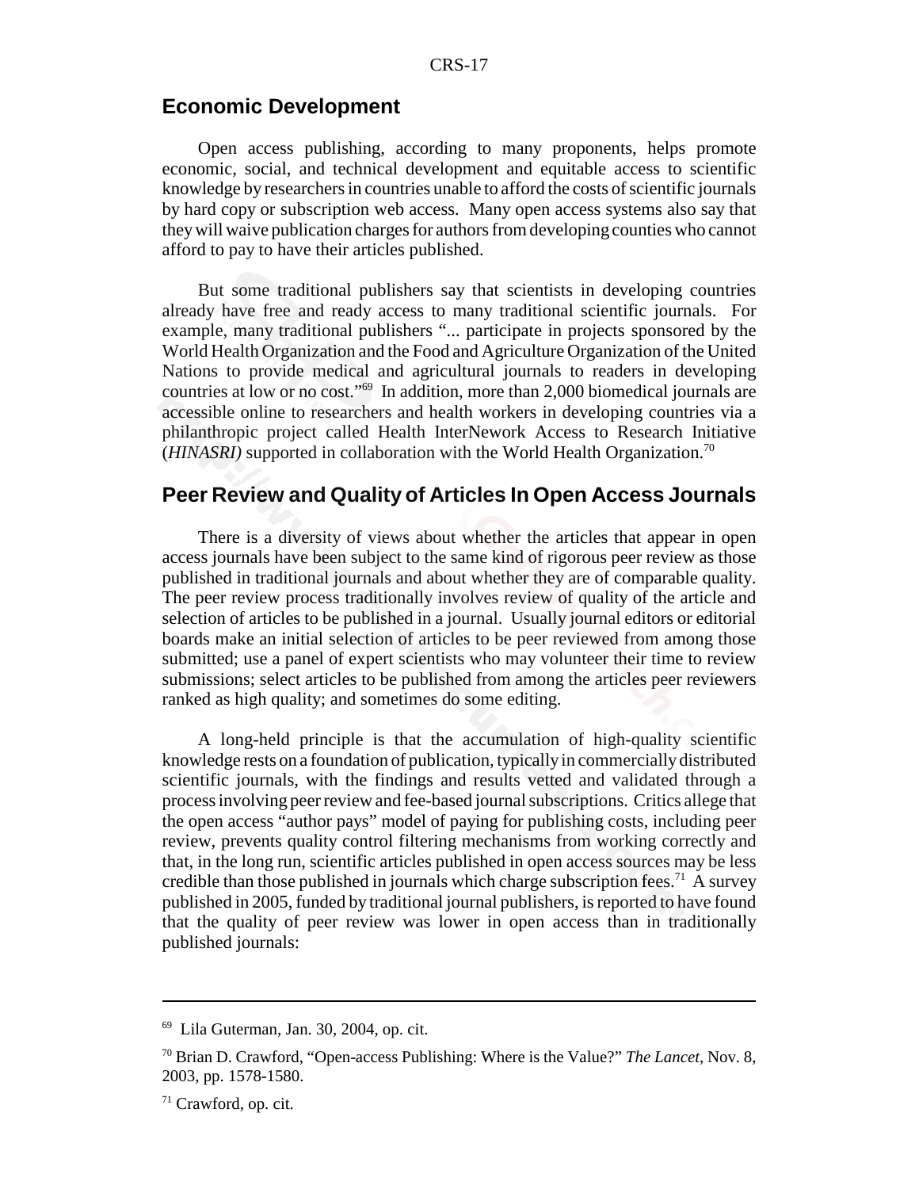## Economic Development

Open access publishing, according to many proponents, helps promote economic, social, and technical development and equitable access to scientific knowledge by researchers in countries unable to afford the costs of scientific journals by hard copy or subscription web access. Many open access systems also say that they will waive publication charges for authors from developing counties who cannot afford to pay to have their articles published.

But some traditional publishers say that scientists in developing countries already have free and ready access to many traditional scientific journals. For example, many traditional publishers "... participate in projects sponsored by the World Health Organization and the Food and Agriculture Organization of the United Nations to provide medical and agricultural journals to readers in developing countries at low or no cost."[69] In addition, more than 2,000 biomedical journals are accessible online to researchers and health workers in developing countries via a philanthropic project called Health InterNework Access to Research Initiative (*HINASRI)* supported in collaboration with the World Health Organization.[70]

## Peer Review and Quality of Articles In Open Access Journals

There is a diversity of views about whether the articles that appear in open access journals have been subject to the same kind of rigorous peer review as those published in traditional journals and about whether they are of comparable quality. The peer review process traditionally involves review of quality of the article and selection of articles to be published in a journal. Usually journal editors or editorial boards make an initial selection of articles to be peer reviewed from among those submitted; use a panel of expert scientists who may volunteer their time to review submissions; select articles to be published from among the articles peer reviewers ranked as high quality; and sometimes do some editing.

A long-held principle is that the accumulation of high-quality scientific knowledge rests on a foundation of publication, typically in commercially distributed scientific journals, with the findings and results vetted and validated through a process involving peer review and fee-based journal subscriptions. Critics allege that the open access "author pays" model of paying for publishing costs, including peer review, prevents quality control filtering mechanisms from working correctly and that, in the long run, scientific articles published in open access sources may be less credible than those published in journals which charge subscription fees.[71] A survey published in 2005, funded by traditional journal publishers, is reported to have found that the quality of peer review was lower in open access than in traditionally published journals:

---

[69] Lila Guterman, Jan. 30, 2004, op. cit.

[70] Brian D. Crawford, "Open-access Publishing: Where is the Value?" *The Lancet*, Nov. 8, 2003, pp. 1578-1580.

[71] Crawford, op. cit.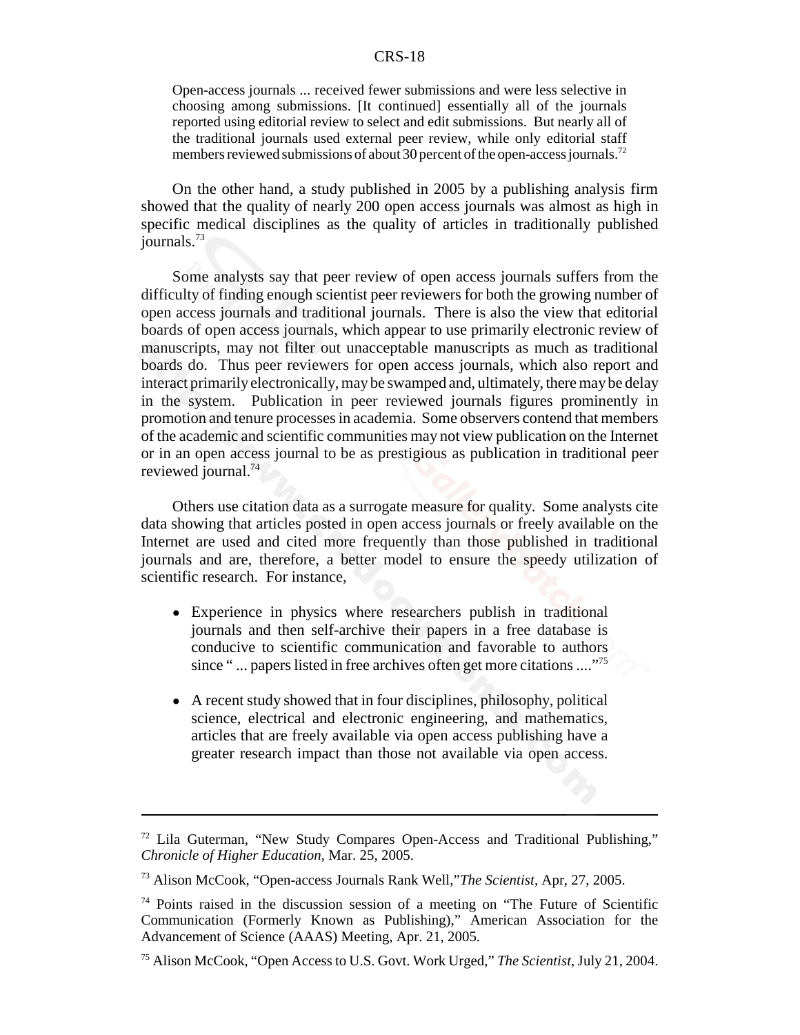> Open-access journals ... received fewer submissions and were less selective in choosing among submissions. [It continued] essentially all of the journals reported using editorial review to select and edit submissions. But nearly all of the traditional journals used external peer review, while only editorial staff members reviewed submissions of about 30 percent of the open-access journals.[72]

On the other hand, a study published in 2005 by a publishing analysis firm showed that the quality of nearly 200 open access journals was almost as high in specific medical disciplines as the quality of articles in traditionally published journals.[73]

Some analysts say that peer review of open access journals suffers from the difficulty of finding enough scientist peer reviewers for both the growing number of open access journals and traditional journals. There is also the view that editorial boards of open access journals, which appear to use primarily electronic review of manuscripts, may not filter out unacceptable manuscripts as much as traditional boards do. Thus peer reviewers for open access journals, which also report and interact primarily electronically, may be swamped and, ultimately, there may be delay in the system. Publication in peer reviewed journals figures prominently in promotion and tenure processes in academia. Some observers contend that members of the academic and scientific communities may not view publication on the Internet or in an open access journal to be as prestigious as publication in traditional peer reviewed journal.[74]

Others use citation data as a surrogate measure for quality. Some analysts cite data showing that articles posted in open access journals or freely available on the Internet are used and cited more frequently than those published in traditional journals and are, therefore, a better model to ensure the speedy utilization of scientific research. For instance,

- Experience in physics where researchers publish in traditional journals and then self-archive their papers in a free database is conducive to scientific communication and favorable to authors since " ... papers listed in free archives often get more citations ...."[75]

- A recent study showed that in four disciplines, philosophy, political science, electrical and electronic engineering, and mathematics, articles that are freely available via open access publishing have a greater research impact than those not available via open access.

---

[72] Lila Guterman, "New Study Compares Open-Access and Traditional Publishing," *Chronicle of Higher Education,* Mar. 25, 2005.

[73] Alison McCook, "Open-access Journals Rank Well,"*The Scientist,* Apr, 27, 2005.

[74] Points raised in the discussion session of a meeting on "The Future of Scientific Communication (Formerly Known as Publishing)," American Association for the Advancement of Science (AAAS) Meeting, Apr. 21, 2005.

[75] Alison McCook, "Open Access to U.S. Govt. Work Urged," *The Scientist*, July 21, 2004.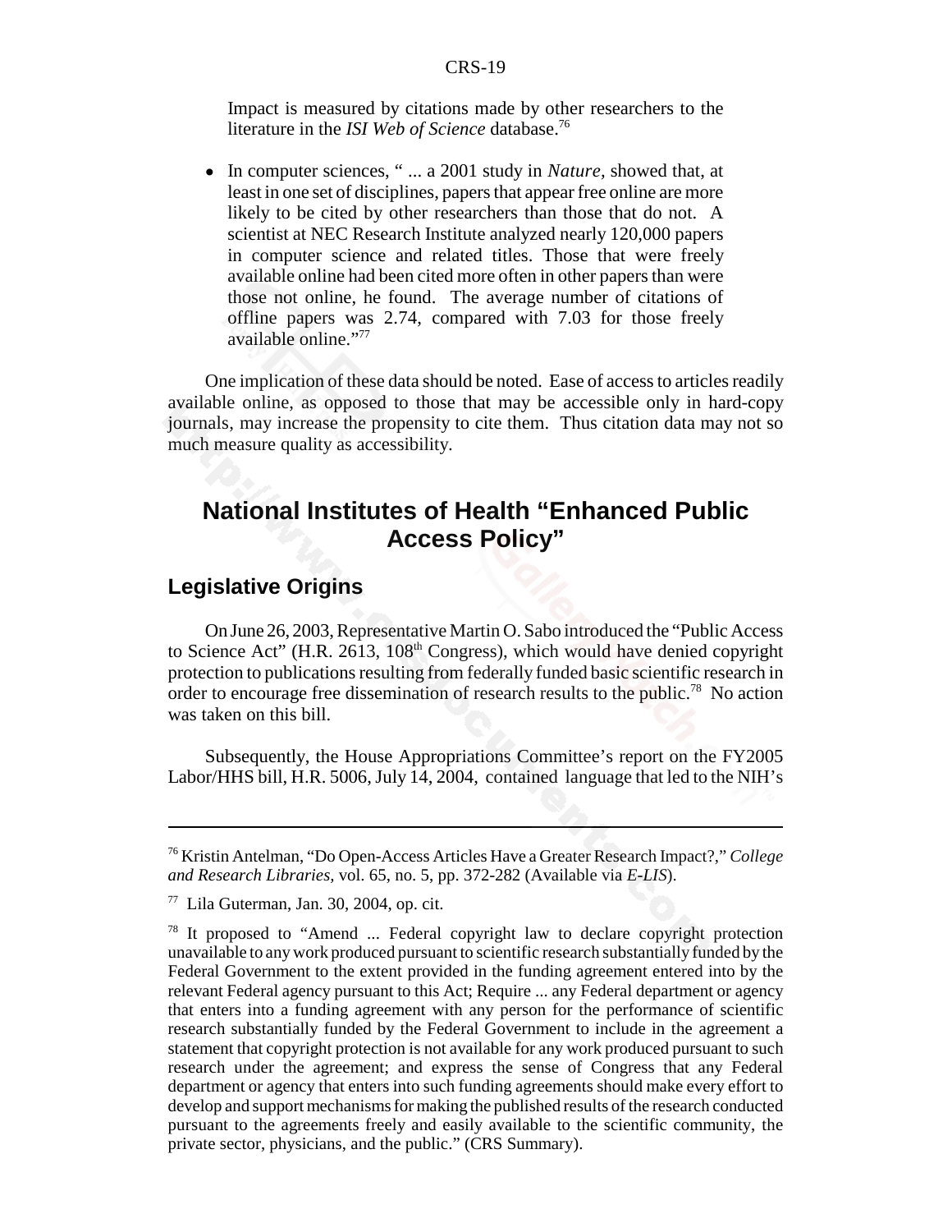Impact is measured by citations made by other researchers to the literature in the *ISI Web of Science* database.[76]

- In computer sciences, " ... a 2001 study in *Nature,* showed that, at least in one set of disciplines, papers that appear free online are more likely to be cited by other researchers than those that do not. A scientist at NEC Research Institute analyzed nearly 120,000 papers in computer science and related titles. Those that were freely available online had been cited more often in other papers than were those not online, he found. The average number of citations of offline papers was 2.74, compared with 7.03 for those freely available online."[77]

One implication of these data should be noted. Ease of access to articles readily available online, as opposed to those that may be accessible only in hard-copy journals, may increase the propensity to cite them. Thus citation data may not so much measure quality as accessibility.

# National Institutes of Health "Enhanced Public Access Policy"

## Legislative Origins

On June 26, 2003, Representative Martin O. Sabo introduced the "Public Access to Science Act" (H.R. 2613, 108th Congress), which would have denied copyright protection to publications resulting from federally funded basic scientific research in order to encourage free dissemination of research results to the public.[78] No action was taken on this bill.

Subsequently, the House Appropriations Committee's report on the FY2005 Labor/HHS bill, H.R. 5006, July 14, 2004, contained language that led to the NIH's

---

[76] Kristin Antelman, "Do Open-Access Articles Have a Greater Research Impact?," *College and Research Libraries*, vol. 65, no. 5, pp. 372-282 (Available via *E-LIS*).

[77] Lila Guterman, Jan. 30, 2004, op. cit.

[78] It proposed to "Amend ... Federal copyright law to declare copyright protection unavailable to any work produced pursuant to scientific research substantially funded by the Federal Government to the extent provided in the funding agreement entered into by the relevant Federal agency pursuant to this Act; Require ... any Federal department or agency that enters into a funding agreement with any person for the performance of scientific research substantially funded by the Federal Government to include in the agreement a statement that copyright protection is not available for any work produced pursuant to such research under the agreement; and express the sense of Congress that any Federal department or agency that enters into such funding agreements should make every effort to develop and support mechanisms for making the published results of the research conducted pursuant to the agreements freely and easily available to the scientific community, the private sector, physicians, and the public." (CRS Summary).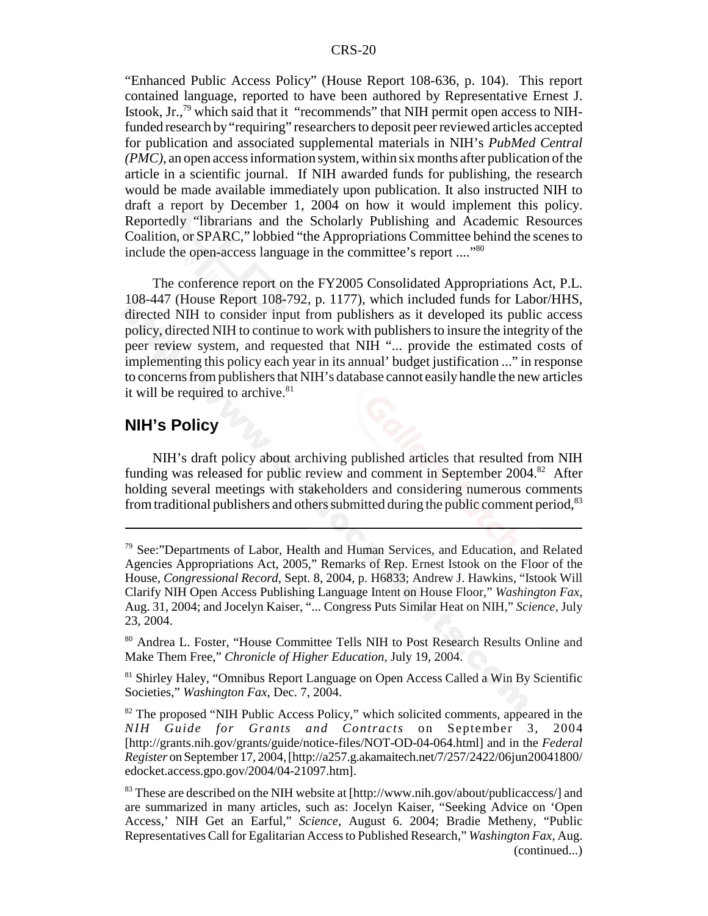"Enhanced Public Access Policy" (House Report 108-636, p. 104). This report contained language, reported to have been authored by Representative Ernest J. Istook, Jr.,[79] which said that it "recommends" that NIH permit open access to NIH-funded research by "requiring" researchers to deposit peer reviewed articles accepted for publication and associated supplemental materials in NIH's *PubMed Central (PMC)*, an open access information system, within six months after publication of the article in a scientific journal. If NIH awarded funds for publishing, the research would be made available immediately upon publication. It also instructed NIH to draft a report by December 1, 2004 on how it would implement this policy. Reportedly "librarians and the Scholarly Publishing and Academic Resources Coalition, or SPARC," lobbied "the Appropriations Committee behind the scenes to include the open-access language in the committee's report ...."[80]

The conference report on the FY2005 Consolidated Appropriations Act, P.L. 108-447 (House Report 108-792, p. 1177), which included funds for Labor/HHS, directed NIH to consider input from publishers as it developed its public access policy, directed NIH to continue to work with publishers to insure the integrity of the peer review system, and requested that NIH "... provide the estimated costs of implementing this policy each year in its annual' budget justification ..." in response to concerns from publishers that NIH's database cannot easily handle the new articles it will be required to archive.[81]

## NIH's Policy

NIH's draft policy about archiving published articles that resulted from NIH funding was released for public review and comment in September 2004.[82] After holding several meetings with stakeholders and considering numerous comments from traditional publishers and others submitted during the public comment period,[83]

---

[79] See:"Departments of Labor, Health and Human Services, and Education, and Related Agencies Appropriations Act, 2005," Remarks of Rep. Ernest Istook on the Floor of the House, *Congressional Record*, Sept. 8, 2004, p. H6833; Andrew J. Hawkins, "Istook Will Clarify NIH Open Access Publishing Language Intent on House Floor," *Washington Fax*, Aug. 31, 2004; and Jocelyn Kaiser, "... Congress Puts Similar Heat on NIH," *Science*, July 23, 2004.

[80] Andrea L. Foster, "House Committee Tells NIH to Post Research Results Online and Make Them Free," *Chronicle of Higher Education*, July 19, 2004.

[81] Shirley Haley, "Omnibus Report Language on Open Access Called a Win By Scientific Societies," *Washington Fax*, Dec. 7, 2004.

[82] The proposed "NIH Public Access Policy," which solicited comments, appeared in the *NIH Guide for Grants and Contracts* on September 3, 2004 [http://grants.nih.gov/grants/guide/notice-files/NOT-OD-04-064.html] and in the *Federal Register* on September 17, 2004, [http://a257.g.akamaitech.net/7/257/2422/06jun20041800/edocket.access.gpo.gov/2004/04-21097.htm].

[83] These are described on the NIH website at [http://www.nih.gov/about/publicaccess/] and are summarized in many articles, such as: Jocelyn Kaiser, "Seeking Advice on 'Open Access,' NIH Get an Earful," *Science*, August 6. 2004; Bradie Metheny, "Public Representatives Call for Egalitarian Access to Published Research," *Washington Fax*, Aug. (continued...)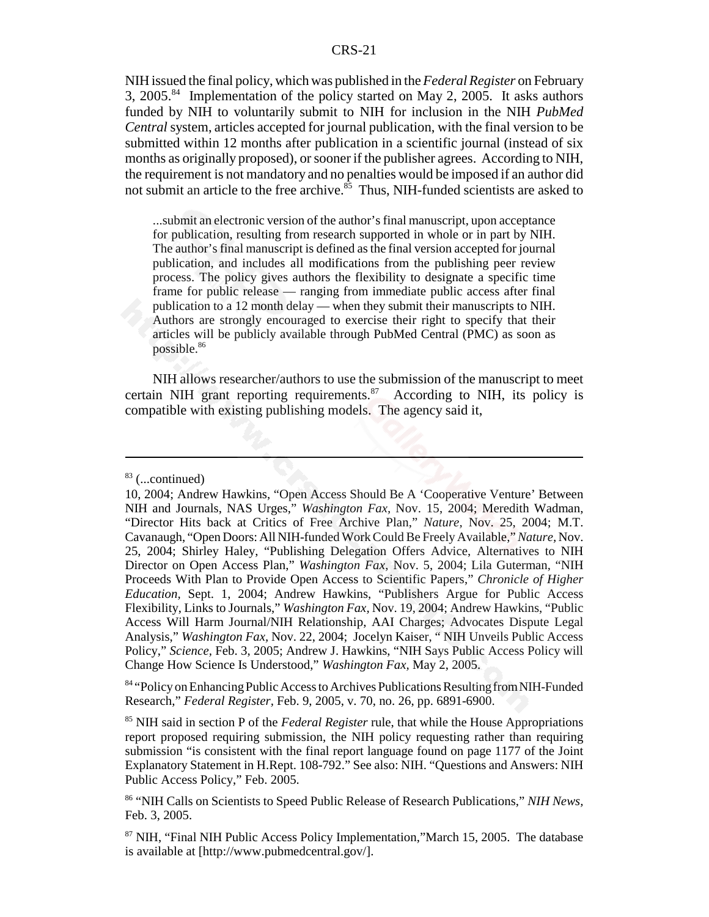NIH issued the final policy, which was published in the *Federal Register* on February 3, 2005.[84] Implementation of the policy started on May 2, 2005. It asks authors funded by NIH to voluntarily submit to NIH for inclusion in the NIH *PubMed Central* system, articles accepted for journal publication, with the final version to be submitted within 12 months after publication in a scientific journal (instead of six months as originally proposed), or sooner if the publisher agrees. According to NIH, the requirement is not mandatory and no penalties would be imposed if an author did not submit an article to the free archive.[85] Thus, NIH-funded scientists are asked to

> ...submit an electronic version of the author's final manuscript, upon acceptance for publication, resulting from research supported in whole or in part by NIH. The author's final manuscript is defined as the final version accepted for journal publication, and includes all modifications from the publishing peer review process. The policy gives authors the flexibility to designate a specific time frame for public release — ranging from immediate public access after final publication to a 12 month delay — when they submit their manuscripts to NIH. Authors are strongly encouraged to exercise their right to specify that their articles will be publicly available through PubMed Central (PMC) as soon as possible.[86]

NIH allows researcher/authors to use the submission of the manuscript to meet certain NIH grant reporting requirements.[87] According to NIH, its policy is compatible with existing publishing models. The agency said it,

---

[83] (...continued)
10, 2004; Andrew Hawkins, "Open Access Should Be A 'Cooperative Venture' Between NIH and Journals, NAS Urges," *Washington Fax*, Nov. 15, 2004; Meredith Wadman, "Director Hits back at Critics of Free Archive Plan," *Nature*, Nov. 25, 2004; M.T. Cavanaugh, "Open Doors: All NIH-funded Work Could Be Freely Available," *Nature*, Nov. 25, 2004; Shirley Haley, "Publishing Delegation Offers Advice, Alternatives to NIH Director on Open Access Plan," *Washington Fax*, Nov. 5, 2004; Lila Guterman, "NIH Proceeds With Plan to Provide Open Access to Scientific Papers," *Chronicle of Higher Education*, Sept. 1, 2004; Andrew Hawkins, "Publishers Argue for Public Access Flexibility, Links to Journals," *Washington Fax*, Nov. 19, 2004; Andrew Hawkins, "Public Access Will Harm Journal/NIH Relationship, AAI Charges; Advocates Dispute Legal Analysis," *Washington Fax*, Nov. 22, 2004; Jocelyn Kaiser, " NIH Unveils Public Access Policy," *Science*, Feb. 3, 2005; Andrew J. Hawkins, "NIH Says Public Access Policy will Change How Science Is Understood," *Washington Fax*, May 2, 2005.

[84] "Policy on Enhancing Public Access to Archives Publications Resulting from NIH-Funded Research," *Federal Register*, Feb. 9, 2005, v. 70, no. 26, pp. 6891-6900.

[85] NIH said in section P of the *Federal Register* rule, that while the House Appropriations report proposed requiring submission, the NIH policy requesting rather than requiring submission "is consistent with the final report language found on page 1177 of the Joint Explanatory Statement in H.Rept. 108-792." See also: NIH. "Questions and Answers: NIH Public Access Policy," Feb. 2005.

[86] "NIH Calls on Scientists to Speed Public Release of Research Publications," *NIH News*, Feb. 3, 2005.

[87] NIH, "Final NIH Public Access Policy Implementation,"March 15, 2005. The database is available at [http://www.pubmedcentral.gov/].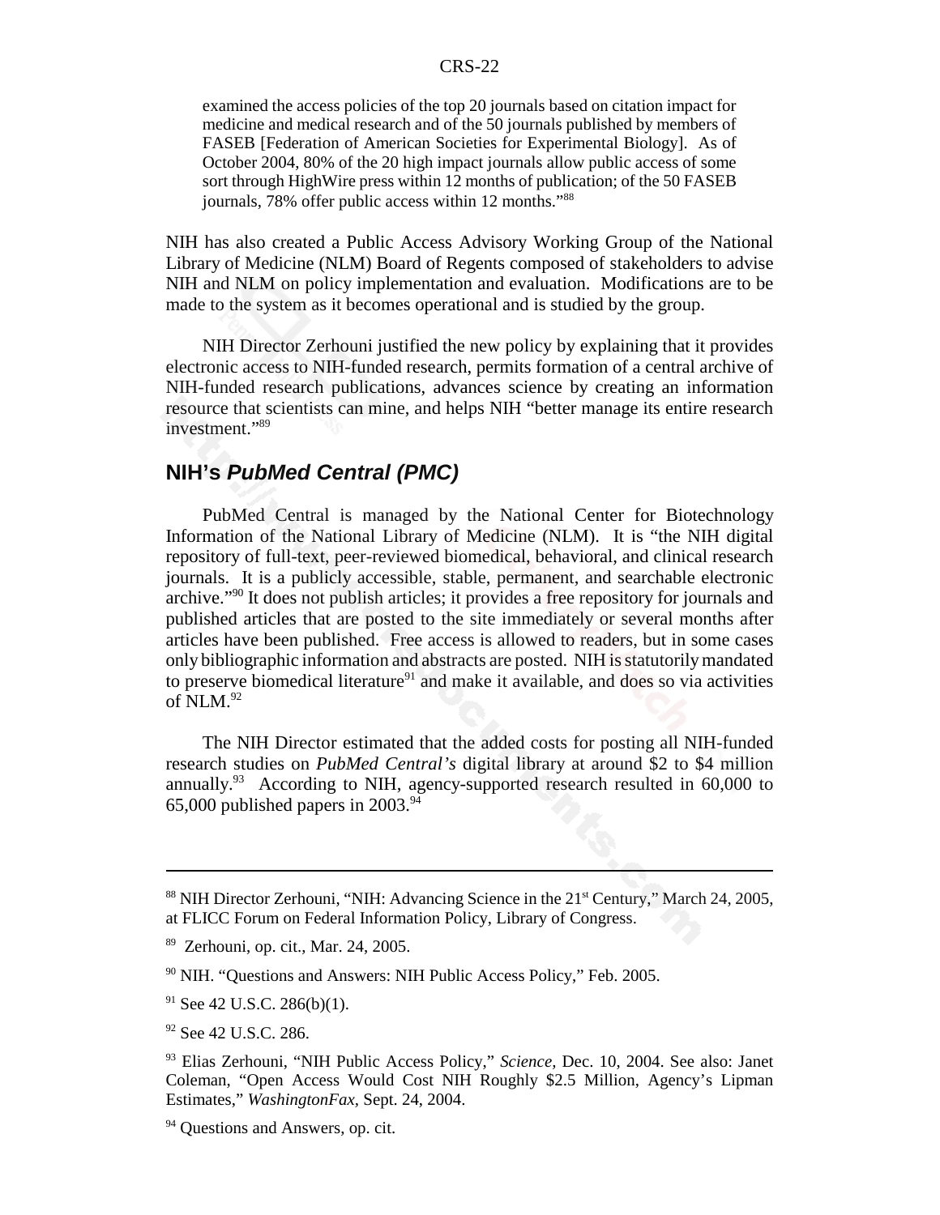examined the access policies of the top 20 journals based on citation impact for medicine and medical research and of the 50 journals published by members of FASEB [Federation of American Societies for Experimental Biology]. As of October 2004, 80% of the 20 high impact journals allow public access of some sort through HighWire press within 12 months of publication; of the 50 FASEB journals, 78% offer public access within 12 months."[88]

NIH has also created a Public Access Advisory Working Group of the National Library of Medicine (NLM) Board of Regents composed of stakeholders to advise NIH and NLM on policy implementation and evaluation. Modifications are to be made to the system as it becomes operational and is studied by the group.

NIH Director Zerhouni justified the new policy by explaining that it provides electronic access to NIH-funded research, permits formation of a central archive of NIH-funded research publications, advances science by creating an information resource that scientists can mine, and helps NIH "better manage its entire research investment."[89]

## NIH's *PubMed Central (PMC)*

PubMed Central is managed by the National Center for Biotechnology Information of the National Library of Medicine (NLM). It is "the NIH digital repository of full-text, peer-reviewed biomedical, behavioral, and clinical research journals. It is a publicly accessible, stable, permanent, and searchable electronic archive."[90] It does not publish articles; it provides a free repository for journals and published articles that are posted to the site immediately or several months after articles have been published. Free access is allowed to readers, but in some cases only bibliographic information and abstracts are posted. NIH is statutorily mandated to preserve biomedical literature[91] and make it available, and does so via activities of NLM.[92]

The NIH Director estimated that the added costs for posting all NIH-funded research studies on *PubMed Central's* digital library at around \$2 to \$4 million annually.[93] According to NIH, agency-supported research resulted in 60,000 to 65,000 published papers in 2003.[94]

---

[88] NIH Director Zerhouni, "NIH: Advancing Science in the 21st Century," March 24, 2005, at FLICC Forum on Federal Information Policy, Library of Congress.

[89] Zerhouni, op. cit., Mar. 24, 2005.

[90] NIH. "Questions and Answers: NIH Public Access Policy," Feb. 2005.

[91] See 42 U.S.C. 286(b)(1).

[92] See 42 U.S.C. 286.

[93] Elias Zerhouni, "NIH Public Access Policy," *Science*, Dec. 10, 2004. See also: Janet Coleman, "Open Access Would Cost NIH Roughly \$2.5 Million, Agency's Lipman Estimates," *WashingtonFax*, Sept. 24, 2004.

[94] Questions and Answers, op. cit.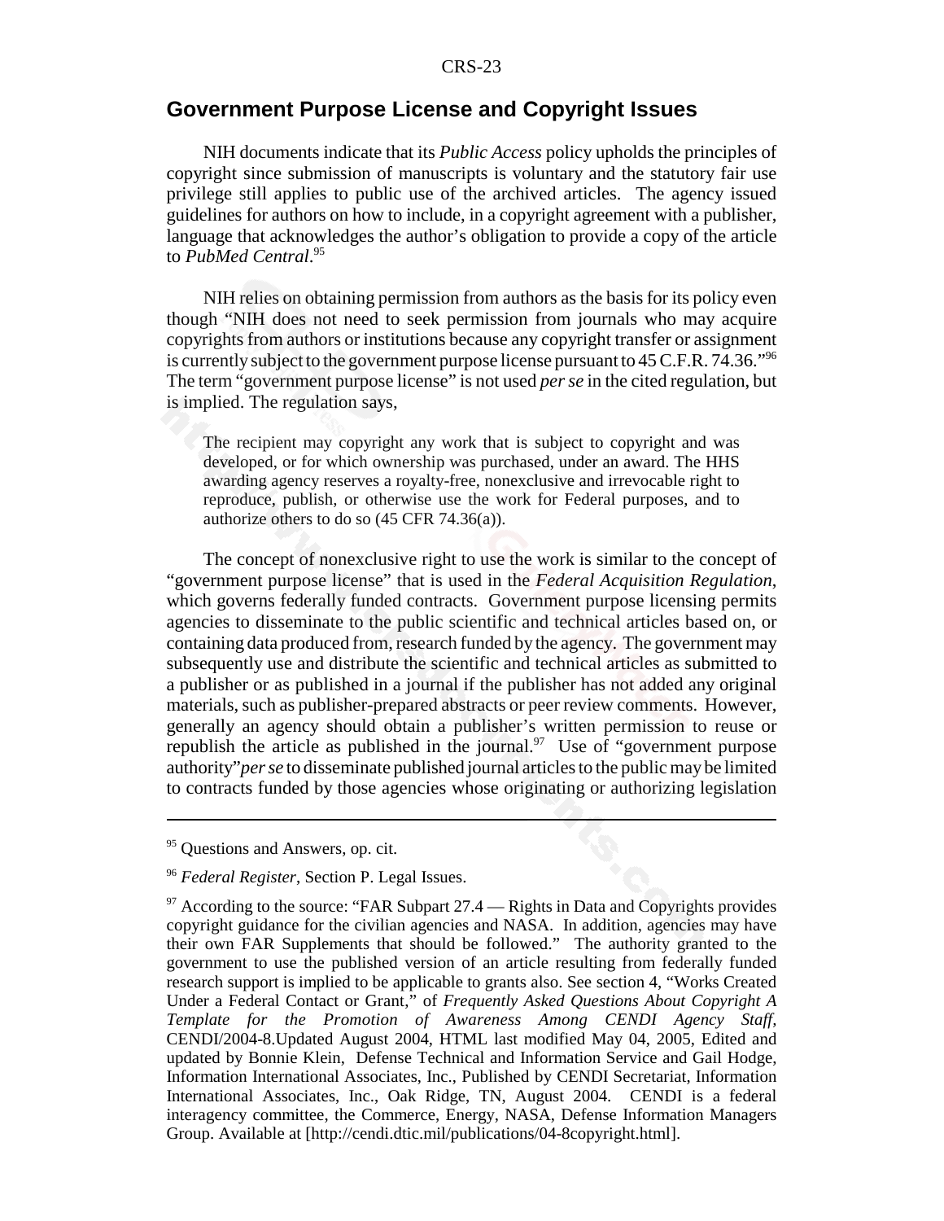## Government Purpose License and Copyright Issues

NIH documents indicate that its *Public Access* policy upholds the principles of copyright since submission of manuscripts is voluntary and the statutory fair use privilege still applies to public use of the archived articles. The agency issued guidelines for authors on how to include, in a copyright agreement with a publisher, language that acknowledges the author's obligation to provide a copy of the article to *PubMed Central*.[95]

NIH relies on obtaining permission from authors as the basis for its policy even though "NIH does not need to seek permission from journals who may acquire copyrights from authors or institutions because any copyright transfer or assignment is currently subject to the government purpose license pursuant to 45 C.F.R. 74.36."[96] The term "government purpose license" is not used *per se* in the cited regulation, but is implied. The regulation says,

> The recipient may copyright any work that is subject to copyright and was developed, or for which ownership was purchased, under an award. The HHS awarding agency reserves a royalty-free, nonexclusive and irrevocable right to reproduce, publish, or otherwise use the work for Federal purposes, and to authorize others to do so (45 CFR 74.36(a)).

The concept of nonexclusive right to use the work is similar to the concept of "government purpose license" that is used in the *Federal Acquisition Regulation*, which governs federally funded contracts. Government purpose licensing permits agencies to disseminate to the public scientific and technical articles based on, or containing data produced from, research funded by the agency. The government may subsequently use and distribute the scientific and technical articles as submitted to a publisher or as published in a journal if the publisher has not added any original materials, such as publisher-prepared abstracts or peer review comments. However, generally an agency should obtain a publisher's written permission to reuse or republish the article as published in the journal.[97] Use of "government purpose authority" *per se* to disseminate published journal articles to the public may be limited to contracts funded by those agencies whose originating or authorizing legislation

---

[95] Questions and Answers, op. cit.

[96] *Federal Register*, Section P. Legal Issues.

[97] According to the source: "FAR Subpart 27.4 — Rights in Data and Copyrights provides copyright guidance for the civilian agencies and NASA. In addition, agencies may have their own FAR Supplements that should be followed." The authority granted to the government to use the published version of an article resulting from federally funded research support is implied to be applicable to grants also. See section 4, "Works Created Under a Federal Contact or Grant," of *Frequently Asked Questions About Copyright A Template for the Promotion of Awareness Among CENDI Agency Staff*, CENDI/2004-8.Updated August 2004, HTML last modified May 04, 2005, Edited and updated by Bonnie Klein, Defense Technical and Information Service and Gail Hodge, Information International Associates, Inc., Published by CENDI Secretariat, Information International Associates, Inc., Oak Ridge, TN, August 2004. CENDI is a federal interagency committee, the Commerce, Energy, NASA, Defense Information Managers Group. Available at [http://cendi.dtic.mil/publications/04-8copyright.html].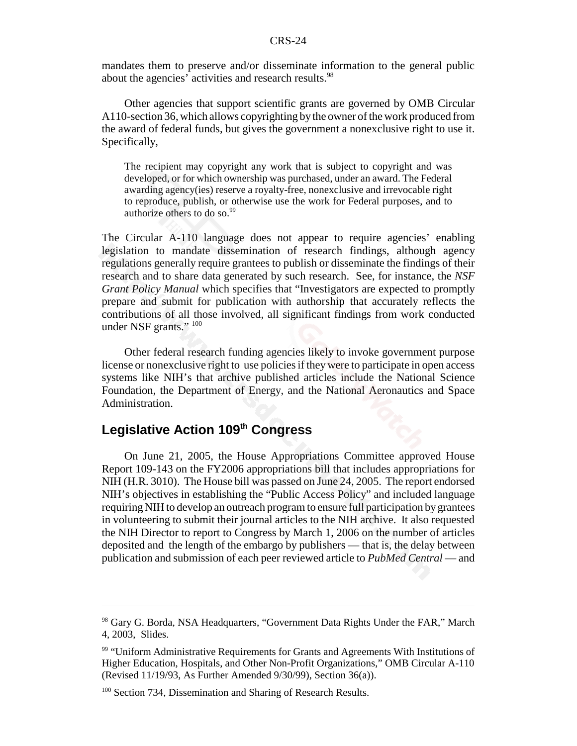mandates them to preserve and/or disseminate information to the general public about the agencies' activities and research results.[98]

Other agencies that support scientific grants are governed by OMB Circular A110-section 36, which allows copyrighting by the owner of the work produced from the award of federal funds, but gives the government a nonexclusive right to use it. Specifically,

> The recipient may copyright any work that is subject to copyright and was developed, or for which ownership was purchased, under an award. The Federal awarding agency(ies) reserve a royalty-free, nonexclusive and irrevocable right to reproduce, publish, or otherwise use the work for Federal purposes, and to authorize others to do so.[99]

The Circular A-110 language does not appear to require agencies' enabling legislation to mandate dissemination of research findings, although agency regulations generally require grantees to publish or disseminate the findings of their research and to share data generated by such research. See, for instance, the *NSF Grant Policy Manual* which specifies that "Investigators are expected to promptly prepare and submit for publication with authorship that accurately reflects the contributions of all those involved, all significant findings from work conducted under NSF grants." [100]

Other federal research funding agencies likely to invoke government purpose license or nonexclusive right to use policies if they were to participate in open access systems like NIH's that archive published articles include the National Science Foundation, the Department of Energy, and the National Aeronautics and Space Administration.

## Legislative Action 109th Congress

On June 21, 2005, the House Appropriations Committee approved House Report 109-143 on the FY2006 appropriations bill that includes appropriations for NIH (H.R. 3010). The House bill was passed on June 24, 2005. The report endorsed NIH's objectives in establishing the "Public Access Policy" and included language requiring NIH to develop an outreach program to ensure full participation by grantees in volunteering to submit their journal articles to the NIH archive. It also requested the NIH Director to report to Congress by March 1, 2006 on the number of articles deposited and the length of the embargo by publishers — that is, the delay between publication and submission of each peer reviewed article to *PubMed Central* — and

---

[98] Gary G. Borda, NSA Headquarters, "Government Data Rights Under the FAR," March 4, 2003, Slides.

[99] "Uniform Administrative Requirements for Grants and Agreements With Institutions of Higher Education, Hospitals, and Other Non-Profit Organizations," OMB Circular A-110 (Revised 11/19/93, As Further Amended 9/30/99), Section 36(a)).

[100] Section 734, Dissemination and Sharing of Research Results.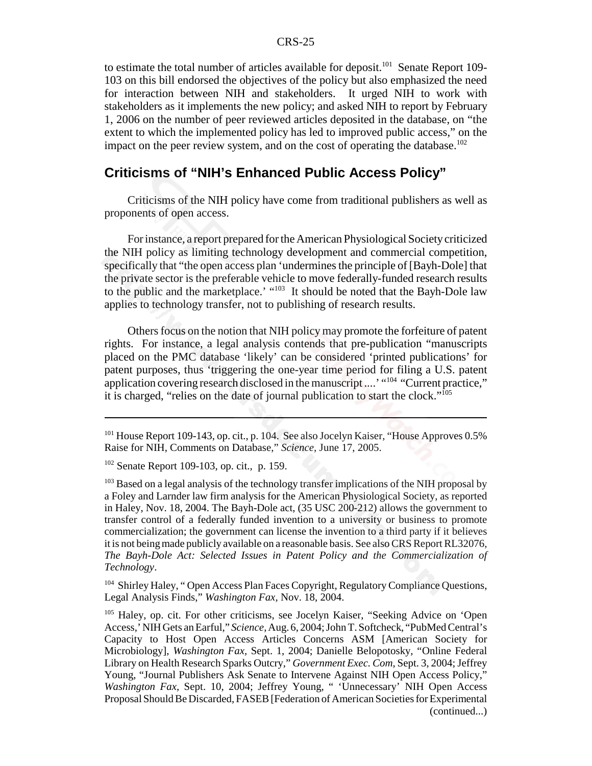to estimate the total number of articles available for deposit.[101] Senate Report 109-103 on this bill endorsed the objectives of the policy but also emphasized the need for interaction between NIH and stakeholders. It urged NIH to work with stakeholders as it implements the new policy; and asked NIH to report by February 1, 2006 on the number of peer reviewed articles deposited in the database, on "the extent to which the implemented policy has led to improved public access," on the impact on the peer review system, and on the cost of operating the database.[102]

## Criticisms of "NIH's Enhanced Public Access Policy"

Criticisms of the NIH policy have come from traditional publishers as well as proponents of open access.

For instance, a report prepared for the American Physiological Society criticized the NIH policy as limiting technology development and commercial competition, specifically that "the open access plan 'undermines the principle of [Bayh-Dole] that the private sector is the preferable vehicle to move federally-funded research results to the public and the marketplace.' "[103] It should be noted that the Bayh-Dole law applies to technology transfer, not to publishing of research results.

Others focus on the notion that NIH policy may promote the forfeiture of patent rights. For instance, a legal analysis contends that pre-publication "manuscripts placed on the PMC database 'likely' can be considered 'printed publications' for patent purposes, thus 'triggering the one-year time period for filing a U.S. patent application covering research disclosed in the manuscript ....' "[104] "Current practice," it is charged, "relies on the date of journal publication to start the clock."[105]

---

[101] House Report 109-143, op. cit., p. 104. See also Jocelyn Kaiser, "House Approves 0.5% Raise for NIH, Comments on Database," *Science,* June 17, 2005.

[102] Senate Report 109-103, op. cit., p. 159.

[103] Based on a legal analysis of the technology transfer implications of the NIH proposal by a Foley and Larnder law firm analysis for the American Physiological Society, as reported in Haley, Nov. 18, 2004. The Bayh-Dole act, (35 USC 200-212) allows the government to transfer control of a federally funded invention to a university or business to promote commercialization; the government can license the invention to a third party if it believes it is not being made publicly available on a reasonable basis. See also CRS Report RL32076, *The Bayh-Dole Act: Selected Issues in Patent Policy and the Commercialization of Technology*.

[104] Shirley Haley, " Open Access Plan Faces Copyright, Regulatory Compliance Questions, Legal Analysis Finds," *Washington Fax,* Nov. 18, 2004.

[105] Haley, op. cit. For other criticisms, see Jocelyn Kaiser, "Seeking Advice on 'Open Access,' NIH Gets an Earful," *Science,* Aug. 6, 2004; John T. Softcheck, "PubMed Central's Capacity to Host Open Access Articles Concerns ASM [American Society for Microbiology], *Washington Fax,* Sept. 1, 2004; Danielle Belopotosky, "Online Federal Library on Health Research Sparks Outcry," *Government Exec. Com,* Sept. 3, 2004; Jeffrey Young, "Journal Publishers Ask Senate to Intervene Against NIH Open Access Policy," *Washington Fax,* Sept. 10, 2004; Jeffrey Young, " 'Unnecessary' NIH Open Access Proposal Should Be Discarded, FASEB [Federation of American Societies for Experimental (continued...)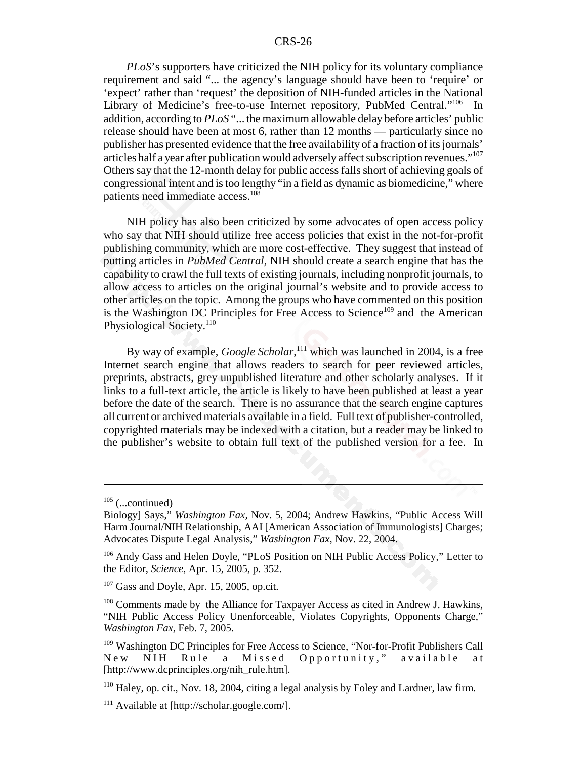*PLoS*'s supporters have criticized the NIH policy for its voluntary compliance requirement and said "... the agency's language should have been to 'require' or 'expect' rather than 'request' the deposition of NIH-funded articles in the National Library of Medicine's free-to-use Internet repository, PubMed Central."[106] In addition, according to *PLoS* "... the maximum allowable delay before articles' public release should have been at most 6, rather than 12 months — particularly since no publisher has presented evidence that the free availability of a fraction of its journals' articles half a year after publication would adversely affect subscription revenues."[107] Others say that the 12-month delay for public access falls short of achieving goals of congressional intent and is too lengthy "in a field as dynamic as biomedicine," where patients need immediate access.[108]

NIH policy has also been criticized by some advocates of open access policy who say that NIH should utilize free access policies that exist in the not-for-profit publishing community, which are more cost-effective. They suggest that instead of putting articles in *PubMed Central*, NIH should create a search engine that has the capability to crawl the full texts of existing journals, including nonprofit journals, to allow access to articles on the original journal's website and to provide access to other articles on the topic. Among the groups who have commented on this position is the Washington DC Principles for Free Access to Science[109] and the American Physiological Society.[110]

By way of example, *Google Scholar*,[111] which was launched in 2004, is a free Internet search engine that allows readers to search for peer reviewed articles, preprints, abstracts, grey unpublished literature and other scholarly analyses. If it links to a full-text article, the article is likely to have been published at least a year before the date of the search. There is no assurance that the search engine captures all current or archived materials available in a field. Full text of publisher-controlled, copyrighted materials may be indexed with a citation, but a reader may be linked to the publisher's website to obtain full text of the published version for a fee. In

---

[105] (...continued)
Biology] Says," *Washington Fax,* Nov. 5, 2004; Andrew Hawkins, "Public Access Will Harm Journal/NIH Relationship, AAI [American Association of Immunologists] Charges; Advocates Dispute Legal Analysis," *Washington Fax,* Nov. 22, 2004.

[106] Andy Gass and Helen Doyle, "PLoS Position on NIH Public Access Policy," Letter to the Editor, *Science,* Apr. 15, 2005, p. 352.

[107] Gass and Doyle, Apr. 15, 2005, op.cit.

[108] Comments made by the Alliance for Taxpayer Access as cited in Andrew J. Hawkins, "NIH Public Access Policy Unenforceable, Violates Copyrights, Opponents Charge," *Washington Fax,* Feb. 7, 2005.

[109] Washington DC Principles for Free Access to Science, "Nor-for-Profit Publishers Call New NIH Rule a Missed Opportunity," available at [http://www.dcprinciples.org/nih_rule.htm].

[110] Haley, op. cit., Nov. 18, 2004, citing a legal analysis by Foley and Lardner, law firm.

[111] Available at [http://scholar.google.com/].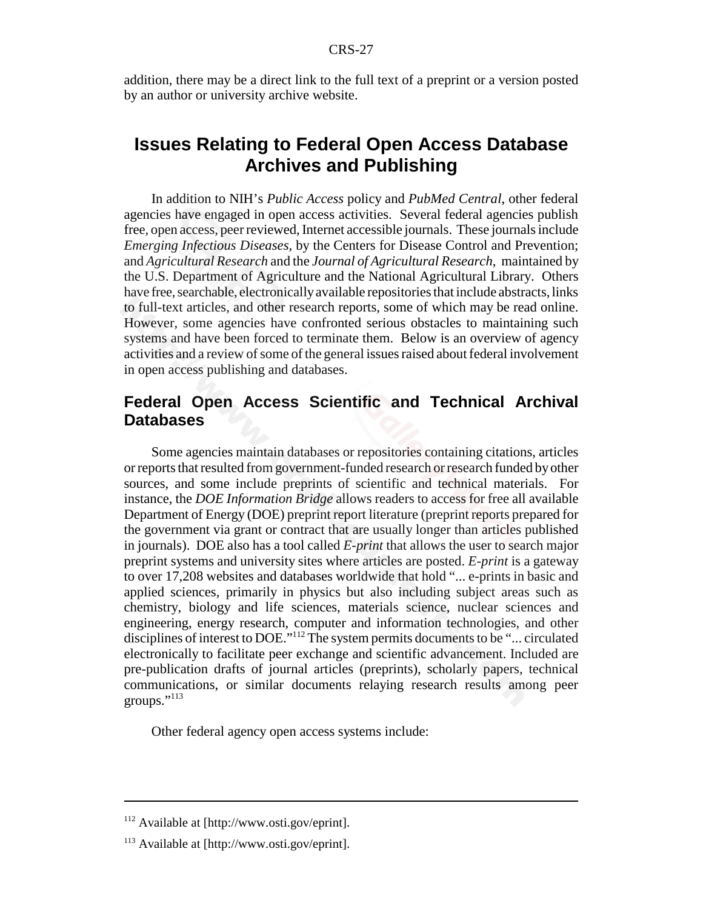addition, there may be a direct link to the full text of a preprint or a version posted by an author or university archive website.

## Issues Relating to Federal Open Access Database Archives and Publishing

In addition to NIH's *Public Access* policy and *PubMed Central*, other federal agencies have engaged in open access activities. Several federal agencies publish free, open access, peer reviewed, Internet accessible journals. These journals include *Emerging Infectious Diseases,* by the Centers for Disease Control and Prevention; and *Agricultural Research* and the *Journal of Agricultural Research*, maintained by the U.S. Department of Agriculture and the National Agricultural Library. Others have free, searchable, electronically available repositories that include abstracts, links to full-text articles, and other research reports, some of which may be read online. However, some agencies have confronted serious obstacles to maintaining such systems and have been forced to terminate them. Below is an overview of agency activities and a review of some of the general issues raised about federal involvement in open access publishing and databases.

### Federal Open Access Scientific and Technical Archival Databases

Some agencies maintain databases or repositories containing citations, articles or reports that resulted from government-funded research or research funded by other sources, and some include preprints of scientific and technical materials. For instance, the *DOE Information Bridge* allows readers to access for free all available Department of Energy (DOE) preprint report literature (preprint reports prepared for the government via grant or contract that are usually longer than articles published in journals). DOE also has a tool called *E-print* that allows the user to search major preprint systems and university sites where articles are posted. *E-print* is a gateway to over 17,208 websites and databases worldwide that hold "... e-prints in basic and applied sciences, primarily in physics but also including subject areas such as chemistry, biology and life sciences, materials science, nuclear sciences and engineering, energy research, computer and information technologies, and other disciplines of interest to DOE."[112] The system permits documents to be "... circulated electronically to facilitate peer exchange and scientific advancement. Included are pre-publication drafts of journal articles (preprints), scholarly papers, technical communications, or similar documents relaying research results among peer groups."[113]

Other federal agency open access systems include:

---

[112] Available at [http://www.osti.gov/eprint].

[113] Available at [http://www.osti.gov/eprint].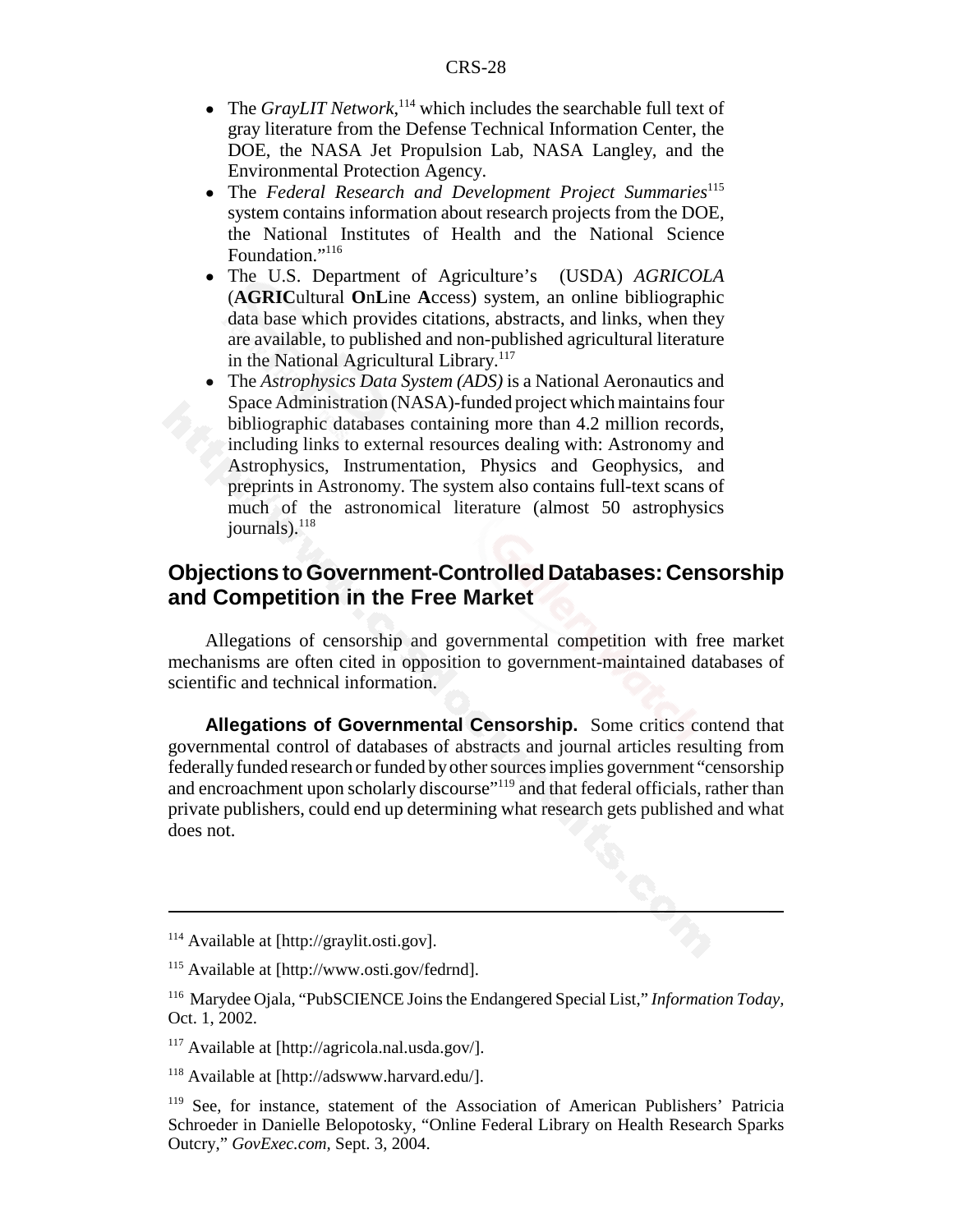- The *GrayLIT Network*,[114] which includes the searchable full text of gray literature from the Defense Technical Information Center, the DOE, the NASA Jet Propulsion Lab, NASA Langley, and the Environmental Protection Agency.
- The *Federal Research and Development Project Summaries*[115] system contains information about research projects from the DOE, the National Institutes of Health and the National Science Foundation."[116]
- The U.S. Department of Agriculture's (USDA) *AGRICOLA* (**AGRIC**ultural **O**n**L**ine **A**ccess) system, an online bibliographic data base which provides citations, abstracts, and links, when they are available, to published and non-published agricultural literature in the National Agricultural Library.[117]
- The *Astrophysics Data System (ADS)* is a National Aeronautics and Space Administration (NASA)-funded project which maintains four bibliographic databases containing more than 4.2 million records, including links to external resources dealing with: Astronomy and Astrophysics, Instrumentation, Physics and Geophysics, and preprints in Astronomy. The system also contains full-text scans of much of the astronomical literature (almost 50 astrophysics journals).[118]

## Objections to Government-Controlled Databases: Censorship and Competition in the Free Market

Allegations of censorship and governmental competition with free market mechanisms are often cited in opposition to government-maintained databases of scientific and technical information.

**Allegations of Governmental Censorship.** Some critics contend that governmental control of databases of abstracts and journal articles resulting from federally funded research or funded by other sources implies government "censorship and encroachment upon scholarly discourse"[119] and that federal officials, rather than private publishers, could end up determining what research gets published and what does not.

---

[114] Available at [http://graylit.osti.gov].

[115] Available at [http://www.osti.gov/fedrnd].

[116] Marydee Ojala, "PubSCIENCE Joins the Endangered Special List," *Information Today*, Oct. 1, 2002.

[117] Available at [http://agricola.nal.usda.gov/].

[118] Available at [http://adswww.harvard.edu/].

[119] See, for instance, statement of the Association of American Publishers' Patricia Schroeder in Danielle Belopotosky, "Online Federal Library on Health Research Sparks Outcry," *GovExec.com*, Sept. 3, 2004.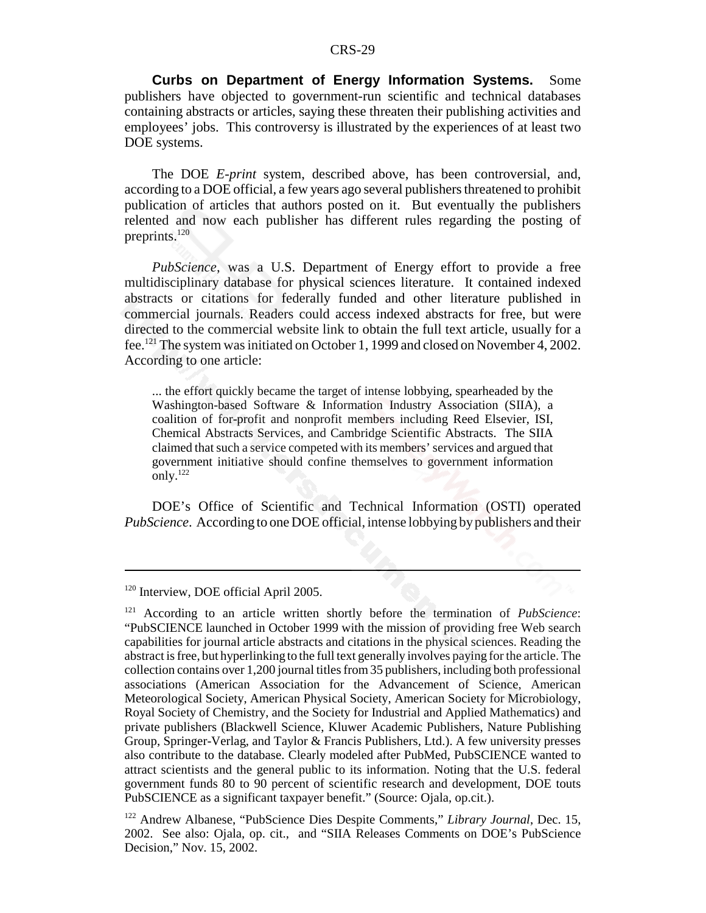**Curbs on Department of Energy Information Systems.** Some publishers have objected to government-run scientific and technical databases containing abstracts or articles, saying these threaten their publishing activities and employees' jobs. This controversy is illustrated by the experiences of at least two DOE systems.

The DOE *E-print* system, described above, has been controversial, and, according to a DOE official, a few years ago several publishers threatened to prohibit publication of articles that authors posted on it. But eventually the publishers relented and now each publisher has different rules regarding the posting of preprints.[120]

*PubScience*, was a U.S. Department of Energy effort to provide a free multidisciplinary database for physical sciences literature. It contained indexed abstracts or citations for federally funded and other literature published in commercial journals. Readers could access indexed abstracts for free, but were directed to the commercial website link to obtain the full text article, usually for a fee.[121] The system was initiated on October 1, 1999 and closed on November 4, 2002. According to one article:

> ... the effort quickly became the target of intense lobbying, spearheaded by the Washington-based Software & Information Industry Association (SIIA), a coalition of for-profit and nonprofit members including Reed Elsevier, ISI, Chemical Abstracts Services, and Cambridge Scientific Abstracts. The SIIA claimed that such a service competed with its members' services and argued that government initiative should confine themselves to government information only.[122]

DOE's Office of Scientific and Technical Information (OSTI) operated *PubScience*. According to one DOE official, intense lobbying by publishers and their

---

[120] Interview, DOE official April 2005.

[121] According to an article written shortly before the termination of *PubScience*: "PubSCIENCE launched in October 1999 with the mission of providing free Web search capabilities for journal article abstracts and citations in the physical sciences. Reading the abstract is free, but hyperlinking to the full text generally involves paying for the article. The collection contains over 1,200 journal titles from 35 publishers, including both professional associations (American Association for the Advancement of Science, American Meteorological Society, American Physical Society, American Society for Microbiology, Royal Society of Chemistry, and the Society for Industrial and Applied Mathematics) and private publishers (Blackwell Science, Kluwer Academic Publishers, Nature Publishing Group, Springer-Verlag, and Taylor & Francis Publishers, Ltd.). A few university presses also contribute to the database. Clearly modeled after PubMed, PubSCIENCE wanted to attract scientists and the general public to its information. Noting that the U.S. federal government funds 80 to 90 percent of scientific research and development, DOE touts PubSCIENCE as a significant taxpayer benefit." (Source: Ojala, op.cit.).

[122] Andrew Albanese, "PubScience Dies Despite Comments," *Library Journal*, Dec. 15, 2002. See also: Ojala, op. cit., and "SIIA Releases Comments on DOE's PubScience Decision," Nov. 15, 2002.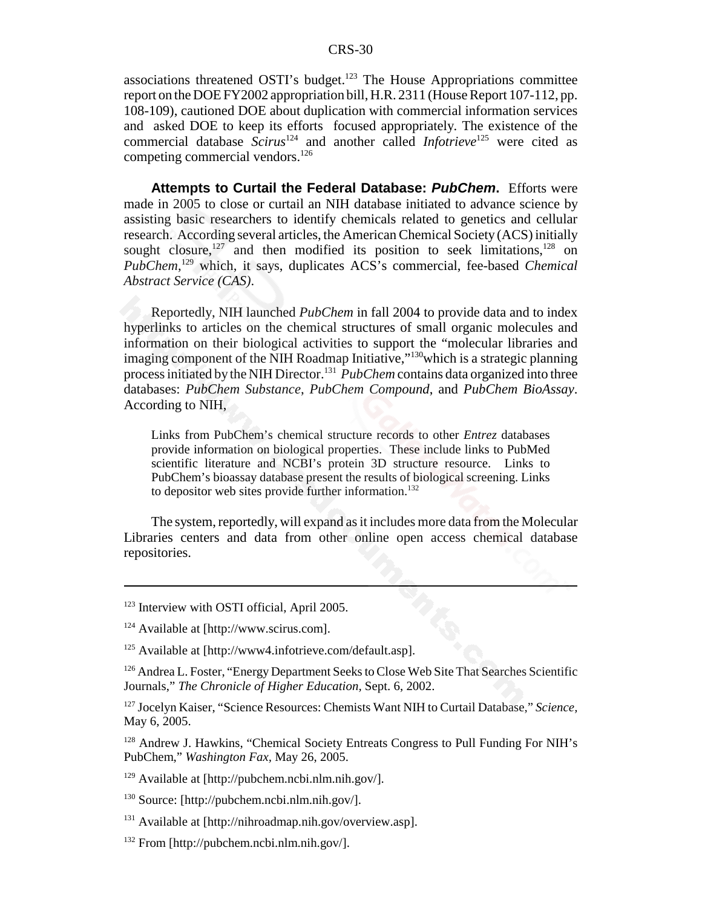associations threatened OSTI's budget.[123] The House Appropriations committee report on the DOE FY2002 appropriation bill, H.R. 2311 (House Report 107-112, pp. 108-109), cautioned DOE about duplication with commercial information services and asked DOE to keep its efforts focused appropriately. The existence of the commercial database *Scirus*[124] and another called *Infotrieve*[125] were cited as competing commercial vendors.[126]

**Attempts to Curtail the Federal Database: *PubChem*.** Efforts were made in 2005 to close or curtail an NIH database initiated to advance science by assisting basic researchers to identify chemicals related to genetics and cellular research. According several articles, the American Chemical Society (ACS) initially sought closure,[127] and then modified its position to seek limitations,[128] on *PubChem*,[129] which, it says, duplicates ACS's commercial, fee-based *Chemical Abstract Service (CAS)*.

Reportedly, NIH launched *PubChem* in fall 2004 to provide data and to index hyperlinks to articles on the chemical structures of small organic molecules and information on their biological activities to support the "molecular libraries and imaging component of the NIH Roadmap Initiative,"[130]which is a strategic planning process initiated by the NIH Director.[131] *PubChem* contains data organized into three databases: *PubChem Substance*, *PubChem Compound*, and *PubChem BioAssay*. According to NIH,

> Links from PubChem's chemical structure records to other *Entrez* databases provide information on biological properties. These include links to PubMed scientific literature and NCBI's protein 3D structure resource. Links to PubChem's bioassay database present the results of biological screening. Links to depositor web sites provide further information.[132]

The system, reportedly, will expand as it includes more data from the Molecular Libraries centers and data from other online open access chemical database repositories.

---

[123] Interview with OSTI official, April 2005.

[124] Available at [http://www.scirus.com].

[125] Available at [http://www4.infotrieve.com/default.asp].

[126] Andrea L. Foster, "Energy Department Seeks to Close Web Site That Searches Scientific Journals," *The Chronicle of Higher Education*, Sept. 6, 2002.

[127] Jocelyn Kaiser, "Science Resources: Chemists Want NIH to Curtail Database," *Science*, May 6, 2005.

[128] Andrew J. Hawkins, "Chemical Society Entreats Congress to Pull Funding For NIH's PubChem," *Washington Fax*, May 26, 2005.

[129] Available at [http://pubchem.ncbi.nlm.nih.gov/].

[130] Source: [http://pubchem.ncbi.nlm.nih.gov/].

[131] Available at [http://nihroadmap.nih.gov/overview.asp].

[132] From [http://pubchem.ncbi.nlm.nih.gov/].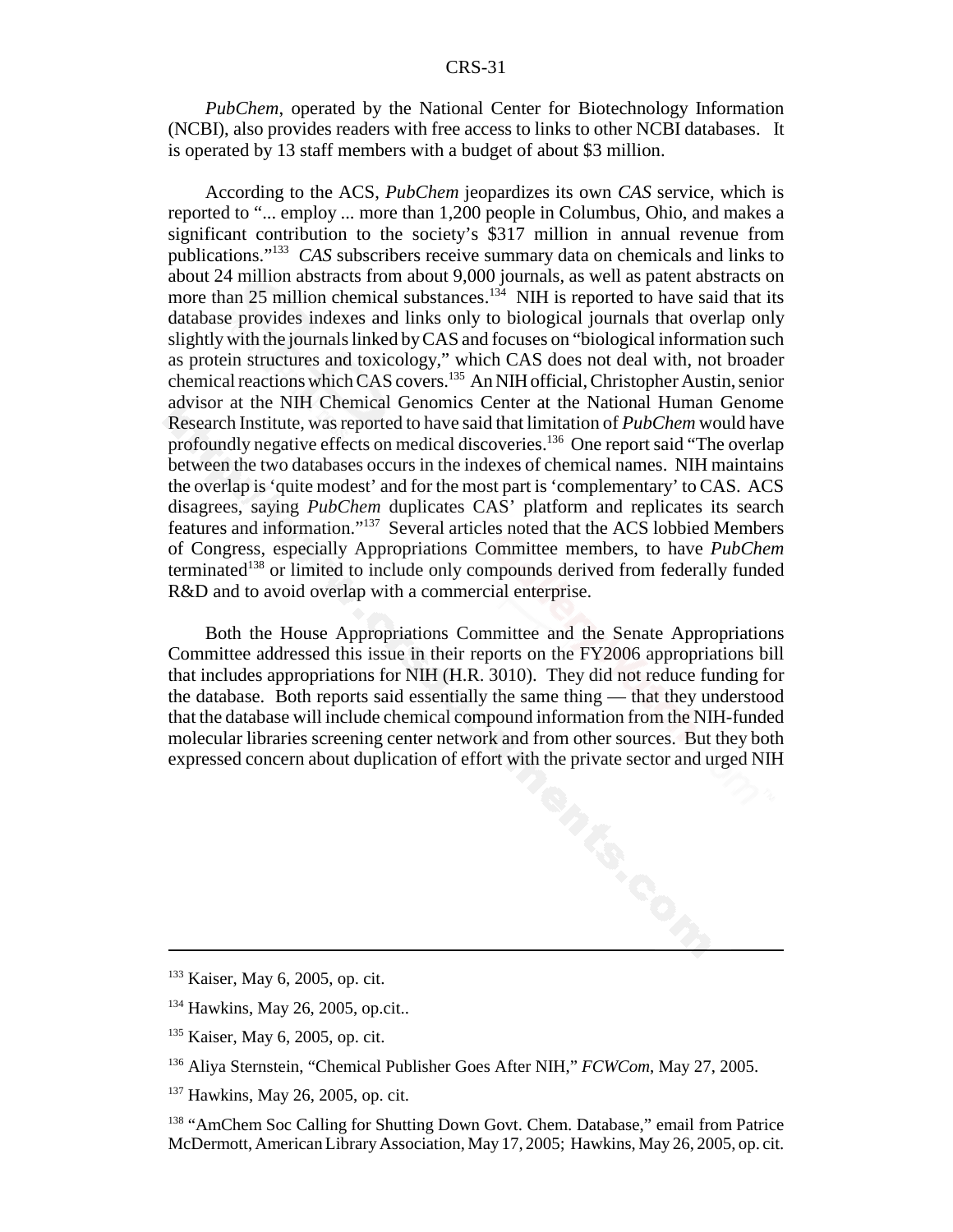*PubChem*, operated by the National Center for Biotechnology Information (NCBI), also provides readers with free access to links to other NCBI databases. It is operated by 13 staff members with a budget of about $3 million.

According to the ACS, *PubChem* jeopardizes its own *CAS* service, which is reported to "... employ ... more than 1,200 people in Columbus, Ohio, and makes a significant contribution to the society's $317 million in annual revenue from publications."[133] *CAS* subscribers receive summary data on chemicals and links to about 24 million abstracts from about 9,000 journals, as well as patent abstracts on more than 25 million chemical substances.[134] NIH is reported to have said that its database provides indexes and links only to biological journals that overlap only slightly with the journals linked by CAS and focuses on "biological information such as protein structures and toxicology," which CAS does not deal with, not broader chemical reactions which CAS covers.[135] An NIH official, Christopher Austin, senior advisor at the NIH Chemical Genomics Center at the National Human Genome Research Institute, was reported to have said that limitation of *PubChem* would have profoundly negative effects on medical discoveries.[136] One report said "The overlap between the two databases occurs in the indexes of chemical names. NIH maintains the overlap is 'quite modest' and for the most part is 'complementary' to CAS. ACS disagrees, saying *PubChem* duplicates CAS' platform and replicates its search features and information."[137] Several articles noted that the ACS lobbied Members of Congress, especially Appropriations Committee members, to have *PubChem* terminated[138] or limited to include only compounds derived from federally funded R&D and to avoid overlap with a commercial enterprise.

Both the House Appropriations Committee and the Senate Appropriations Committee addressed this issue in their reports on the FY2006 appropriations bill that includes appropriations for NIH (H.R. 3010). They did not reduce funding for the database. Both reports said essentially the same thing — that they understood that the database will include chemical compound information from the NIH-funded molecular libraries screening center network and from other sources. But they both expressed concern about duplication of effort with the private sector and urged NIH

---

[133] Kaiser, May 6, 2005, op. cit.

[134] Hawkins, May 26, 2005, op.cit..

[135] Kaiser, May 6, 2005, op. cit.

[136] Aliya Sternstein, "Chemical Publisher Goes After NIH," *FCWCom*, May 27, 2005.

[137] Hawkins, May 26, 2005, op. cit.

[138] "AmChem Soc Calling for Shutting Down Govt. Chem. Database," email from Patrice McDermott, American Library Association, May 17, 2005; Hawkins, May 26, 2005, op. cit.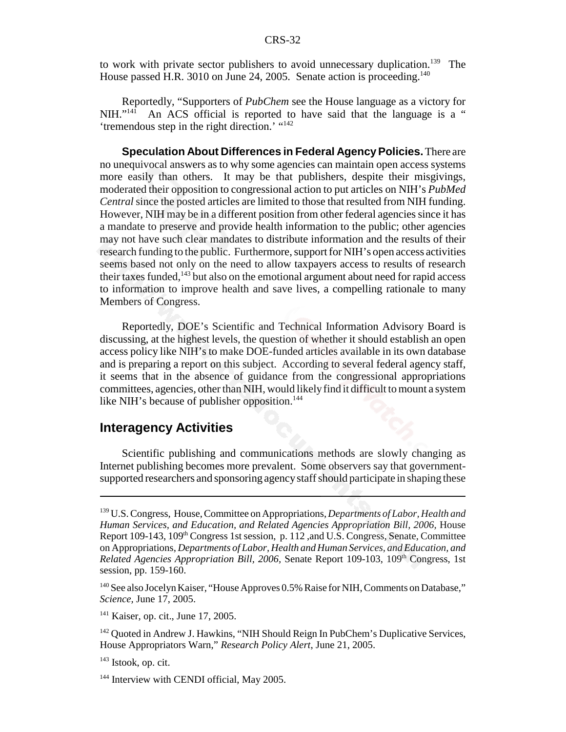to work with private sector publishers to avoid unnecessary duplication.[139] The House passed H.R. 3010 on June 24, 2005. Senate action is proceeding.[140]

Reportedly, "Supporters of *PubChem* see the House language as a victory for NIH."[141] An ACS official is reported to have said that the language is a " 'tremendous step in the right direction.' "[142]

**Speculation About Differences in Federal Agency Policies.** There are no unequivocal answers as to why some agencies can maintain open access systems more easily than others. It may be that publishers, despite their misgivings, moderated their opposition to congressional action to put articles on NIH's *PubMed Central* since the posted articles are limited to those that resulted from NIH funding. However, NIH may be in a different position from other federal agencies since it has a mandate to preserve and provide health information to the public; other agencies may not have such clear mandates to distribute information and the results of their research funding to the public. Furthermore, support for NIH's open access activities seems based not only on the need to allow taxpayers access to results of research their taxes funded,[143] but also on the emotional argument about need for rapid access to information to improve health and save lives, a compelling rationale to many Members of Congress.

Reportedly, DOE's Scientific and Technical Information Advisory Board is discussing, at the highest levels, the question of whether it should establish an open access policy like NIH's to make DOE-funded articles available in its own database and is preparing a report on this subject. According to several federal agency staff, it seems that in the absence of guidance from the congressional appropriations committees, agencies, other than NIH, would likely find it difficult to mount a system like NIH's because of publisher opposition.[144]

## Interagency Activities

Scientific publishing and communications methods are slowly changing as Internet publishing becomes more prevalent. Some observers say that government-supported researchers and sponsoring agency staff should participate in shaping these

---

[139] U.S. Congress, House, Committee on Appropriations, *Departments of Labor, Health and Human Services, and Education, and Related Agencies Appropriation Bill, 2006,* House Report 109-143, 109th Congress 1st session, p. 112 ,and U.S. Congress, Senate, Committee on Appropriations, *Departments of Labor, Health and Human Services, and Education, and Related Agencies Appropriation Bill, 2006,* Senate Report 109-103, 109th Congress, 1st session, pp. 159-160.

[140] See also Jocelyn Kaiser, "House Approves 0.5% Raise for NIH, Comments on Database," *Science,* June 17, 2005.

[141] Kaiser, op. cit., June 17, 2005.

[142] Quoted in Andrew J. Hawkins, "NIH Should Reign In PubChem's Duplicative Services, House Appropriators Warn," *Research Policy Alert,* June 21, 2005.

[143] Istook, op. cit.

[144] Interview with CENDI official, May 2005.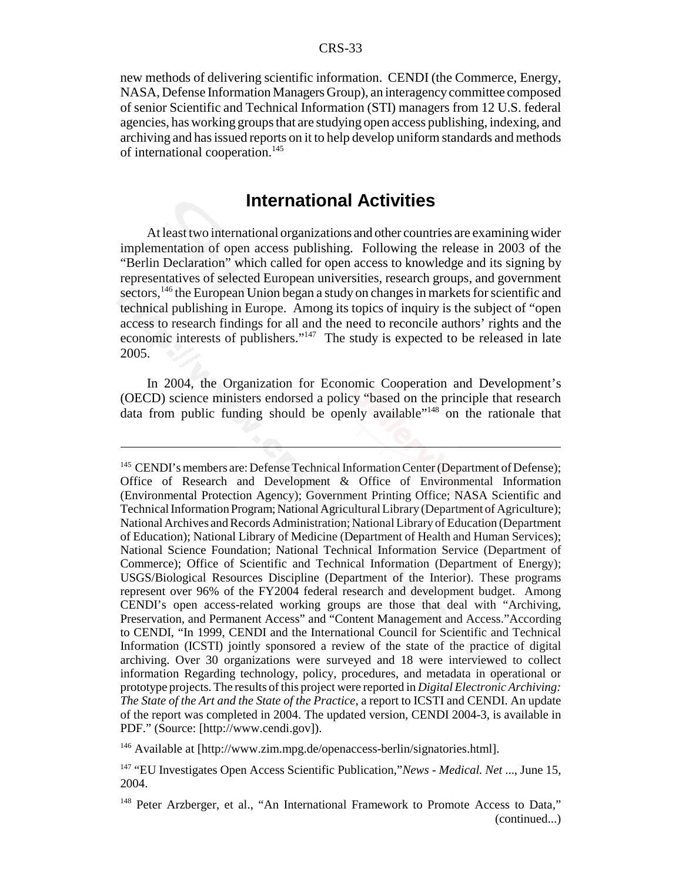new methods of delivering scientific information. CENDI (the Commerce, Energy, NASA, Defense Information Managers Group), an interagency committee composed of senior Scientific and Technical Information (STI) managers from 12 U.S. federal agencies, has working groups that are studying open access publishing, indexing, and archiving and has issued reports on it to help develop uniform standards and methods of international cooperation.[145]

## International Activities

At least two international organizations and other countries are examining wider implementation of open access publishing. Following the release in 2003 of the "Berlin Declaration" which called for open access to knowledge and its signing by representatives of selected European universities, research groups, and government sectors,[146] the European Union began a study on changes in markets for scientific and technical publishing in Europe. Among its topics of inquiry is the subject of "open access to research findings for all and the need to reconcile authors' rights and the economic interests of publishers."[147] The study is expected to be released in late 2005.

In 2004, the Organization for Economic Cooperation and Development's (OECD) science ministers endorsed a policy "based on the principle that research data from public funding should be openly available"[148] on the rationale that

---

[145] CENDI's members are: Defense Technical Information Center (Department of Defense); Office of Research and Development & Office of Environmental Information (Environmental Protection Agency); Government Printing Office; NASA Scientific and Technical Information Program; National Agricultural Library (Department of Agriculture); National Archives and Records Administration; National Library of Education (Department of Education); National Library of Medicine (Department of Health and Human Services); National Science Foundation; National Technical Information Service (Department of Commerce); Office of Scientific and Technical Information (Department of Energy); USGS/Biological Resources Discipline (Department of the Interior). These programs represent over 96% of the FY2004 federal research and development budget. Among CENDI's open access-related working groups are those that deal with "Archiving, Preservation, and Permanent Access" and "Content Management and Access."According to CENDI, "In 1999, CENDI and the International Council for Scientific and Technical Information (ICSTI) jointly sponsored a review of the state of the practice of digital archiving. Over 30 organizations were surveyed and 18 were interviewed to collect information Regarding technology, policy, procedures, and metadata in operational or prototype projects. The results of this project were reported in *Digital Electronic Archiving: The State of the Art and the State of the Practice*, a report to ICSTI and CENDI. An update of the report was completed in 2004. The updated version, CENDI 2004-3, is available in PDF." (Source: [http://www.cendi.gov]).

[146] Available at [http://www.zim.mpg.de/openaccess-berlin/signatories.html].

[147] "EU Investigates Open Access Scientific Publication,"*News - Medical. Net* ..., June 15, 2004.

[148] Peter Arzberger, et al., "An International Framework to Promote Access to Data," (continued...)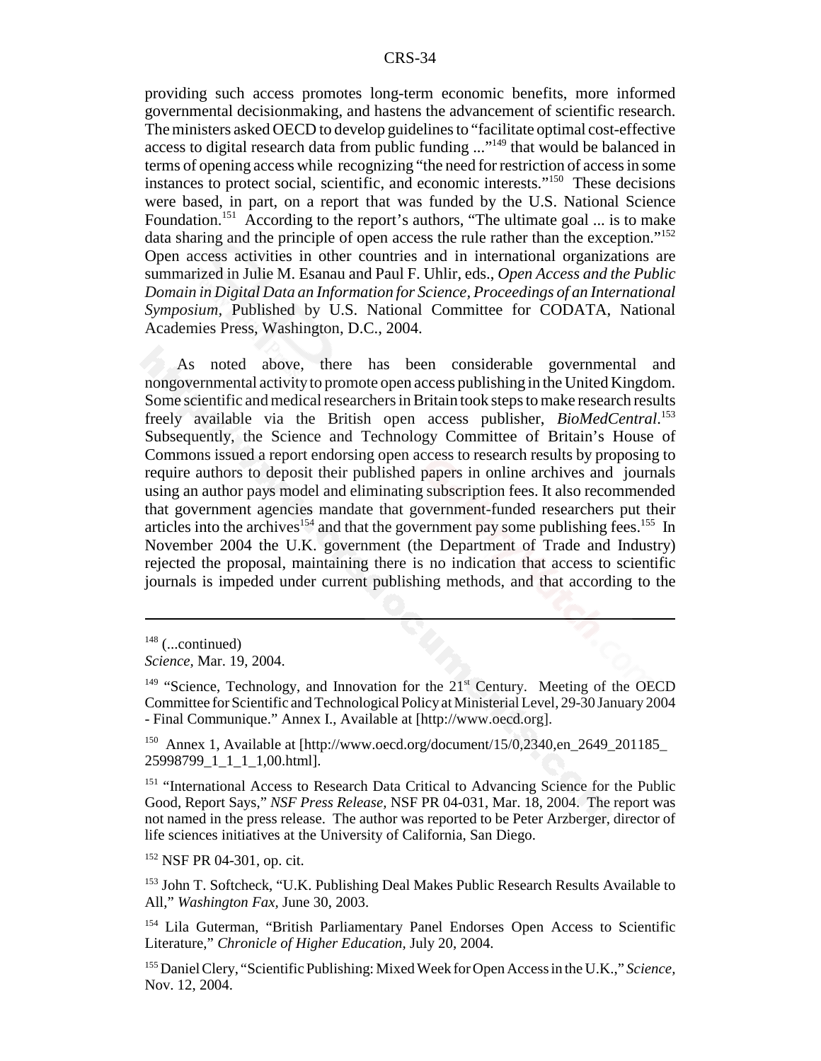providing such access promotes long-term economic benefits, more informed governmental decisionmaking, and hastens the advancement of scientific research. The ministers asked OECD to develop guidelines to "facilitate optimal cost-effective access to digital research data from public funding ..."[149] that would be balanced in terms of opening access while recognizing "the need for restriction of access in some instances to protect social, scientific, and economic interests."[150] These decisions were based, in part, on a report that was funded by the U.S. National Science Foundation.[151] According to the report's authors, "The ultimate goal ... is to make data sharing and the principle of open access the rule rather than the exception."[152] Open access activities in other countries and in international organizations are summarized in Julie M. Esanau and Paul F. Uhlir, eds., *Open Access and the Public Domain in Digital Data an Information for Science, Proceedings of an International Symposium*, Published by U.S. National Committee for CODATA, National Academies Press, Washington, D.C., 2004.

As noted above, there has been considerable governmental and nongovernmental activity to promote open access publishing in the United Kingdom. Some scientific and medical researchers in Britain took steps to make research results freely available via the British open access publisher, *BioMedCentral*.[153] Subsequently, the Science and Technology Committee of Britain's House of Commons issued a report endorsing open access to research results by proposing to require authors to deposit their published papers in online archives and journals using an author pays model and eliminating subscription fees. It also recommended that government agencies mandate that government-funded researchers put their articles into the archives[154] and that the government pay some publishing fees.[155] In November 2004 the U.K. government (the Department of Trade and Industry) rejected the proposal, maintaining there is no indication that access to scientific journals is impeded under current publishing methods, and that according to the

---

[148] (...continued)
*Science,* Mar. 19, 2004.

[149] "Science, Technology, and Innovation for the 21st Century. Meeting of the OECD Committee for Scientific and Technological Policy at Ministerial Level, 29-30 January 2004 - Final Communique." Annex I., Available at [http://www.oecd.org].

[150] Annex 1, Available at [http://www.oecd.org/document/15/0,2340,en_2649_201185_25998799_1_1_1_1,00.html].

[151] "International Access to Research Data Critical to Advancing Science for the Public Good, Report Says," *NSF Press Release,* NSF PR 04-031, Mar. 18, 2004. The report was not named in the press release. The author was reported to be Peter Arzberger, director of life sciences initiatives at the University of California, San Diego.

[152] NSF PR 04-301, op. cit.

[153] John T. Softcheck, "U.K. Publishing Deal Makes Public Research Results Available to All," *Washington Fax,* June 30, 2003.

[154] Lila Guterman, "British Parliamentary Panel Endorses Open Access to Scientific Literature," *Chronicle of Higher Education,* July 20, 2004.

[155] Daniel Clery, "Scientific Publishing: Mixed Week for Open Access in the U.K.," *Science,* Nov. 12, 2004.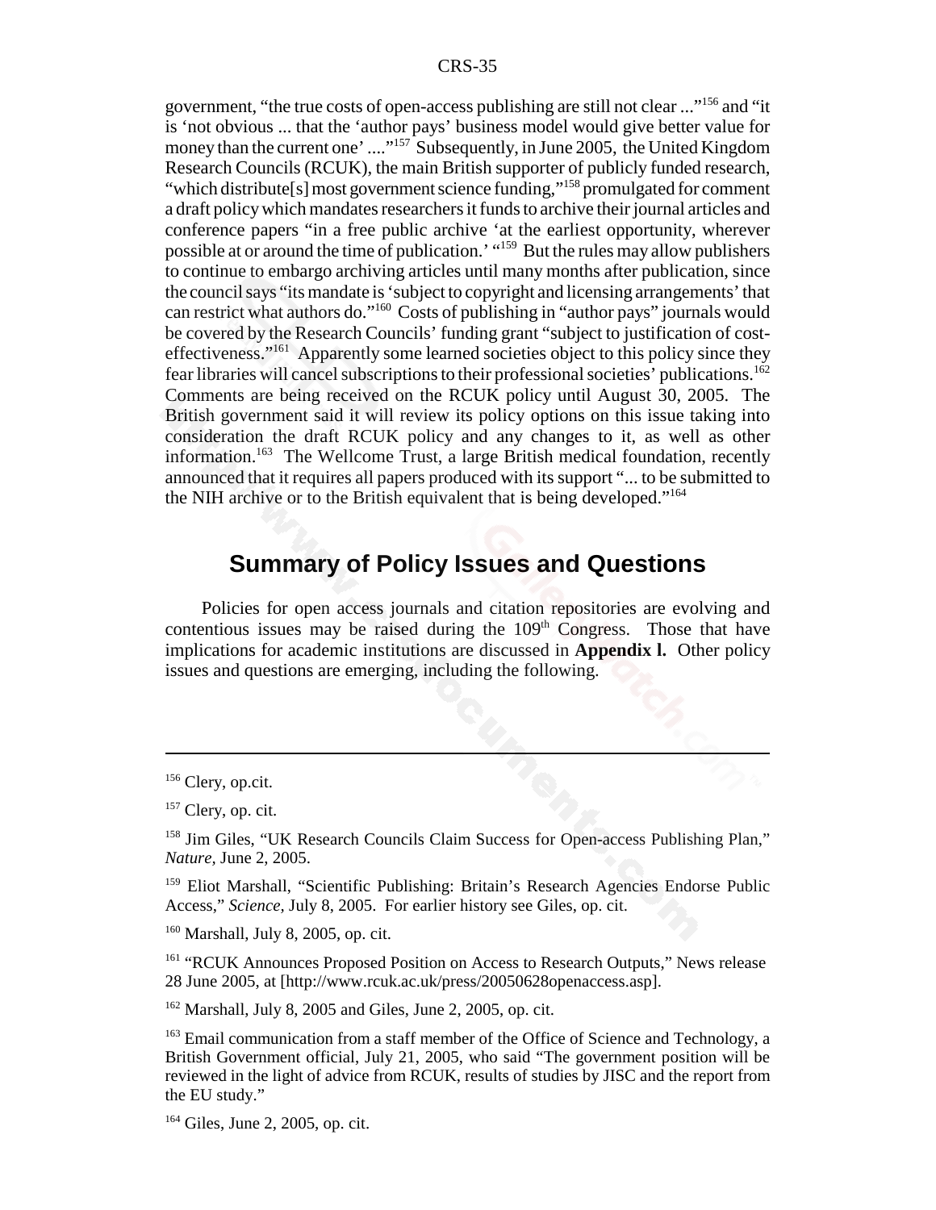government, "the true costs of open-access publishing are still not clear ..."[156] and "it is 'not obvious ... that the 'author pays' business model would give better value for money than the current one' ...."[157] Subsequently, in June 2005, the United Kingdom Research Councils (RCUK), the main British supporter of publicly funded research, "which distribute[s] most government science funding,"[158] promulgated for comment a draft policy which mandates researchers it funds to archive their journal articles and conference papers "in a free public archive 'at the earliest opportunity, wherever possible at or around the time of publication.' "[159] But the rules may allow publishers to continue to embargo archiving articles until many months after publication, since the council says "its mandate is 'subject to copyright and licensing arrangements' that can restrict what authors do."[160] Costs of publishing in "author pays" journals would be covered by the Research Councils' funding grant "subject to justification of cost-effectiveness."[161] Apparently some learned societies object to this policy since they fear libraries will cancel subscriptions to their professional societies' publications.[162] Comments are being received on the RCUK policy until August 30, 2005. The British government said it will review its policy options on this issue taking into consideration the draft RCUK policy and any changes to it, as well as other information.[163] The Wellcome Trust, a large British medical foundation, recently announced that it requires all papers produced with its support "... to be submitted to the NIH archive or to the British equivalent that is being developed."[164]

## Summary of Policy Issues and Questions

Policies for open access journals and citation repositories are evolving and contentious issues may be raised during the 109th Congress. Those that have implications for academic institutions are discussed in **Appendix l.** Other policy issues and questions are emerging, including the following.

---

[156] Clery, op.cit.

[157] Clery, op. cit.

[158] Jim Giles, "UK Research Councils Claim Success for Open-access Publishing Plan," *Nature*, June 2, 2005.

[159] Eliot Marshall, "Scientific Publishing: Britain's Research Agencies Endorse Public Access," *Science*, July 8, 2005. For earlier history see Giles, op. cit.

[160] Marshall, July 8, 2005, op. cit.

[161] "RCUK Announces Proposed Position on Access to Research Outputs," News release 28 June 2005, at [http://www.rcuk.ac.uk/press/20050628openaccess.asp].

[162] Marshall, July 8, 2005 and Giles, June 2, 2005, op. cit.

[163] Email communication from a staff member of the Office of Science and Technology, a British Government official, July 21, 2005, who said "The government position will be reviewed in the light of advice from RCUK, results of studies by JISC and the report from the EU study."

[164] Giles, June 2, 2005, op. cit.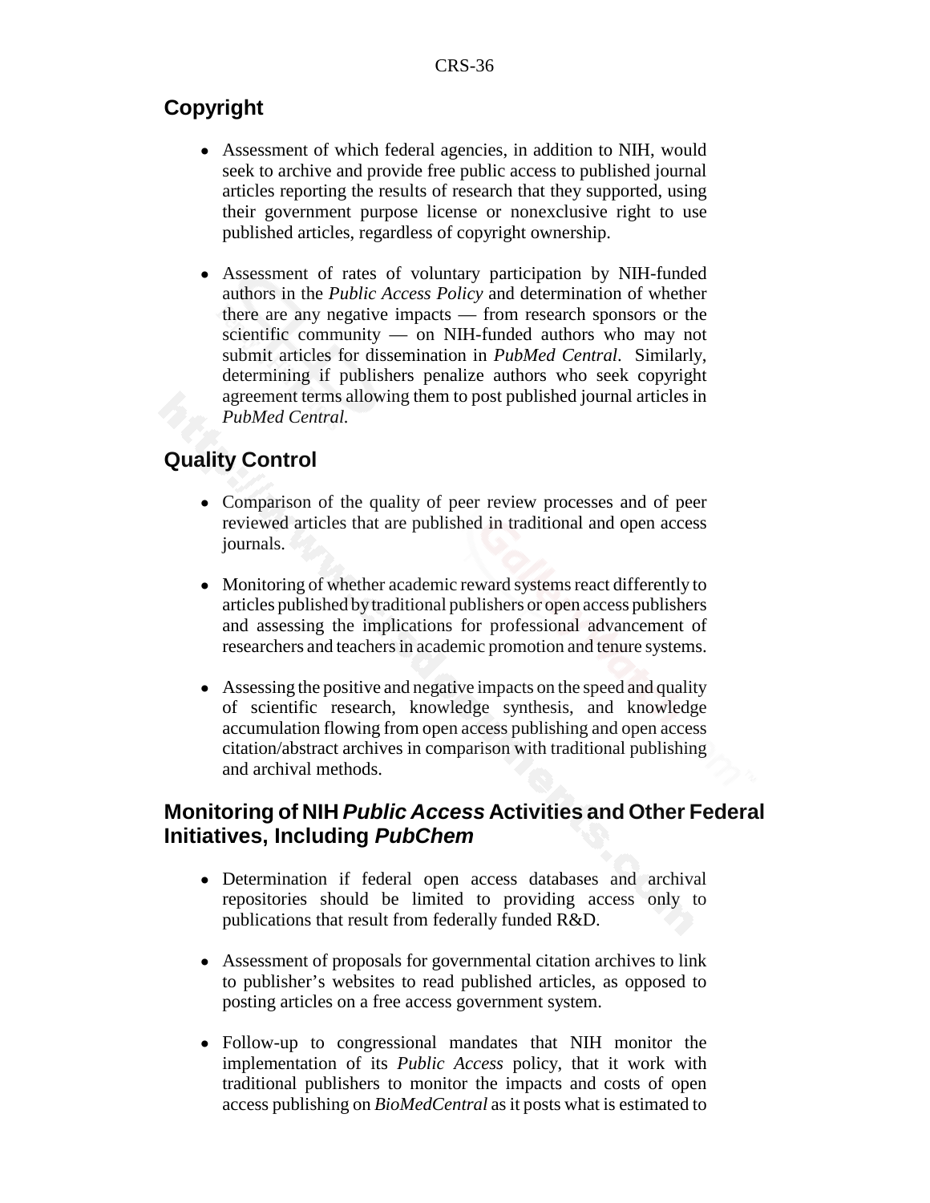## Copyright

- Assessment of which federal agencies, in addition to NIH, would seek to archive and provide free public access to published journal articles reporting the results of research that they supported, using their government purpose license or nonexclusive right to use published articles, regardless of copyright ownership.

- Assessment of rates of voluntary participation by NIH-funded authors in the *Public Access Policy* and determination of whether there are any negative impacts — from research sponsors or the scientific community — on NIH-funded authors who may not submit articles for dissemination in *PubMed Central*. Similarly, determining if publishers penalize authors who seek copyright agreement terms allowing them to post published journal articles in *PubMed Central.*

## Quality Control

- Comparison of the quality of peer review processes and of peer reviewed articles that are published in traditional and open access journals.

- Monitoring of whether academic reward systems react differently to articles published by traditional publishers or open access publishers and assessing the implications for professional advancement of researchers and teachers in academic promotion and tenure systems.

- Assessing the positive and negative impacts on the speed and quality of scientific research, knowledge synthesis, and knowledge accumulation flowing from open access publishing and open access citation/abstract archives in comparison with traditional publishing and archival methods.

## Monitoring of NIH *Public Access* Activities and Other Federal Initiatives, Including *PubChem*

- Determination if federal open access databases and archival repositories should be limited to providing access only to publications that result from federally funded R&D.

- Assessment of proposals for governmental citation archives to link to publisher's websites to read published articles, as opposed to posting articles on a free access government system.

- Follow-up to congressional mandates that NIH monitor the implementation of its *Public Access* policy, that it work with traditional publishers to monitor the impacts and costs of open access publishing on *BioMedCentral* as it posts what is estimated to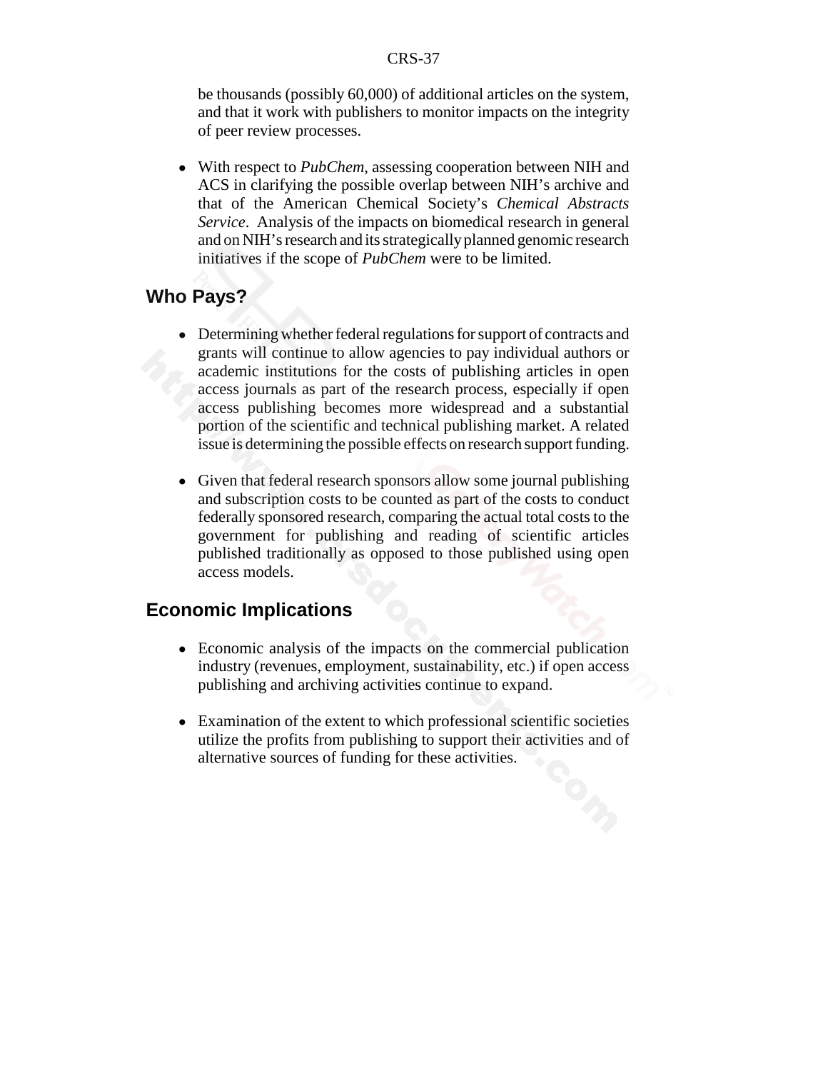be thousands (possibly 60,000) of additional articles on the system, and that it work with publishers to monitor impacts on the integrity of peer review processes.

- With respect to *PubChem*, assessing cooperation between NIH and ACS in clarifying the possible overlap between NIH's archive and that of the American Chemical Society's *Chemical Abstracts Service*. Analysis of the impacts on biomedical research in general and on NIH's research and its strategically planned genomic research initiatives if the scope of *PubChem* were to be limited.

## Who Pays?

- Determining whether federal regulations for support of contracts and grants will continue to allow agencies to pay individual authors or academic institutions for the costs of publishing articles in open access journals as part of the research process, especially if open access publishing becomes more widespread and a substantial portion of the scientific and technical publishing market. A related issue is determining the possible effects on research support funding.

- Given that federal research sponsors allow some journal publishing and subscription costs to be counted as part of the costs to conduct federally sponsored research, comparing the actual total costs to the government for publishing and reading of scientific articles published traditionally as opposed to those published using open access models.

## Economic Implications

- Economic analysis of the impacts on the commercial publication industry (revenues, employment, sustainability, etc.) if open access publishing and archiving activities continue to expand.

- Examination of the extent to which professional scientific societies utilize the profits from publishing to support their activities and of alternative sources of funding for these activities.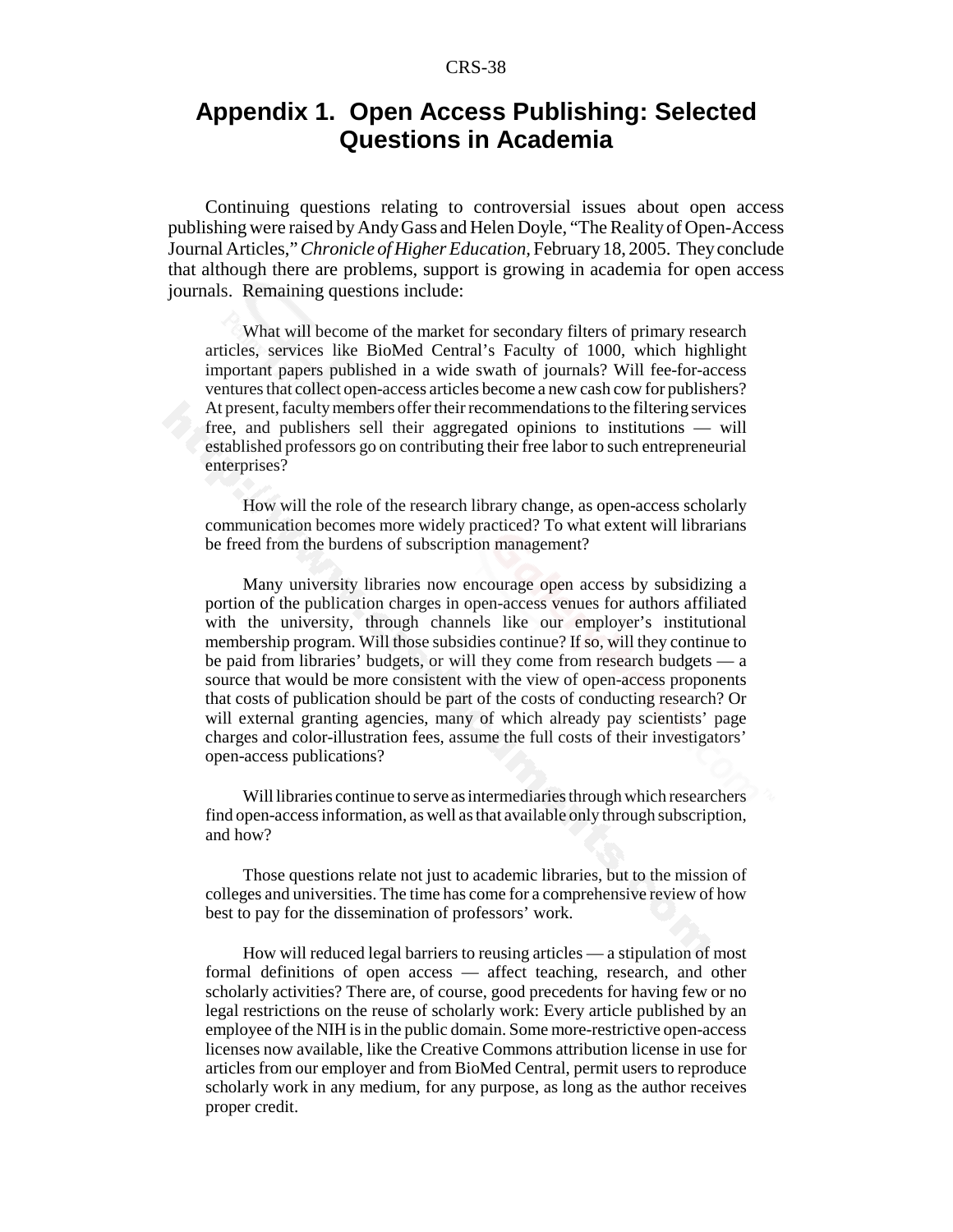# Appendix 1. Open Access Publishing: Selected Questions in Academia

Continuing questions relating to controversial issues about open access publishing were raised by Andy Gass and Helen Doyle, "The Reality of Open-Access Journal Articles," *Chronicle of Higher Education*, February 18, 2005. They conclude that although there are problems, support is growing in academia for open access journals. Remaining questions include:

> What will become of the market for secondary filters of primary research articles, services like BioMed Central's Faculty of 1000, which highlight important papers published in a wide swath of journals? Will fee-for-access ventures that collect open-access articles become a new cash cow for publishers? At present, faculty members offer their recommendations to the filtering services free, and publishers sell their aggregated opinions to institutions — will established professors go on contributing their free labor to such entrepreneurial enterprises?
>
> How will the role of the research library change, as open-access scholarly communication becomes more widely practiced? To what extent will librarians be freed from the burdens of subscription management?
>
> Many university libraries now encourage open access by subsidizing a portion of the publication charges in open-access venues for authors affiliated with the university, through channels like our employer's institutional membership program. Will those subsidies continue? If so, will they continue to be paid from libraries' budgets, or will they come from research budgets — a source that would be more consistent with the view of open-access proponents that costs of publication should be part of the costs of conducting research? Or will external granting agencies, many of which already pay scientists' page charges and color-illustration fees, assume the full costs of their investigators' open-access publications?
>
> Will libraries continue to serve as intermediaries through which researchers find open-access information, as well as that available only through subscription, and how?
>
> Those questions relate not just to academic libraries, but to the mission of colleges and universities. The time has come for a comprehensive review of how best to pay for the dissemination of professors' work.
>
> How will reduced legal barriers to reusing articles — a stipulation of most formal definitions of open access — affect teaching, research, and other scholarly activities? There are, of course, good precedents for having few or no legal restrictions on the reuse of scholarly work: Every article published by an employee of the NIH is in the public domain. Some more-restrictive open-access licenses now available, like the Creative Commons attribution license in use for articles from our employer and from BioMed Central, permit users to reproduce scholarly work in any medium, for any purpose, as long as the author receives proper credit.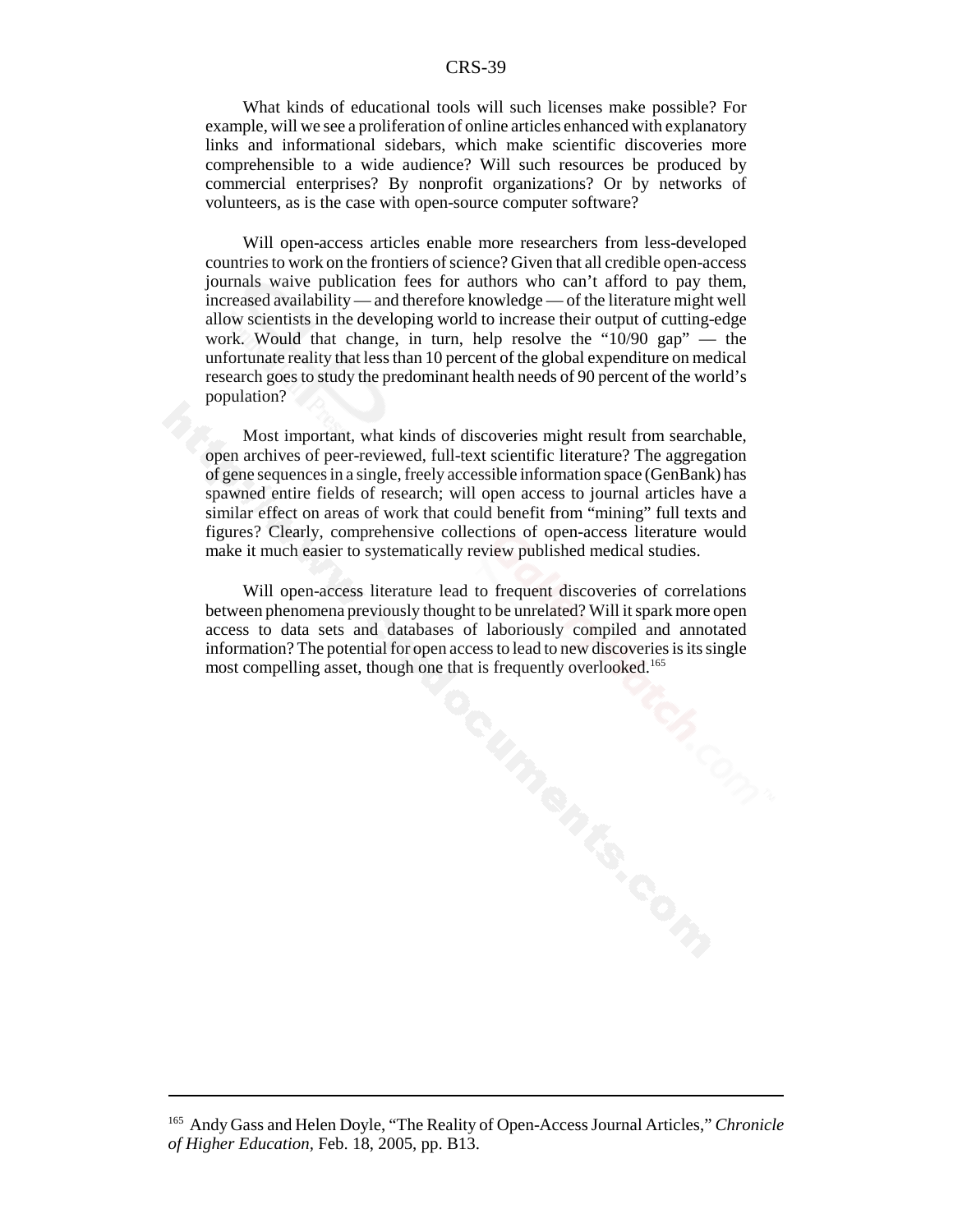What kinds of educational tools will such licenses make possible? For example, will we see a proliferation of online articles enhanced with explanatory links and informational sidebars, which make scientific discoveries more comprehensible to a wide audience? Will such resources be produced by commercial enterprises? By nonprofit organizations? Or by networks of volunteers, as is the case with open-source computer software?

Will open-access articles enable more researchers from less-developed countries to work on the frontiers of science? Given that all credible open-access journals waive publication fees for authors who can't afford to pay them, increased availability — and therefore knowledge — of the literature might well allow scientists in the developing world to increase their output of cutting-edge work. Would that change, in turn, help resolve the "10/90 gap" — the unfortunate reality that less than 10 percent of the global expenditure on medical research goes to study the predominant health needs of 90 percent of the world's population?

Most important, what kinds of discoveries might result from searchable, open archives of peer-reviewed, full-text scientific literature? The aggregation of gene sequences in a single, freely accessible information space (GenBank) has spawned entire fields of research; will open access to journal articles have a similar effect on areas of work that could benefit from "mining" full texts and figures? Clearly, comprehensive collections of open-access literature would make it much easier to systematically review published medical studies.

Will open-access literature lead to frequent discoveries of correlations between phenomena previously thought to be unrelated? Will it spark more open access to data sets and databases of laboriously compiled and annotated information? The potential for open access to lead to new discoveries is its single most compelling asset, though one that is frequently overlooked.[165]

---

[165] Andy Gass and Helen Doyle, "The Reality of Open-Access Journal Articles," *Chronicle of Higher Education*, Feb. 18, 2005, pp. B13.